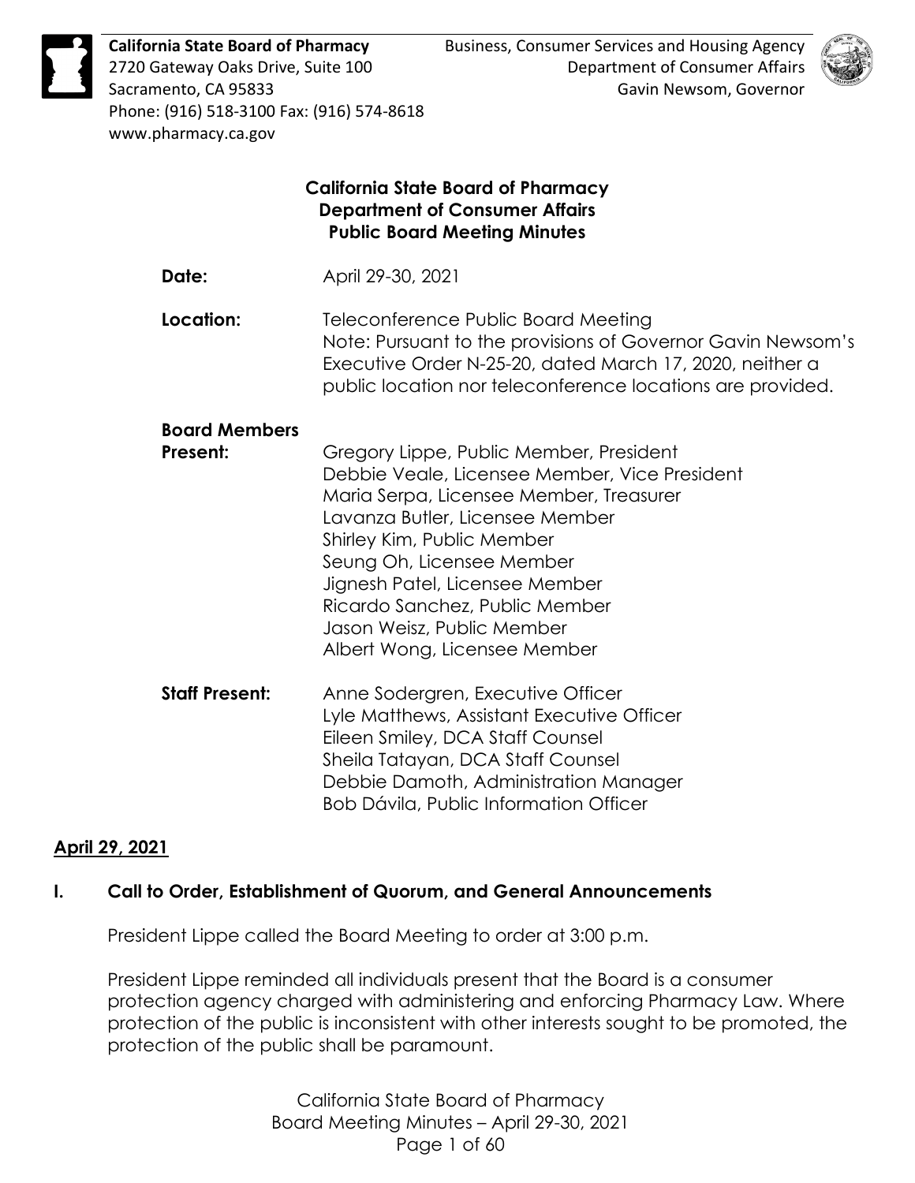**California State Board of Pharmacy**
2720 Gateway Oaks Drive, Suite 100
Sacramento, CA 95833
Phone: (916) 518-3100 Fax: (916) 574-8618
www.pharmacy.ca.gov

Business, Consumer Services and Housing Agency
Department of Consumer Affairs
Gavin Newsom, Governor

# California State Board of Pharmacy
## Department of Consumer Affairs
## Public Board Meeting Minutes

**Date:** April 29-30, 2021

**Location:** Teleconference Public Board Meeting
Note: Pursuant to the provisions of Governor Gavin Newsom's Executive Order N-25-20, dated March 17, 2020, neither a public location nor teleconference locations are provided.

**Board Members Present:**
Gregory Lippe, Public Member, President
Debbie Veale, Licensee Member, Vice President
Maria Serpa, Licensee Member, Treasurer
Lavanza Butler, Licensee Member
Shirley Kim, Public Member
Seung Oh, Licensee Member
Jignesh Patel, Licensee Member
Ricardo Sanchez, Public Member
Jason Weisz, Public Member
Albert Wong, Licensee Member

**Staff Present:**
Anne Sodergren, Executive Officer
Lyle Matthews, Assistant Executive Officer
Eileen Smiley, DCA Staff Counsel
Sheila Tatayan, DCA Staff Counsel
Debbie Damoth, Administration Manager
Bob Dávila, Public Information Officer

**April 29, 2021**

### I. Call to Order, Establishment of Quorum, and General Announcements

President Lippe called the Board Meeting to order at 3:00 p.m.

President Lippe reminded all individuals present that the Board is a consumer protection agency charged with administering and enforcing Pharmacy Law. Where protection of the public is inconsistent with other interests sought to be promoted, the protection of the public shall be paramount.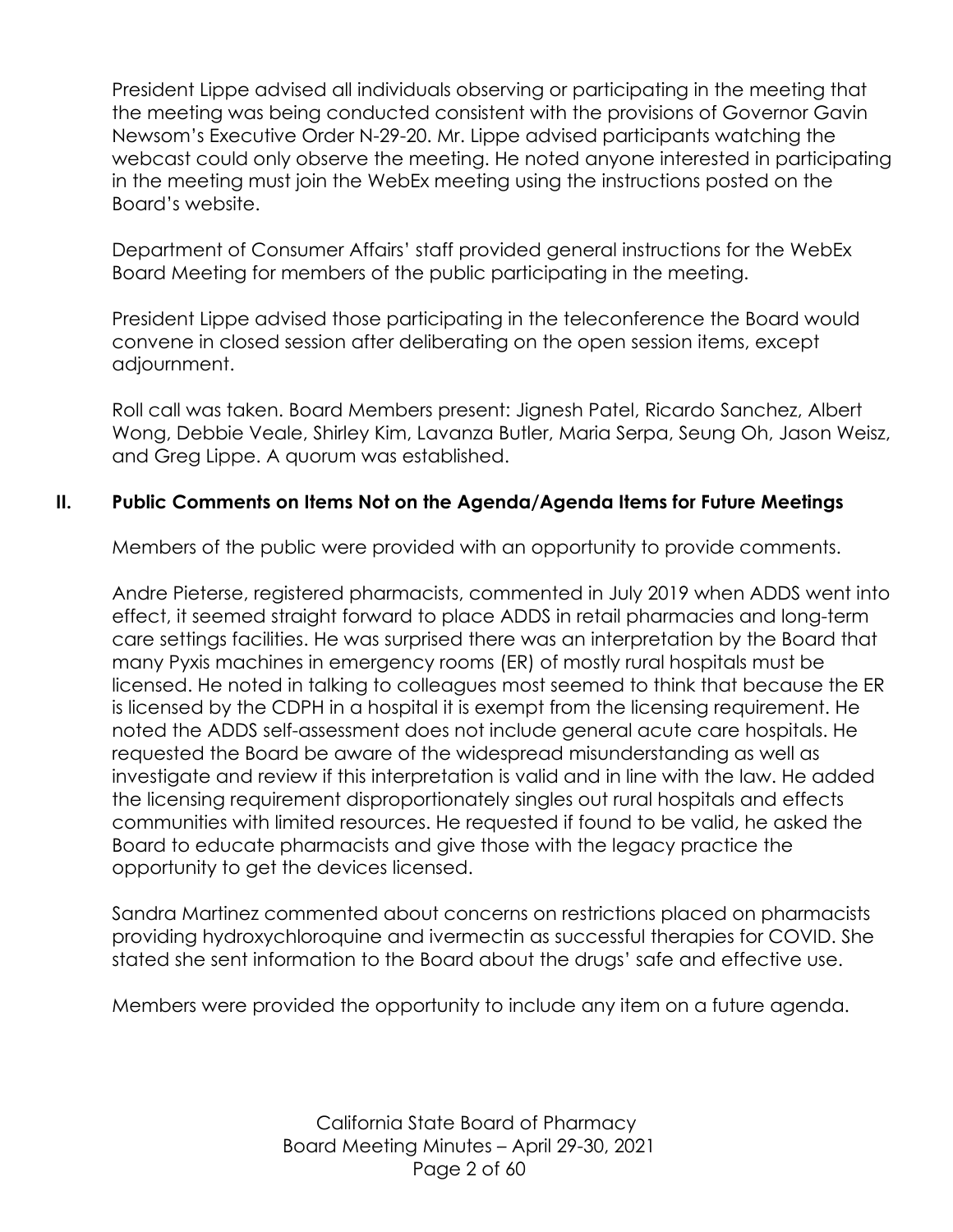President Lippe advised all individuals observing or participating in the meeting that the meeting was being conducted consistent with the provisions of Governor Gavin Newsom's Executive Order N-29-20. Mr. Lippe advised participants watching the webcast could only observe the meeting. He noted anyone interested in participating in the meeting must join the WebEx meeting using the instructions posted on the Board's website.

Department of Consumer Affairs' staff provided general instructions for the WebEx Board Meeting for members of the public participating in the meeting.

President Lippe advised those participating in the teleconference the Board would convene in closed session after deliberating on the open session items, except adjournment.

Roll call was taken. Board Members present: Jignesh Patel, Ricardo Sanchez, Albert Wong, Debbie Veale, Shirley Kim, Lavanza Butler, Maria Serpa, Seung Oh, Jason Weisz, and Greg Lippe. A quorum was established.

## II. Public Comments on Items Not on the Agenda/Agenda Items for Future Meetings

Members of the public were provided with an opportunity to provide comments.

Andre Pieterse, registered pharmacists, commented in July 2019 when ADDS went into effect, it seemed straight forward to place ADDS in retail pharmacies and long-term care settings facilities. He was surprised there was an interpretation by the Board that many Pyxis machines in emergency rooms (ER) of mostly rural hospitals must be licensed. He noted in talking to colleagues most seemed to think that because the ER is licensed by the CDPH in a hospital it is exempt from the licensing requirement. He noted the ADDS self-assessment does not include general acute care hospitals. He requested the Board be aware of the widespread misunderstanding as well as investigate and review if this interpretation is valid and in line with the law. He added the licensing requirement disproportionately singles out rural hospitals and effects communities with limited resources. He requested if found to be valid, he asked the Board to educate pharmacists and give those with the legacy practice the opportunity to get the devices licensed.

Sandra Martinez commented about concerns on restrictions placed on pharmacists providing hydroxychloroquine and ivermectin as successful therapies for COVID. She stated she sent information to the Board about the drugs' safe and effective use.

Members were provided the opportunity to include any item on a future agenda.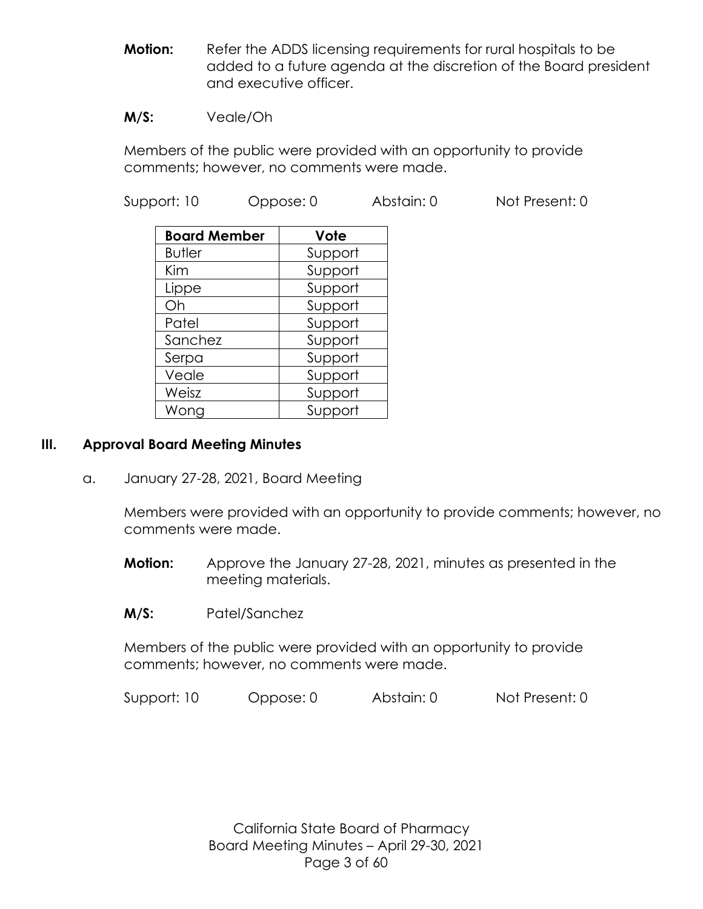**Motion:** Refer the ADDS licensing requirements for rural hospitals to be added to a future agenda at the discretion of the Board president and executive officer.

**M/S:** Veale/Oh

Members of the public were provided with an opportunity to provide comments; however, no comments were made.

Support: 10 Oppose: 0 Abstain: 0 Not Present: 0

| Board Member | Vote |
|---|---|
| Butler | Support |
| Kim | Support |
| Lippe | Support |
| Oh | Support |
| Patel | Support |
| Sanchez | Support |
| Serpa | Support |
| Veale | Support |
| Weisz | Support |
| Wong | Support |

## III. Approval Board Meeting Minutes

a. January 27-28, 2021, Board Meeting

Members were provided with an opportunity to provide comments; however, no comments were made.

**Motion:** Approve the January 27-28, 2021, minutes as presented in the meeting materials.

**M/S:** Patel/Sanchez

Members of the public were provided with an opportunity to provide comments; however, no comments were made.

Support: 10 Oppose: 0 Abstain: 0 Not Present: 0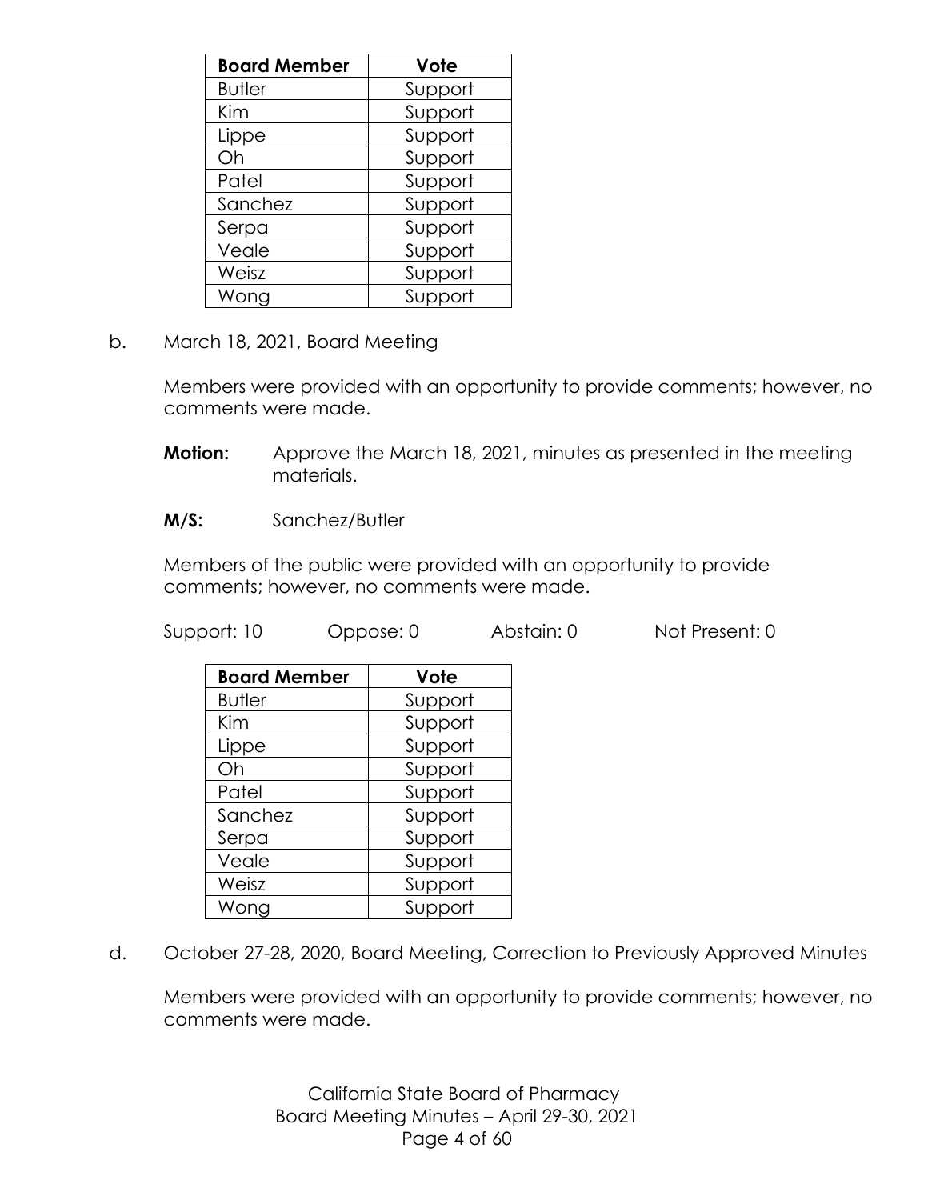| Board Member | Vote |
| --- | --- |
| Butler | Support |
| Kim | Support |
| Lippe | Support |
| Oh | Support |
| Patel | Support |
| Sanchez | Support |
| Serpa | Support |
| Veale | Support |
| Weisz | Support |
| Wong | Support |

b. March 18, 2021, Board Meeting

Members were provided with an opportunity to provide comments; however, no comments were made.

**Motion:** Approve the March 18, 2021, minutes as presented in the meeting materials.

**M/S:** Sanchez/Butler

Members of the public were provided with an opportunity to provide comments; however, no comments were made.

Support: 10 Oppose: 0 Abstain: 0 Not Present: 0

| Board Member | Vote |
| --- | --- |
| Butler | Support |
| Kim | Support |
| Lippe | Support |
| Oh | Support |
| Patel | Support |
| Sanchez | Support |
| Serpa | Support |
| Veale | Support |
| Weisz | Support |
| Wong | Support |

d. October 27-28, 2020, Board Meeting, Correction to Previously Approved Minutes

Members were provided with an opportunity to provide comments; however, no comments were made.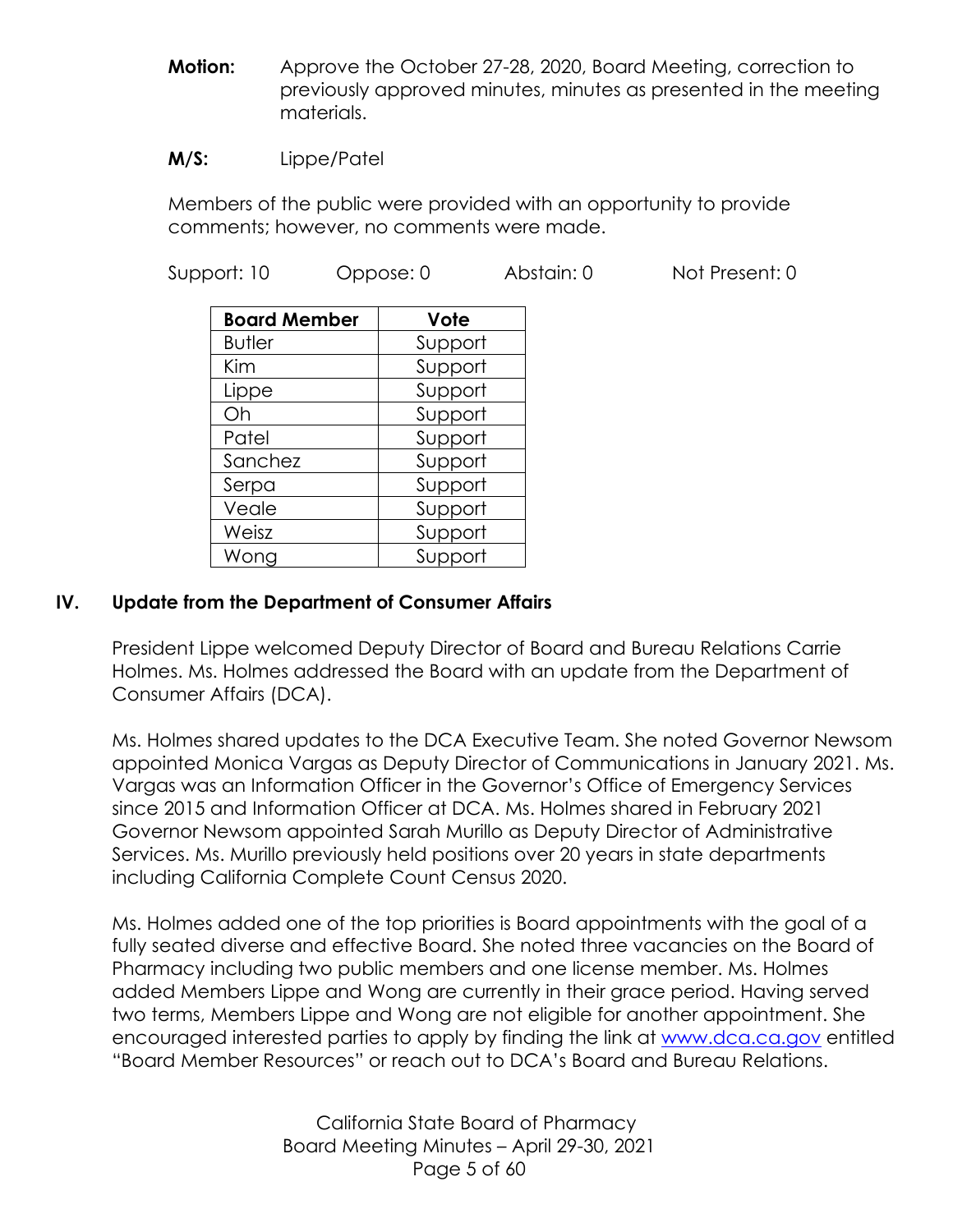**Motion:** Approve the October 27-28, 2020, Board Meeting, correction to previously approved minutes, minutes as presented in the meeting materials.

**M/S:** Lippe/Patel

Members of the public were provided with an opportunity to provide comments; however, no comments were made.

Support: 10 Oppose: 0 Abstain: 0 Not Present: 0

| Board Member | Vote |
|---|---|
| Butler | Support |
| Kim | Support |
| Lippe | Support |
| Oh | Support |
| Patel | Support |
| Sanchez | Support |
| Serpa | Support |
| Veale | Support |
| Weisz | Support |
| Wong | Support |

## IV. Update from the Department of Consumer Affairs

President Lippe welcomed Deputy Director of Board and Bureau Relations Carrie Holmes. Ms. Holmes addressed the Board with an update from the Department of Consumer Affairs (DCA).

Ms. Holmes shared updates to the DCA Executive Team. She noted Governor Newsom appointed Monica Vargas as Deputy Director of Communications in January 2021. Ms. Vargas was an Information Officer in the Governor's Office of Emergency Services since 2015 and Information Officer at DCA. Ms. Holmes shared in February 2021 Governor Newsom appointed Sarah Murillo as Deputy Director of Administrative Services. Ms. Murillo previously held positions over 20 years in state departments including California Complete Count Census 2020.

Ms. Holmes added one of the top priorities is Board appointments with the goal of a fully seated diverse and effective Board. She noted three vacancies on the Board of Pharmacy including two public members and one license member. Ms. Holmes added Members Lippe and Wong are currently in their grace period. Having served two terms, Members Lippe and Wong are not eligible for another appointment. She encouraged interested parties to apply by finding the link at www.dca.ca.gov entitled "Board Member Resources" or reach out to DCA's Board and Bureau Relations.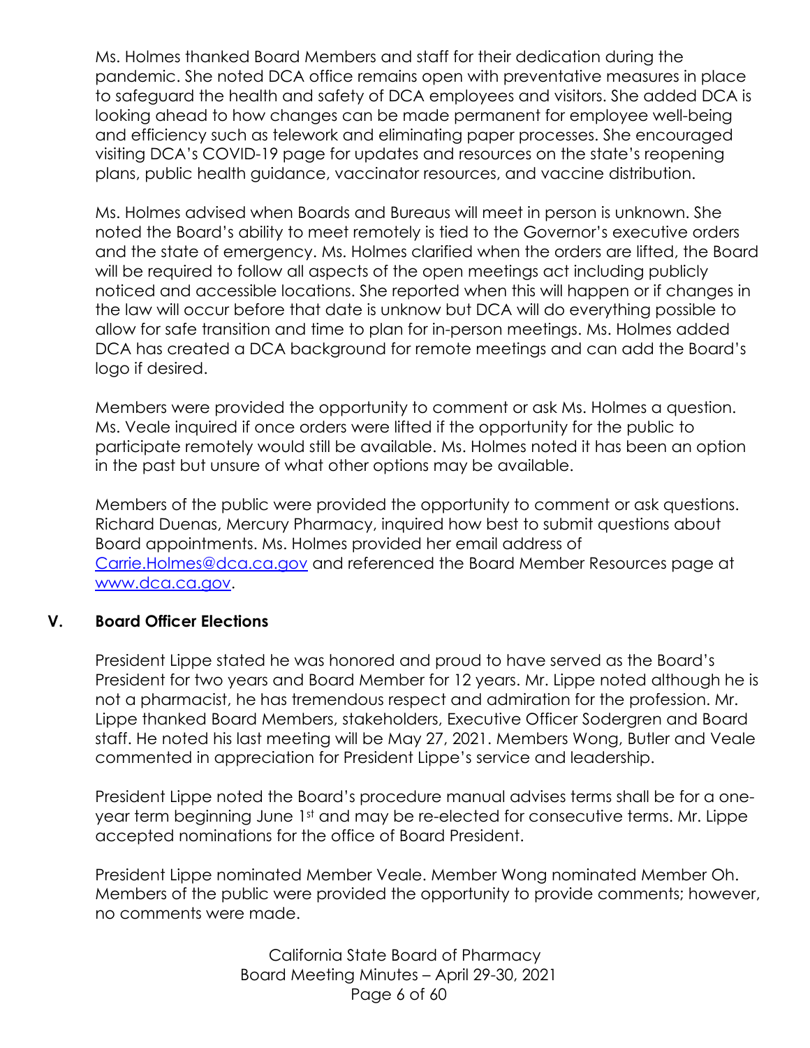Ms. Holmes thanked Board Members and staff for their dedication during the pandemic. She noted DCA office remains open with preventative measures in place to safeguard the health and safety of DCA employees and visitors. She added DCA is looking ahead to how changes can be made permanent for employee well-being and efficiency such as telework and eliminating paper processes. She encouraged visiting DCA's COVID-19 page for updates and resources on the state's reopening plans, public health guidance, vaccinator resources, and vaccine distribution.

Ms. Holmes advised when Boards and Bureaus will meet in person is unknown. She noted the Board's ability to meet remotely is tied to the Governor's executive orders and the state of emergency. Ms. Holmes clarified when the orders are lifted, the Board will be required to follow all aspects of the open meetings act including publicly noticed and accessible locations. She reported when this will happen or if changes in the law will occur before that date is unknow but DCA will do everything possible to allow for safe transition and time to plan for in-person meetings. Ms. Holmes added DCA has created a DCA background for remote meetings and can add the Board's logo if desired.

Members were provided the opportunity to comment or ask Ms. Holmes a question. Ms. Veale inquired if once orders were lifted if the opportunity for the public to participate remotely would still be available. Ms. Holmes noted it has been an option in the past but unsure of what other options may be available.

Members of the public were provided the opportunity to comment or ask questions. Richard Duenas, Mercury Pharmacy, inquired how best to submit questions about Board appointments. Ms. Holmes provided her email address of [Carrie.Holmes@dca.ca.gov](mailto:Carrie.Holmes@dca.ca.gov) and referenced the Board Member Resources page at [www.dca.ca.gov](http://www.dca.ca.gov).

## V. Board Officer Elections

President Lippe stated he was honored and proud to have served as the Board's President for two years and Board Member for 12 years. Mr. Lippe noted although he is not a pharmacist, he has tremendous respect and admiration for the profession. Mr. Lippe thanked Board Members, stakeholders, Executive Officer Sodergren and Board staff. He noted his last meeting will be May 27, 2021. Members Wong, Butler and Veale commented in appreciation for President Lippe's service and leadership.

President Lippe noted the Board's procedure manual advises terms shall be for a one-year term beginning June 1st and may be re-elected for consecutive terms. Mr. Lippe accepted nominations for the office of Board President.

President Lippe nominated Member Veale. Member Wong nominated Member Oh. Members of the public were provided the opportunity to provide comments; however, no comments were made.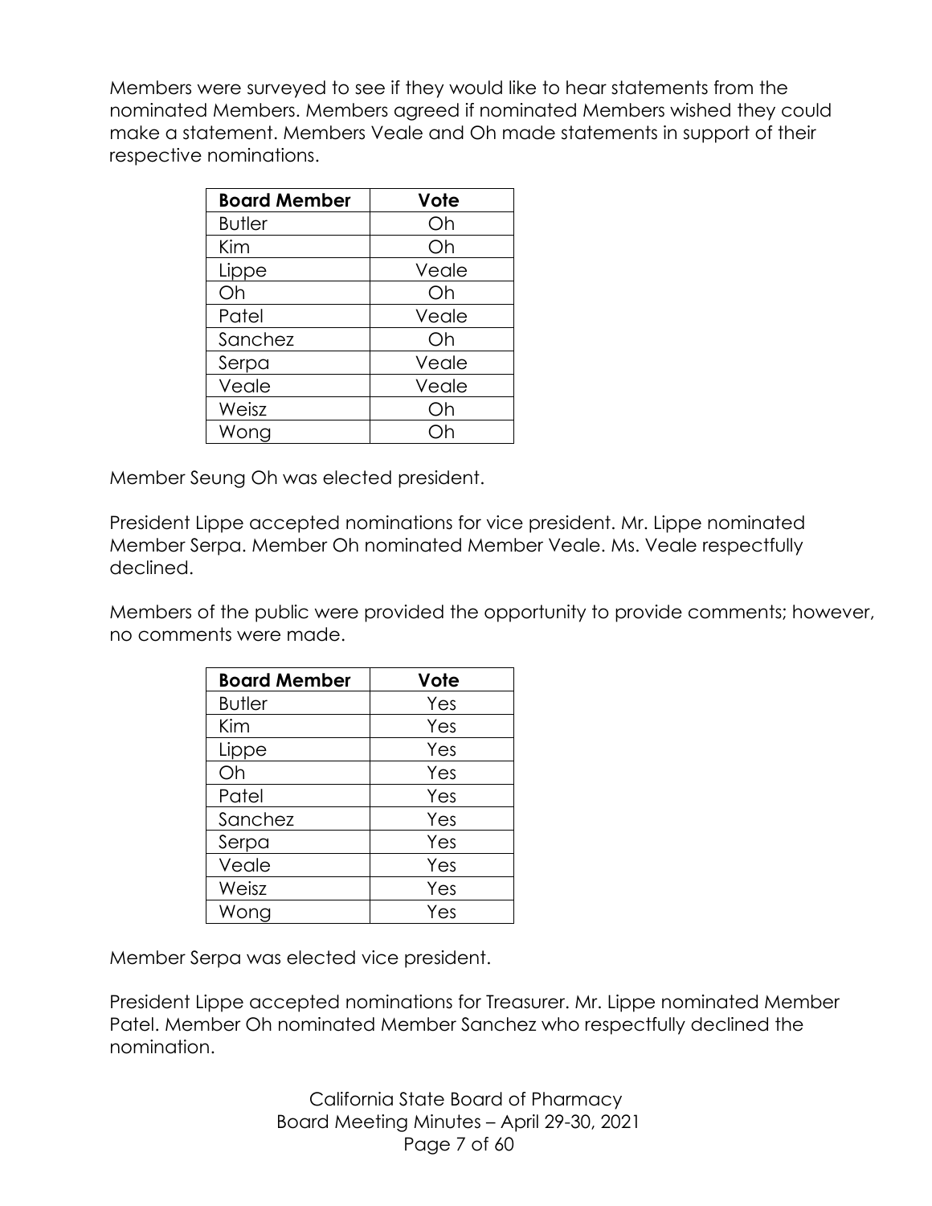Members were surveyed to see if they would like to hear statements from the nominated Members. Members agreed if nominated Members wished they could make a statement. Members Veale and Oh made statements in support of their respective nominations.

| Board Member | Vote |
|---|---|
| Butler | Oh |
| Kim | Oh |
| Lippe | Veale |
| Oh | Oh |
| Patel | Veale |
| Sanchez | Oh |
| Serpa | Veale |
| Veale | Veale |
| Weisz | Oh |
| Wong | Oh |

Member Seung Oh was elected president.

President Lippe accepted nominations for vice president. Mr. Lippe nominated Member Serpa. Member Oh nominated Member Veale. Ms. Veale respectfully declined.

Members of the public were provided the opportunity to provide comments; however, no comments were made.

| Board Member | Vote |
|---|---|
| Butler | Yes |
| Kim | Yes |
| Lippe | Yes |
| Oh | Yes |
| Patel | Yes |
| Sanchez | Yes |
| Serpa | Yes |
| Veale | Yes |
| Weisz | Yes |
| Wong | Yes |

Member Serpa was elected vice president.

President Lippe accepted nominations for Treasurer. Mr. Lippe nominated Member Patel. Member Oh nominated Member Sanchez who respectfully declined the nomination.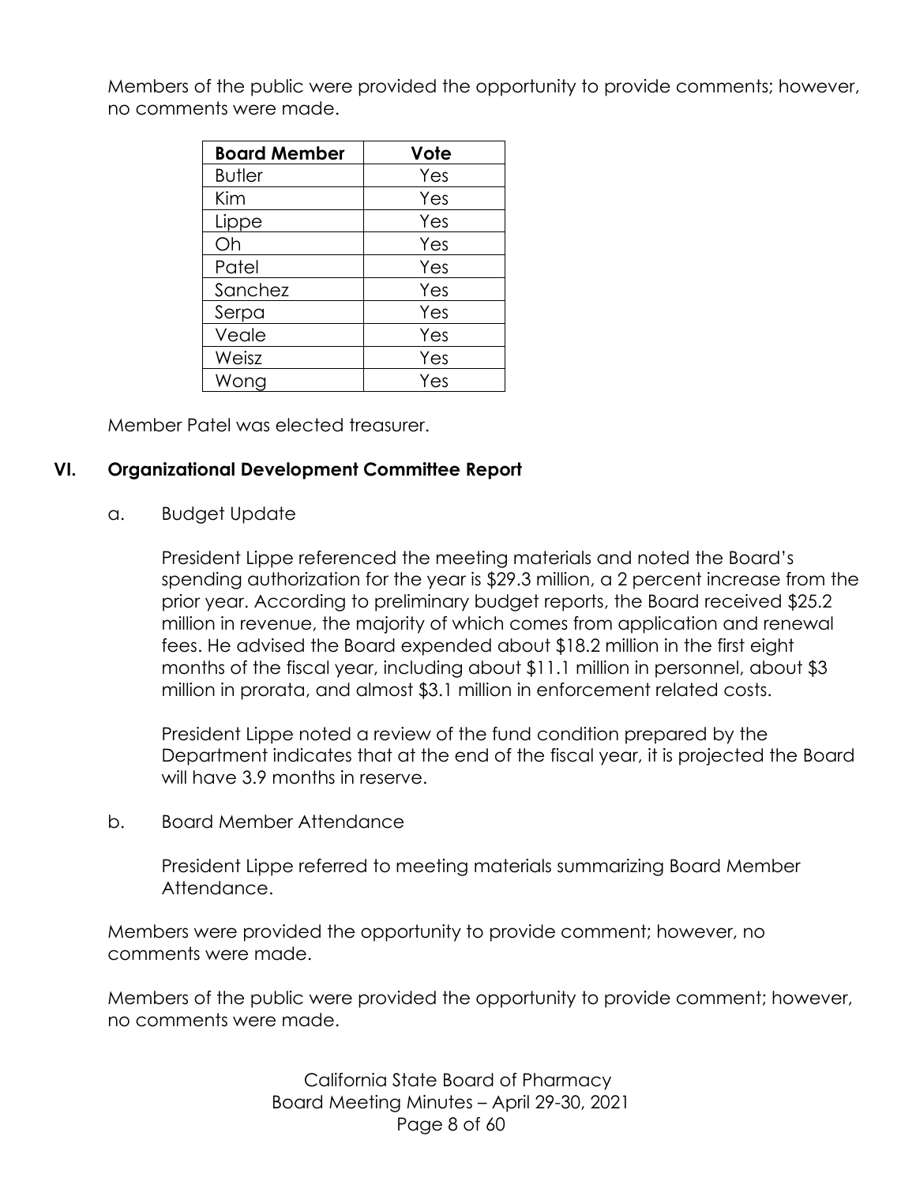Members of the public were provided the opportunity to provide comments; however, no comments were made.

| Board Member | Vote |
|---|---|
| Butler | Yes |
| Kim | Yes |
| Lippe | Yes |
| Oh | Yes |
| Patel | Yes |
| Sanchez | Yes |
| Serpa | Yes |
| Veale | Yes |
| Weisz | Yes |
| Wong | Yes |

Member Patel was elected treasurer.

## VI. Organizational Development Committee Report

a. Budget Update

President Lippe referenced the meeting materials and noted the Board's spending authorization for the year is $29.3 million, a 2 percent increase from the prior year. According to preliminary budget reports, the Board received $25.2 million in revenue, the majority of which comes from application and renewal fees. He advised the Board expended about $18.2 million in the first eight months of the fiscal year, including about $11.1 million in personnel, about $3 million in prorata, and almost $3.1 million in enforcement related costs.

President Lippe noted a review of the fund condition prepared by the Department indicates that at the end of the fiscal year, it is projected the Board will have 3.9 months in reserve.

b. Board Member Attendance

President Lippe referred to meeting materials summarizing Board Member Attendance.

Members were provided the opportunity to provide comment; however, no comments were made.

Members of the public were provided the opportunity to provide comment; however, no comments were made.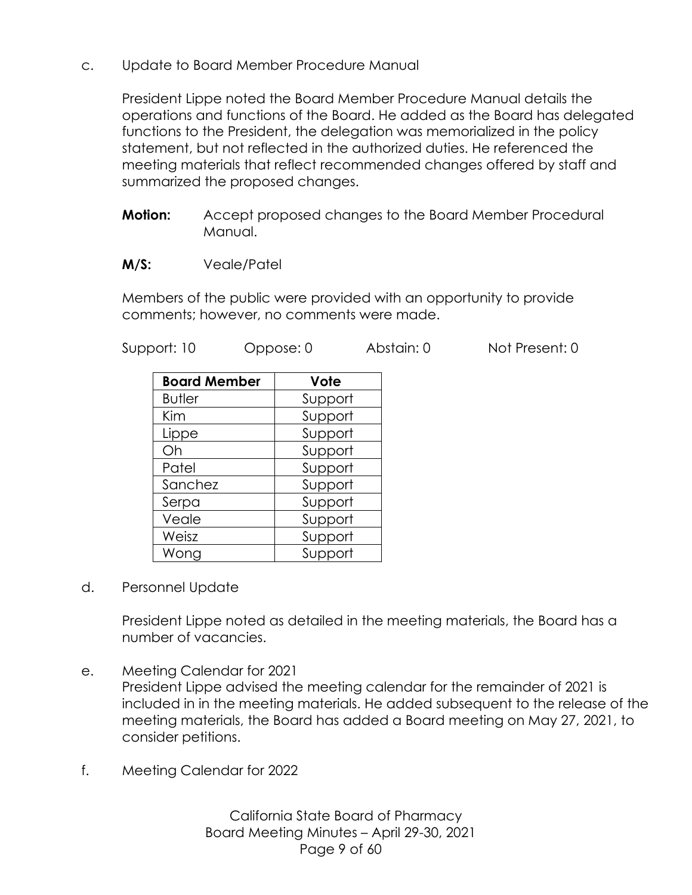c. Update to Board Member Procedure Manual

President Lippe noted the Board Member Procedure Manual details the operations and functions of the Board. He added as the Board has delegated functions to the President, the delegation was memorialized in the policy statement, but not reflected in the authorized duties. He referenced the meeting materials that reflect recommended changes offered by staff and summarized the proposed changes.

**Motion:** Accept proposed changes to the Board Member Procedural Manual.

**M/S:** Veale/Patel

Members of the public were provided with an opportunity to provide comments; however, no comments were made.

Support: 10 Oppose: 0 Abstain: 0 Not Present: 0

| Board Member | Vote |
|---|---|
| Butler | Support |
| Kim | Support |
| Lippe | Support |
| Oh | Support |
| Patel | Support |
| Sanchez | Support |
| Serpa | Support |
| Veale | Support |
| Weisz | Support |
| Wong | Support |

d. Personnel Update

President Lippe noted as detailed in the meeting materials, the Board has a number of vacancies.

e. Meeting Calendar for 2021

President Lippe advised the meeting calendar for the remainder of 2021 is included in in the meeting materials. He added subsequent to the release of the meeting materials, the Board has added a Board meeting on May 27, 2021, to consider petitions.

f. Meeting Calendar for 2022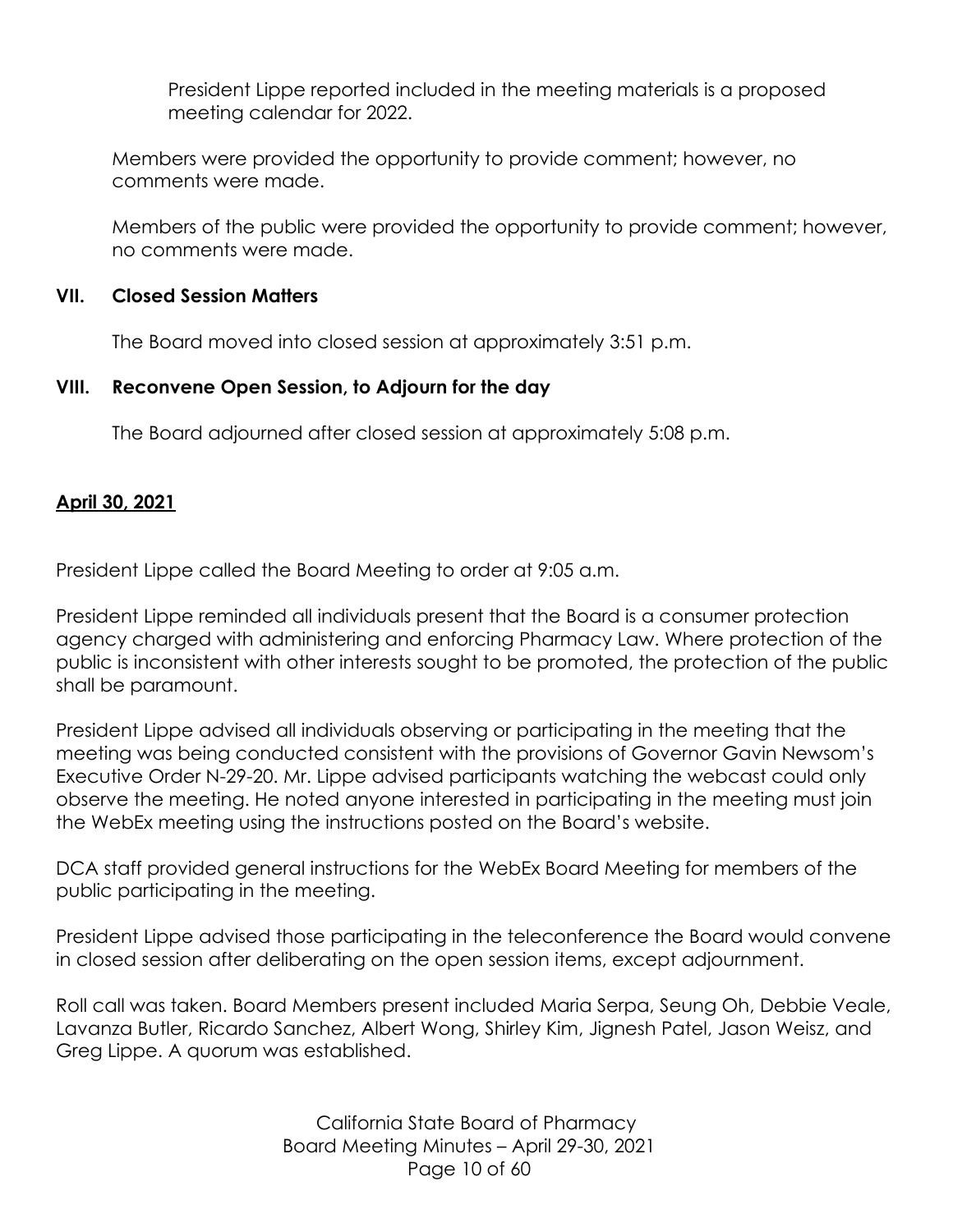President Lippe reported included in the meeting materials is a proposed meeting calendar for 2022.

Members were provided the opportunity to provide comment; however, no comments were made.

Members of the public were provided the opportunity to provide comment; however, no comments were made.

**VII. Closed Session Matters**

The Board moved into closed session at approximately 3:51 p.m.

**VIII. Reconvene Open Session, to Adjourn for the day**

The Board adjourned after closed session at approximately 5:08 p.m.

**April 30, 2021**

President Lippe called the Board Meeting to order at 9:05 a.m.

President Lippe reminded all individuals present that the Board is a consumer protection agency charged with administering and enforcing Pharmacy Law. Where protection of the public is inconsistent with other interests sought to be promoted, the protection of the public shall be paramount.

President Lippe advised all individuals observing or participating in the meeting that the meeting was being conducted consistent with the provisions of Governor Gavin Newsom's Executive Order N-29-20. Mr. Lippe advised participants watching the webcast could only observe the meeting. He noted anyone interested in participating in the meeting must join the WebEx meeting using the instructions posted on the Board's website.

DCA staff provided general instructions for the WebEx Board Meeting for members of the public participating in the meeting.

President Lippe advised those participating in the teleconference the Board would convene in closed session after deliberating on the open session items, except adjournment.

Roll call was taken. Board Members present included Maria Serpa, Seung Oh, Debbie Veale, Lavanza Butler, Ricardo Sanchez, Albert Wong, Shirley Kim, Jignesh Patel, Jason Weisz, and Greg Lippe. A quorum was established.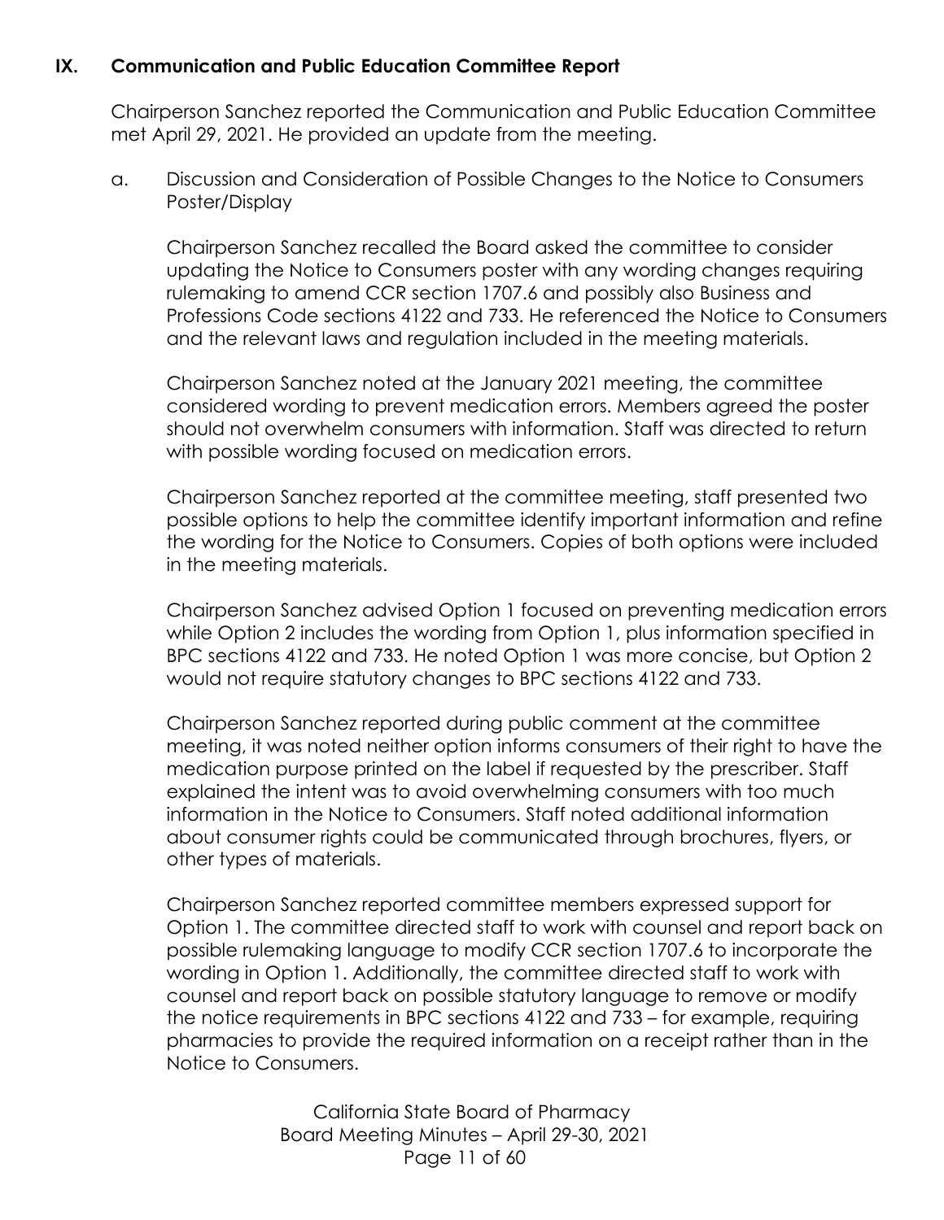## IX. Communication and Public Education Committee Report

Chairperson Sanchez reported the Communication and Public Education Committee met April 29, 2021. He provided an update from the meeting.

a. Discussion and Consideration of Possible Changes to the Notice to Consumers Poster/Display

Chairperson Sanchez recalled the Board asked the committee to consider updating the Notice to Consumers poster with any wording changes requiring rulemaking to amend CCR section 1707.6 and possibly also Business and Professions Code sections 4122 and 733. He referenced the Notice to Consumers and the relevant laws and regulation included in the meeting materials.

Chairperson Sanchez noted at the January 2021 meeting, the committee considered wording to prevent medication errors. Members agreed the poster should not overwhelm consumers with information. Staff was directed to return with possible wording focused on medication errors.

Chairperson Sanchez reported at the committee meeting, staff presented two possible options to help the committee identify important information and refine the wording for the Notice to Consumers. Copies of both options were included in the meeting materials.

Chairperson Sanchez advised Option 1 focused on preventing medication errors while Option 2 includes the wording from Option 1, plus information specified in BPC sections 4122 and 733. He noted Option 1 was more concise, but Option 2 would not require statutory changes to BPC sections 4122 and 733.

Chairperson Sanchez reported during public comment at the committee meeting, it was noted neither option informs consumers of their right to have the medication purpose printed on the label if requested by the prescriber. Staff explained the intent was to avoid overwhelming consumers with too much information in the Notice to Consumers. Staff noted additional information about consumer rights could be communicated through brochures, flyers, or other types of materials.

Chairperson Sanchez reported committee members expressed support for Option 1. The committee directed staff to work with counsel and report back on possible rulemaking language to modify CCR section 1707.6 to incorporate the wording in Option 1. Additionally, the committee directed staff to work with counsel and report back on possible statutory language to remove or modify the notice requirements in BPC sections 4122 and 733 – for example, requiring pharmacies to provide the required information on a receipt rather than in the Notice to Consumers.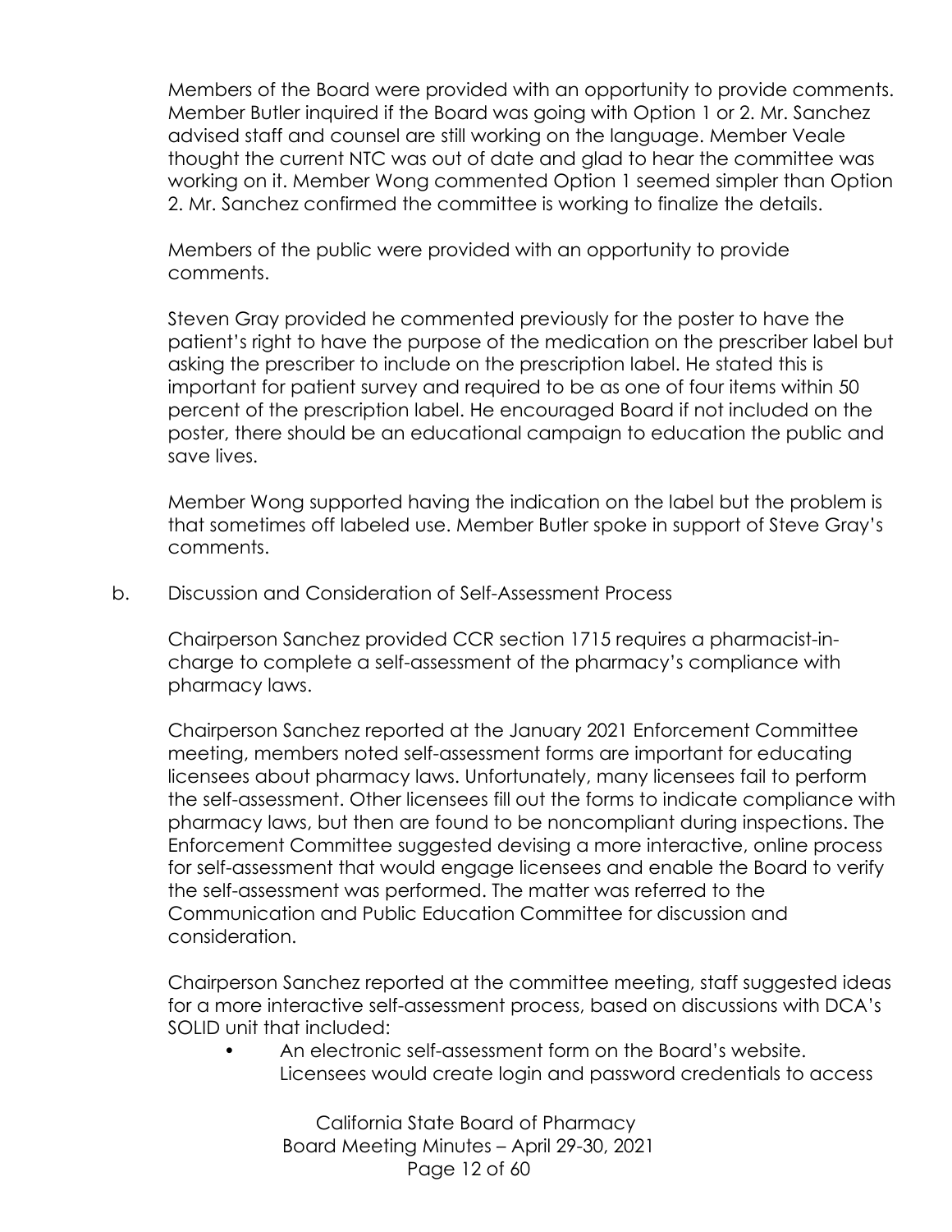Members of the Board were provided with an opportunity to provide comments. Member Butler inquired if the Board was going with Option 1 or 2. Mr. Sanchez advised staff and counsel are still working on the language. Member Veale thought the current NTC was out of date and glad to hear the committee was working on it. Member Wong commented Option 1 seemed simpler than Option 2. Mr. Sanchez confirmed the committee is working to finalize the details.

Members of the public were provided with an opportunity to provide comments.

Steven Gray provided he commented previously for the poster to have the patient's right to have the purpose of the medication on the prescriber label but asking the prescriber to include on the prescription label. He stated this is important for patient survey and required to be as one of four items within 50 percent of the prescription label. He encouraged Board if not included on the poster, there should be an educational campaign to education the public and save lives.

Member Wong supported having the indication on the label but the problem is that sometimes off labeled use. Member Butler spoke in support of Steve Gray's comments.

b. Discussion and Consideration of Self-Assessment Process

Chairperson Sanchez provided CCR section 1715 requires a pharmacist-in-charge to complete a self-assessment of the pharmacy's compliance with pharmacy laws.

Chairperson Sanchez reported at the January 2021 Enforcement Committee meeting, members noted self-assessment forms are important for educating licensees about pharmacy laws. Unfortunately, many licensees fail to perform the self-assessment. Other licensees fill out the forms to indicate compliance with pharmacy laws, but then are found to be noncompliant during inspections. The Enforcement Committee suggested devising a more interactive, online process for self-assessment that would engage licensees and enable the Board to verify the self-assessment was performed. The matter was referred to the Communication and Public Education Committee for discussion and consideration.

Chairperson Sanchez reported at the committee meeting, staff suggested ideas for a more interactive self-assessment process, based on discussions with DCA's SOLID unit that included:

- An electronic self-assessment form on the Board's website. Licensees would create login and password credentials to access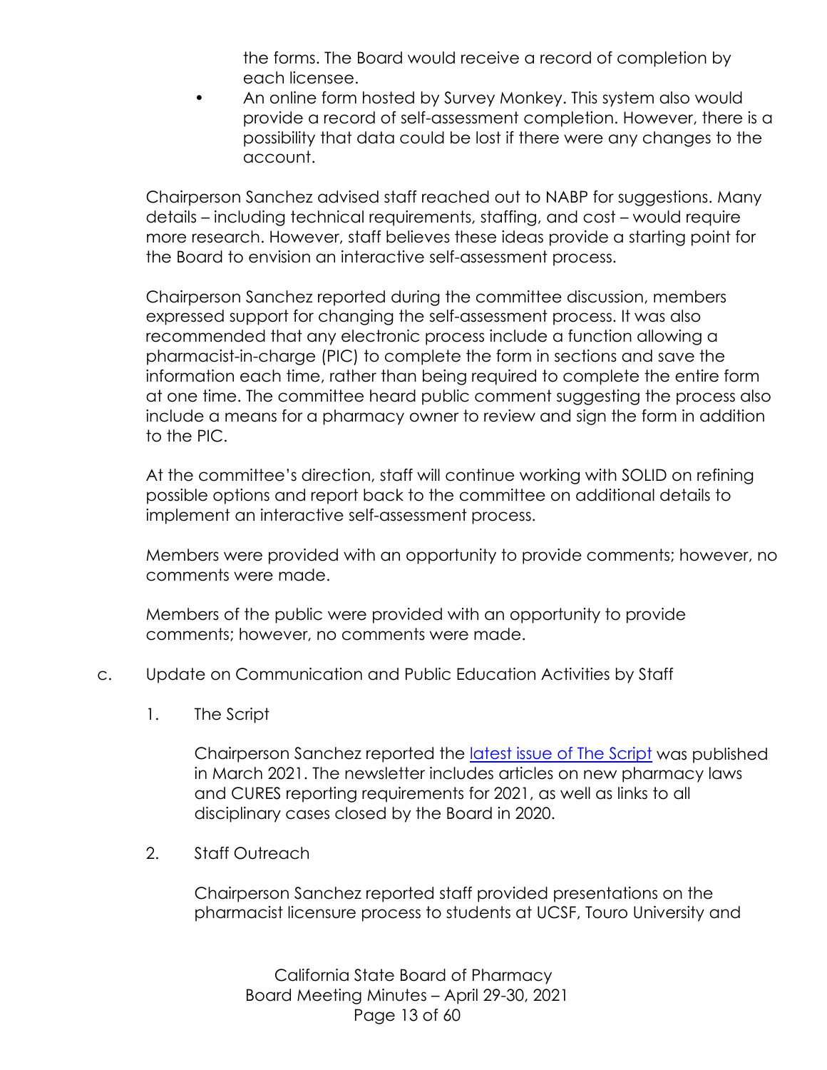the forms. The Board would receive a record of completion by each licensee.

- An online form hosted by Survey Monkey. This system also would provide a record of self-assessment completion. However, there is a possibility that data could be lost if there were any changes to the account.

Chairperson Sanchez advised staff reached out to NABP for suggestions. Many details – including technical requirements, staffing, and cost – would require more research. However, staff believes these ideas provide a starting point for the Board to envision an interactive self-assessment process.

Chairperson Sanchez reported during the committee discussion, members expressed support for changing the self-assessment process. It was also recommended that any electronic process include a function allowing a pharmacist-in-charge (PIC) to complete the form in sections and save the information each time, rather than being required to complete the entire form at one time. The committee heard public comment suggesting the process also include a means for a pharmacy owner to review and sign the form in addition to the PIC.

At the committee's direction, staff will continue working with SOLID on refining possible options and report back to the committee on additional details to implement an interactive self-assessment process.

Members were provided with an opportunity to provide comments; however, no comments were made.

Members of the public were provided with an opportunity to provide comments; however, no comments were made.

c. Update on Communication and Public Education Activities by Staff

1. The Script

   Chairperson Sanchez reported the latest issue of The Script was published in March 2021. The newsletter includes articles on new pharmacy laws and CURES reporting requirements for 2021, as well as links to all disciplinary cases closed by the Board in 2020.

2. Staff Outreach

   Chairperson Sanchez reported staff provided presentations on the pharmacist licensure process to students at UCSF, Touro University and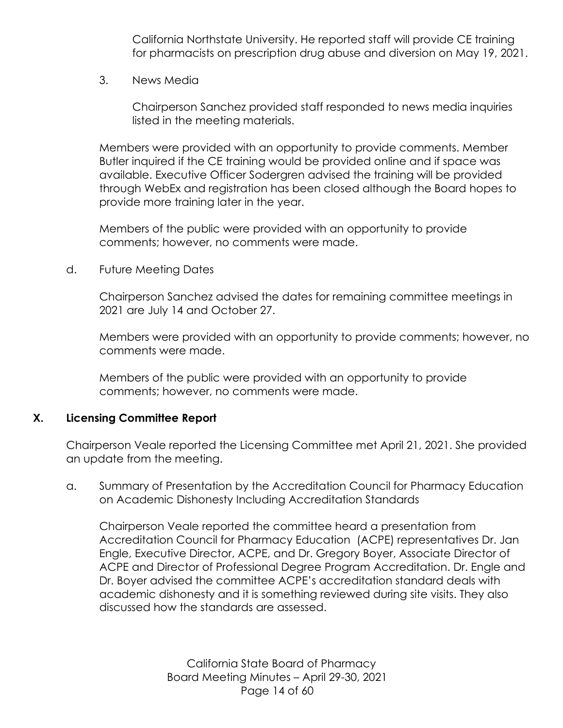California Northstate University. He reported staff will provide CE training for pharmacists on prescription drug abuse and diversion on May 19, 2021.

3. News Media

Chairperson Sanchez provided staff responded to news media inquiries listed in the meeting materials.

Members were provided with an opportunity to provide comments. Member Butler inquired if the CE training would be provided online and if space was available. Executive Officer Sodergren advised the training will be provided through WebEx and registration has been closed although the Board hopes to provide more training later in the year.

Members of the public were provided with an opportunity to provide comments; however, no comments were made.

d. Future Meeting Dates

Chairperson Sanchez advised the dates for remaining committee meetings in 2021 are July 14 and October 27.

Members were provided with an opportunity to provide comments; however, no comments were made.

Members of the public were provided with an opportunity to provide comments; however, no comments were made.

## X. Licensing Committee Report

Chairperson Veale reported the Licensing Committee met April 21, 2021. She provided an update from the meeting.

a. Summary of Presentation by the Accreditation Council for Pharmacy Education on Academic Dishonesty Including Accreditation Standards

Chairperson Veale reported the committee heard a presentation from Accreditation Council for Pharmacy Education (ACPE) representatives Dr. Jan Engle, Executive Director, ACPE, and Dr. Gregory Boyer, Associate Director of ACPE and Director of Professional Degree Program Accreditation. Dr. Engle and Dr. Boyer advised the committee ACPE's accreditation standard deals with academic dishonesty and it is something reviewed during site visits. They also discussed how the standards are assessed.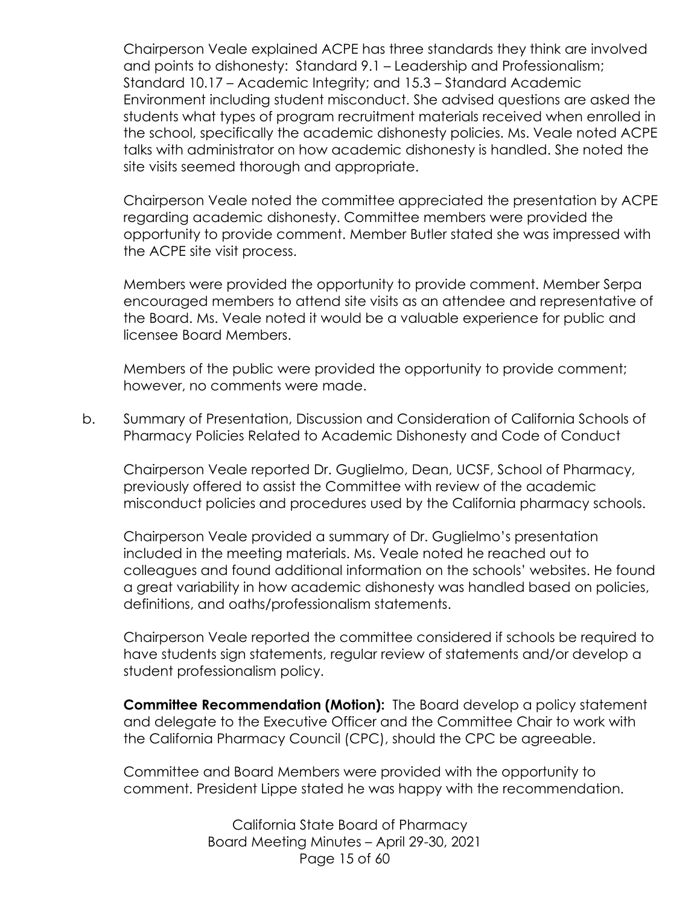Chairperson Veale explained ACPE has three standards they think are involved and points to dishonesty: Standard 9.1 – Leadership and Professionalism; Standard 10.17 – Academic Integrity; and 15.3 – Standard Academic Environment including student misconduct. She advised questions are asked the students what types of program recruitment materials received when enrolled in the school, specifically the academic dishonesty policies. Ms. Veale noted ACPE talks with administrator on how academic dishonesty is handled. She noted the site visits seemed thorough and appropriate.

Chairperson Veale noted the committee appreciated the presentation by ACPE regarding academic dishonesty. Committee members were provided the opportunity to provide comment. Member Butler stated she was impressed with the ACPE site visit process.

Members were provided the opportunity to provide comment. Member Serpa encouraged members to attend site visits as an attendee and representative of the Board. Ms. Veale noted it would be a valuable experience for public and licensee Board Members.

Members of the public were provided the opportunity to provide comment; however, no comments were made.

b. Summary of Presentation, Discussion and Consideration of California Schools of Pharmacy Policies Related to Academic Dishonesty and Code of Conduct

Chairperson Veale reported Dr. Guglielmo, Dean, UCSF, School of Pharmacy, previously offered to assist the Committee with review of the academic misconduct policies and procedures used by the California pharmacy schools.

Chairperson Veale provided a summary of Dr. Guglielmo's presentation included in the meeting materials. Ms. Veale noted he reached out to colleagues and found additional information on the schools' websites. He found a great variability in how academic dishonesty was handled based on policies, definitions, and oaths/professionalism statements.

Chairperson Veale reported the committee considered if schools be required to have students sign statements, regular review of statements and/or develop a student professionalism policy.

**Committee Recommendation (Motion):** The Board develop a policy statement and delegate to the Executive Officer and the Committee Chair to work with the California Pharmacy Council (CPC), should the CPC be agreeable.

Committee and Board Members were provided with the opportunity to comment. President Lippe stated he was happy with the recommendation.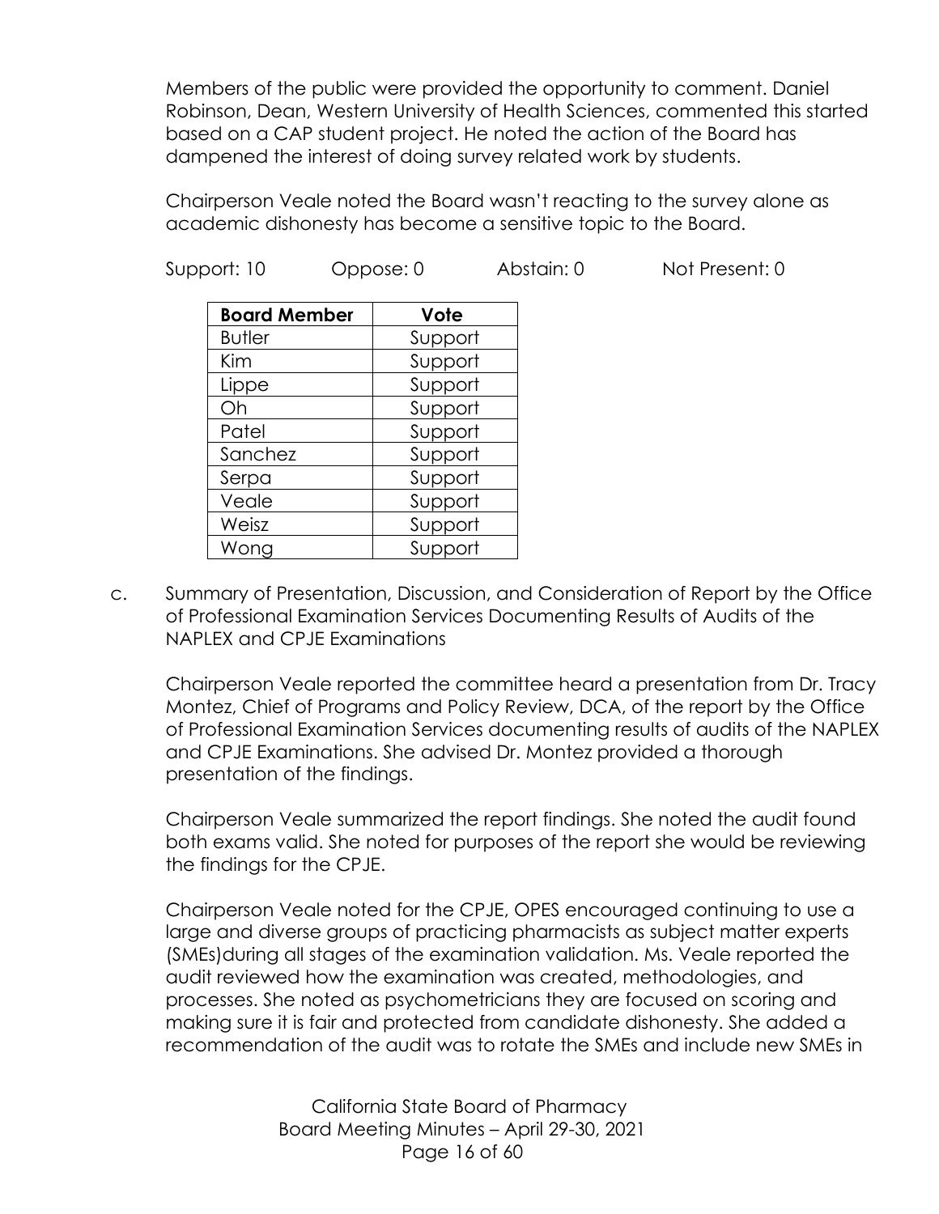Members of the public were provided the opportunity to comment. Daniel Robinson, Dean, Western University of Health Sciences, commented this started based on a CAP student project. He noted the action of the Board has dampened the interest of doing survey related work by students.

Chairperson Veale noted the Board wasn't reacting to the survey alone as academic dishonesty has become a sensitive topic to the Board.

Support: 10 Oppose: 0 Abstain: 0 Not Present: 0

| Board Member | Vote |
|---|---|
| Butler | Support |
| Kim | Support |
| Lippe | Support |
| Oh | Support |
| Patel | Support |
| Sanchez | Support |
| Serpa | Support |
| Veale | Support |
| Weisz | Support |
| Wong | Support |

c. Summary of Presentation, Discussion, and Consideration of Report by the Office of Professional Examination Services Documenting Results of Audits of the NAPLEX and CPJE Examinations

Chairperson Veale reported the committee heard a presentation from Dr. Tracy Montez, Chief of Programs and Policy Review, DCA, of the report by the Office of Professional Examination Services documenting results of audits of the NAPLEX and CPJE Examinations. She advised Dr. Montez provided a thorough presentation of the findings.

Chairperson Veale summarized the report findings. She noted the audit found both exams valid. She noted for purposes of the report she would be reviewing the findings for the CPJE.

Chairperson Veale noted for the CPJE, OPES encouraged continuing to use a large and diverse groups of practicing pharmacists as subject matter experts (SMEs)during all stages of the examination validation. Ms. Veale reported the audit reviewed how the examination was created, methodologies, and processes. She noted as psychometricians they are focused on scoring and making sure it is fair and protected from candidate dishonesty. She added a recommendation of the audit was to rotate the SMEs and include new SMEs in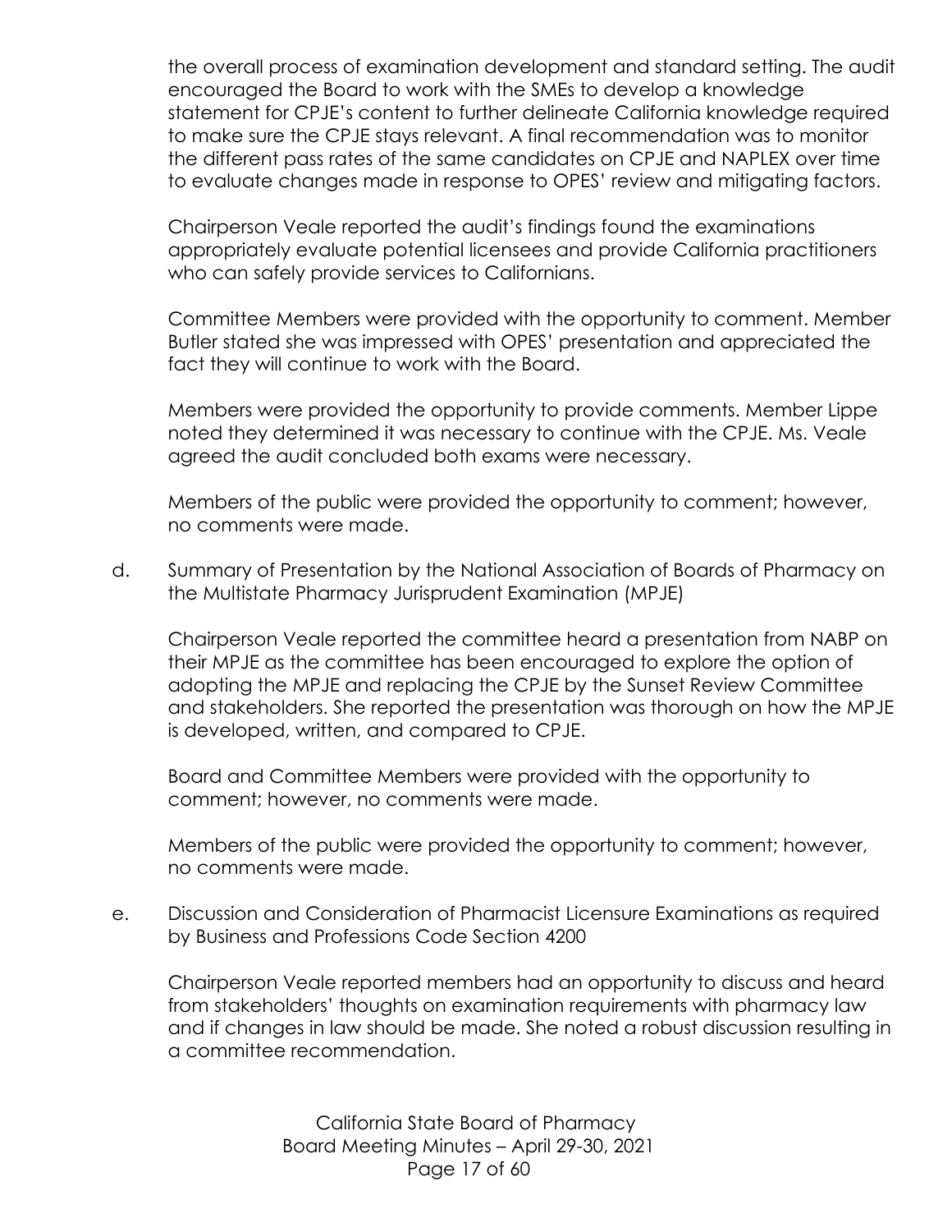the overall process of examination development and standard setting. The audit encouraged the Board to work with the SMEs to develop a knowledge statement for CPJE's content to further delineate California knowledge required to make sure the CPJE stays relevant. A final recommendation was to monitor the different pass rates of the same candidates on CPJE and NAPLEX over time to evaluate changes made in response to OPES' review and mitigating factors.

Chairperson Veale reported the audit's findings found the examinations appropriately evaluate potential licensees and provide California practitioners who can safely provide services to Californians.

Committee Members were provided with the opportunity to comment. Member Butler stated she was impressed with OPES' presentation and appreciated the fact they will continue to work with the Board.

Members were provided the opportunity to provide comments. Member Lippe noted they determined it was necessary to continue with the CPJE. Ms. Veale agreed the audit concluded both exams were necessary.

Members of the public were provided the opportunity to comment; however, no comments were made.

d. Summary of Presentation by the National Association of Boards of Pharmacy on the Multistate Pharmacy Jurisprudent Examination (MPJE)

Chairperson Veale reported the committee heard a presentation from NABP on their MPJE as the committee has been encouraged to explore the option of adopting the MPJE and replacing the CPJE by the Sunset Review Committee and stakeholders. She reported the presentation was thorough on how the MPJE is developed, written, and compared to CPJE.

Board and Committee Members were provided with the opportunity to comment; however, no comments were made.

Members of the public were provided the opportunity to comment; however, no comments were made.

e. Discussion and Consideration of Pharmacist Licensure Examinations as required by Business and Professions Code Section 4200

Chairperson Veale reported members had an opportunity to discuss and heard from stakeholders' thoughts on examination requirements with pharmacy law and if changes in law should be made. She noted a robust discussion resulting in a committee recommendation.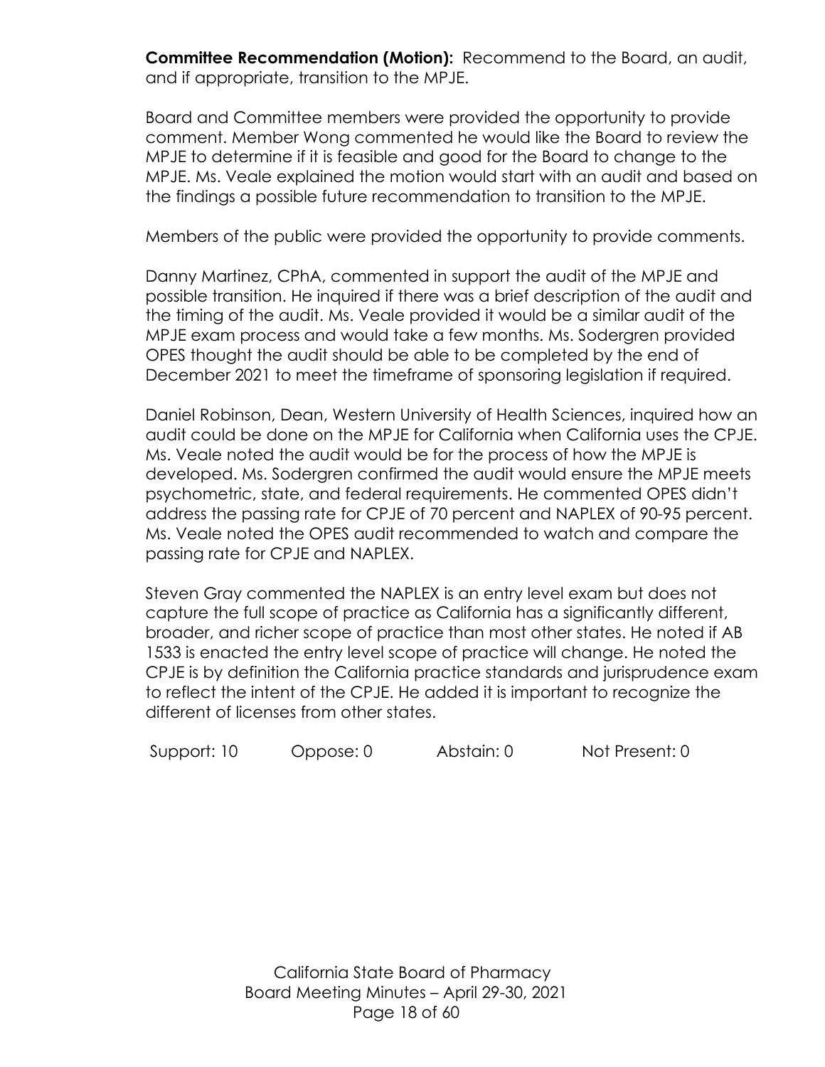**Committee Recommendation (Motion):** Recommend to the Board, an audit, and if appropriate, transition to the MPJE.

Board and Committee members were provided the opportunity to provide comment. Member Wong commented he would like the Board to review the MPJE to determine if it is feasible and good for the Board to change to the MPJE. Ms. Veale explained the motion would start with an audit and based on the findings a possible future recommendation to transition to the MPJE.

Members of the public were provided the opportunity to provide comments.

Danny Martinez, CPhA, commented in support the audit of the MPJE and possible transition. He inquired if there was a brief description of the audit and the timing of the audit. Ms. Veale provided it would be a similar audit of the MPJE exam process and would take a few months. Ms. Sodergren provided OPES thought the audit should be able to be completed by the end of December 2021 to meet the timeframe of sponsoring legislation if required.

Daniel Robinson, Dean, Western University of Health Sciences, inquired how an audit could be done on the MPJE for California when California uses the CPJE. Ms. Veale noted the audit would be for the process of how the MPJE is developed. Ms. Sodergren confirmed the audit would ensure the MPJE meets psychometric, state, and federal requirements. He commented OPES didn't address the passing rate for CPJE of 70 percent and NAPLEX of 90-95 percent. Ms. Veale noted the OPES audit recommended to watch and compare the passing rate for CPJE and NAPLEX.

Steven Gray commented the NAPLEX is an entry level exam but does not capture the full scope of practice as California has a significantly different, broader, and richer scope of practice than most other states. He noted if AB 1533 is enacted the entry level scope of practice will change. He noted the CPJE is by definition the California practice standards and jurisprudence exam to reflect the intent of the CPJE. He added it is important to recognize the different of licenses from other states.

| Support: 10 | Oppose: 0 | Abstain: 0 | Not Present: 0 |
|---|---|---|---|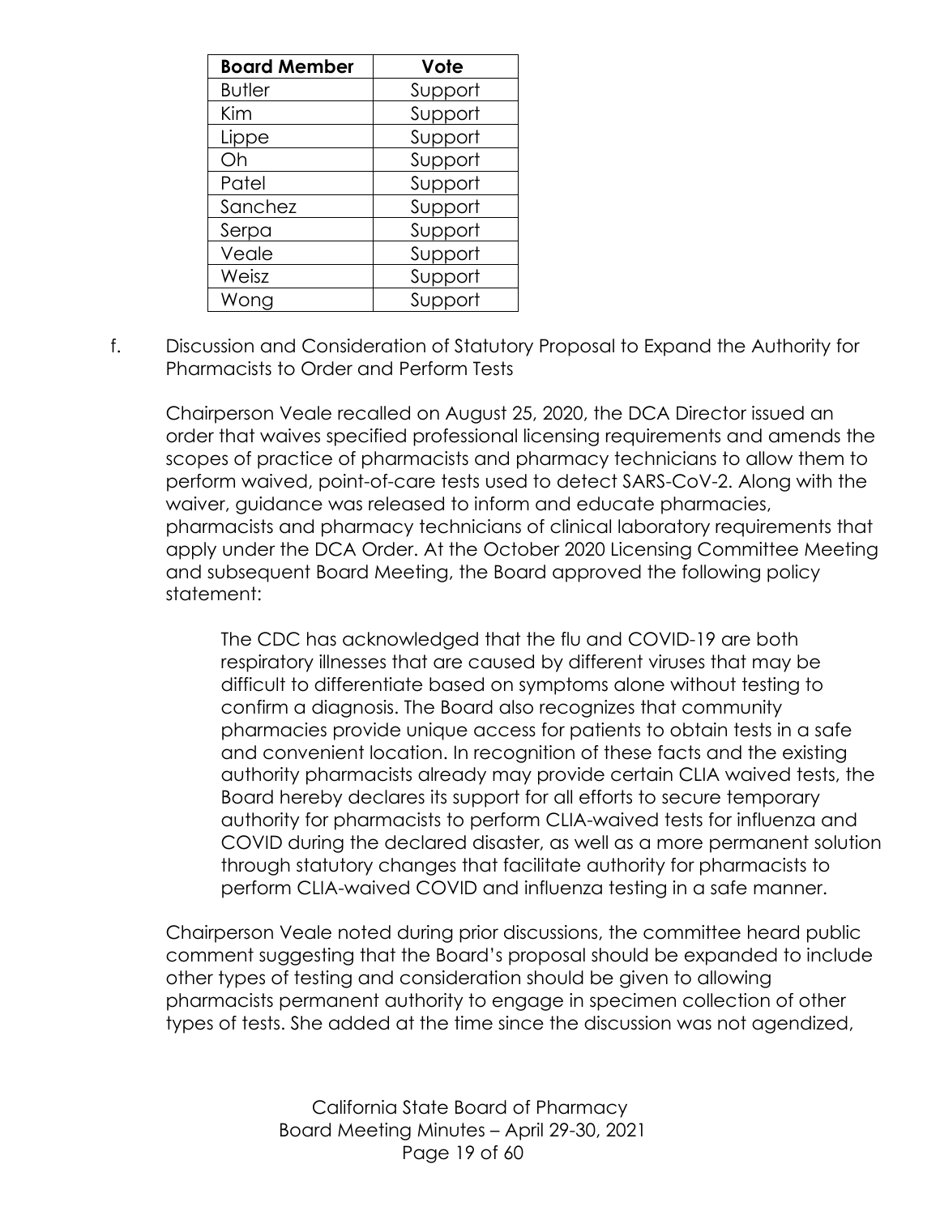| Board Member | Vote |
| --- | --- |
| Butler | Support |
| Kim | Support |
| Lippe | Support |
| Oh | Support |
| Patel | Support |
| Sanchez | Support |
| Serpa | Support |
| Veale | Support |
| Weisz | Support |
| Wong | Support |

f. Discussion and Consideration of Statutory Proposal to Expand the Authority for Pharmacists to Order and Perform Tests

Chairperson Veale recalled on August 25, 2020, the DCA Director issued an order that waives specified professional licensing requirements and amends the scopes of practice of pharmacists and pharmacy technicians to allow them to perform waived, point-of-care tests used to detect SARS-CoV-2. Along with the waiver, guidance was released to inform and educate pharmacies, pharmacists and pharmacy technicians of clinical laboratory requirements that apply under the DCA Order. At the October 2020 Licensing Committee Meeting and subsequent Board Meeting, the Board approved the following policy statement:

> The CDC has acknowledged that the flu and COVID-19 are both respiratory illnesses that are caused by different viruses that may be difficult to differentiate based on symptoms alone without testing to confirm a diagnosis. The Board also recognizes that community pharmacies provide unique access for patients to obtain tests in a safe and convenient location. In recognition of these facts and the existing authority pharmacists already may provide certain CLIA waived tests, the Board hereby declares its support for all efforts to secure temporary authority for pharmacists to perform CLIA-waived tests for influenza and COVID during the declared disaster, as well as a more permanent solution through statutory changes that facilitate authority for pharmacists to perform CLIA-waived COVID and influenza testing in a safe manner.

Chairperson Veale noted during prior discussions, the committee heard public comment suggesting that the Board's proposal should be expanded to include other types of testing and consideration should be given to allowing pharmacists permanent authority to engage in specimen collection of other types of tests. She added at the time since the discussion was not agendized,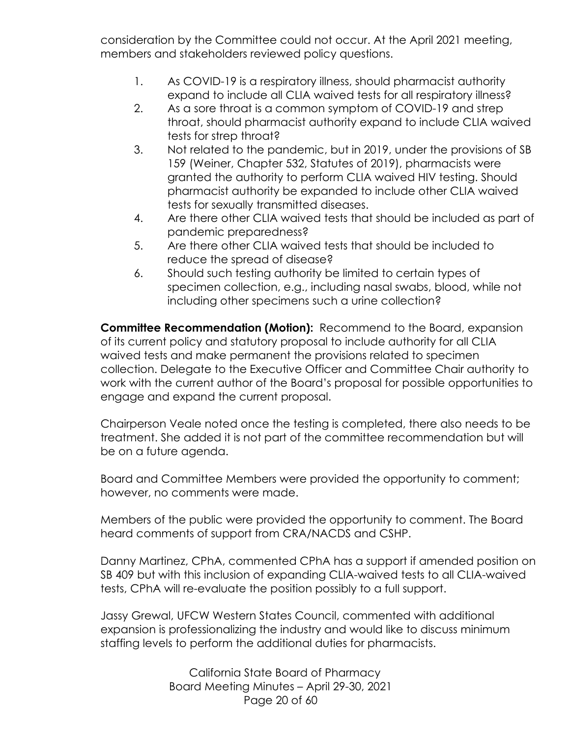consideration by the Committee could not occur. At the April 2021 meeting, members and stakeholders reviewed policy questions.

1. As COVID-19 is a respiratory illness, should pharmacist authority expand to include all CLIA waived tests for all respiratory illness?
2. As a sore throat is a common symptom of COVID-19 and strep throat, should pharmacist authority expand to include CLIA waived tests for strep throat?
3. Not related to the pandemic, but in 2019, under the provisions of SB 159 (Weiner, Chapter 532, Statutes of 2019), pharmacists were granted the authority to perform CLIA waived HIV testing. Should pharmacist authority be expanded to include other CLIA waived tests for sexually transmitted diseases.
4. Are there other CLIA waived tests that should be included as part of pandemic preparedness?
5. Are there other CLIA waived tests that should be included to reduce the spread of disease?
6. Should such testing authority be limited to certain types of specimen collection, e.g., including nasal swabs, blood, while not including other specimens such a urine collection?

**Committee Recommendation (Motion):** Recommend to the Board, expansion of its current policy and statutory proposal to include authority for all CLIA waived tests and make permanent the provisions related to specimen collection. Delegate to the Executive Officer and Committee Chair authority to work with the current author of the Board's proposal for possible opportunities to engage and expand the current proposal.

Chairperson Veale noted once the testing is completed, there also needs to be treatment. She added it is not part of the committee recommendation but will be on a future agenda.

Board and Committee Members were provided the opportunity to comment; however, no comments were made.

Members of the public were provided the opportunity to comment. The Board heard comments of support from CRA/NACDS and CSHP.

Danny Martinez, CPhA, commented CPhA has a support if amended position on SB 409 but with this inclusion of expanding CLIA-waived tests to all CLIA-waived tests, CPhA will re-evaluate the position possibly to a full support.

Jassy Grewal, UFCW Western States Council, commented with additional expansion is professionalizing the industry and would like to discuss minimum staffing levels to perform the additional duties for pharmacists.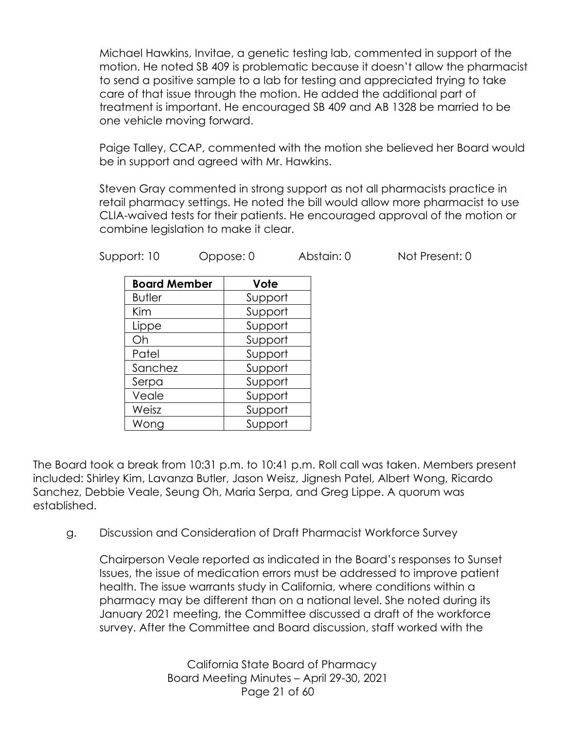Michael Hawkins, Invitae, a genetic testing lab, commented in support of the motion. He noted SB 409 is problematic because it doesn't allow the pharmacist to send a positive sample to a lab for testing and appreciated trying to take care of that issue through the motion. He added the additional part of treatment is important. He encouraged SB 409 and AB 1328 be married to be one vehicle moving forward.

Paige Talley, CCAP, commented with the motion she believed her Board would be in support and agreed with Mr. Hawkins.

Steven Gray commented in strong support as not all pharmacists practice in retail pharmacy settings. He noted the bill would allow more pharmacist to use CLIA-waived tests for their patients. He encouraged approval of the motion or combine legislation to make it clear.

Support: 10 Oppose: 0 Abstain: 0 Not Present: 0

| Board Member | Vote |
|---|---|
| Butler | Support |
| Kim | Support |
| Lippe | Support |
| Oh | Support |
| Patel | Support |
| Sanchez | Support |
| Serpa | Support |
| Veale | Support |
| Weisz | Support |
| Wong | Support |

The Board took a break from 10:31 p.m. to 10:41 p.m. Roll call was taken. Members present included: Shirley Kim, Lavanza Butler, Jason Weisz, Jignesh Patel, Albert Wong, Ricardo Sanchez, Debbie Veale, Seung Oh, Maria Serpa, and Greg Lippe. A quorum was established.

g. Discussion and Consideration of Draft Pharmacist Workforce Survey

Chairperson Veale reported as indicated in the Board's responses to Sunset Issues, the issue of medication errors must be addressed to improve patient health. The issue warrants study in California, where conditions within a pharmacy may be different than on a national level. She noted during its January 2021 meeting, the Committee discussed a draft of the workforce survey. After the Committee and Board discussion, staff worked with the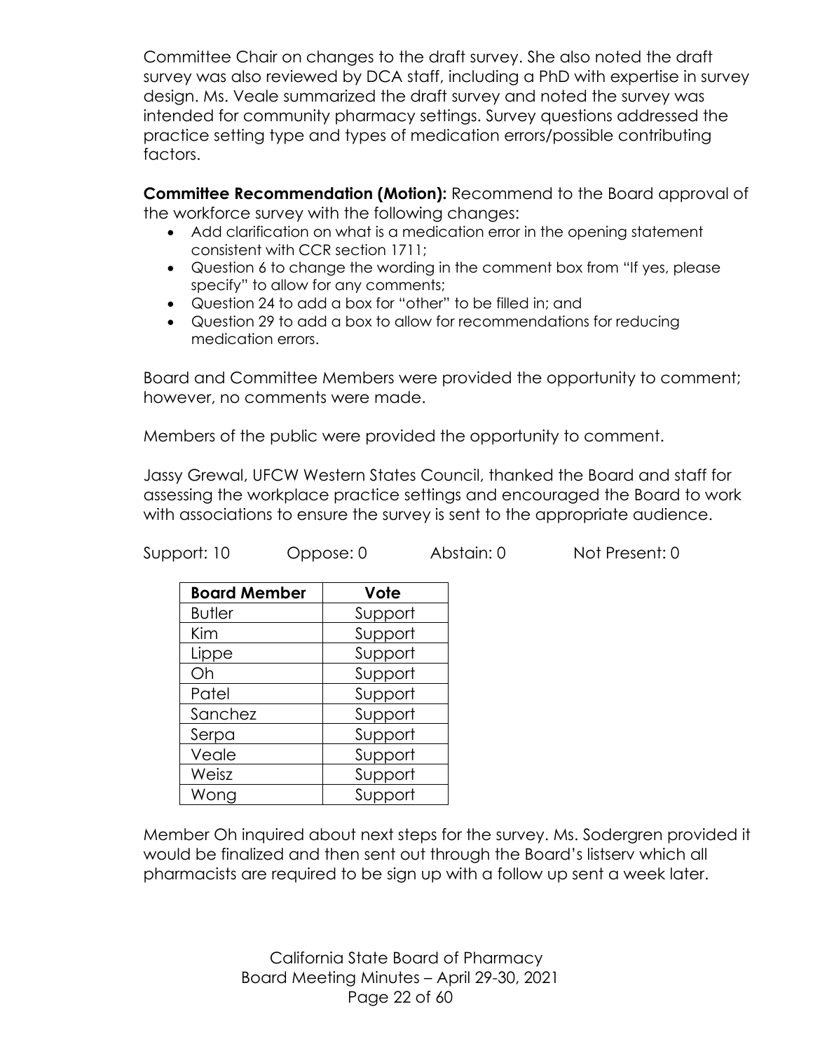Committee Chair on changes to the draft survey. She also noted the draft survey was also reviewed by DCA staff, including a PhD with expertise in survey design. Ms. Veale summarized the draft survey and noted the survey was intended for community pharmacy settings. Survey questions addressed the practice setting type and types of medication errors/possible contributing factors.

**Committee Recommendation (Motion):** Recommend to the Board approval of the workforce survey with the following changes:

- Add clarification on what is a medication error in the opening statement consistent with CCR section 1711;
- Question 6 to change the wording in the comment box from "If yes, please specify" to allow for any comments;
- Question 24 to add a box for "other" to be filled in; and
- Question 29 to add a box to allow for recommendations for reducing medication errors.

Board and Committee Members were provided the opportunity to comment; however, no comments were made.

Members of the public were provided the opportunity to comment.

Jassy Grewal, UFCW Western States Council, thanked the Board and staff for assessing the workplace practice settings and encouraged the Board to work with associations to ensure the survey is sent to the appropriate audience.

Support: 10 Oppose: 0 Abstain: 0 Not Present: 0

| Board Member | Vote |
|---|---|
| Butler | Support |
| Kim | Support |
| Lippe | Support |
| Oh | Support |
| Patel | Support |
| Sanchez | Support |
| Serpa | Support |
| Veale | Support |
| Weisz | Support |
| Wong | Support |

Member Oh inquired about next steps for the survey. Ms. Sodergren provided it would be finalized and then sent out through the Board's listserv which all pharmacists are required to be sign up with a follow up sent a week later.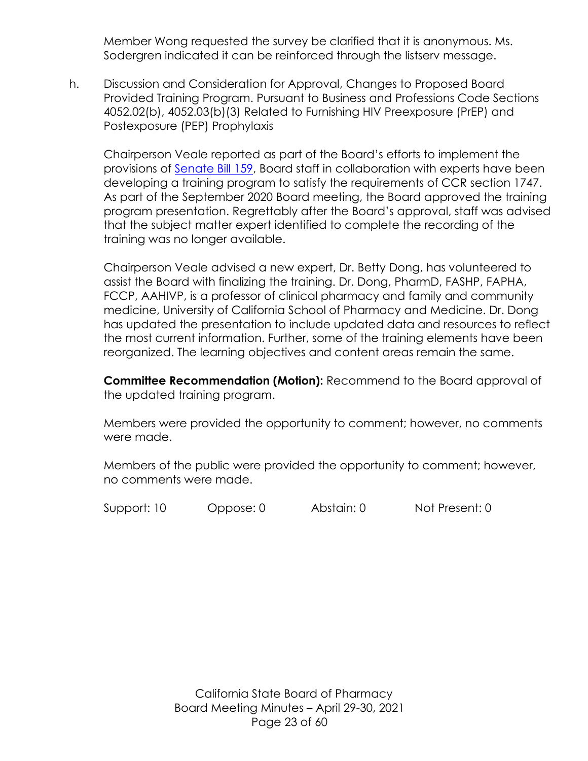Member Wong requested the survey be clarified that it is anonymous. Ms. Sodergren indicated it can be reinforced through the listserv message.

h. Discussion and Consideration for Approval, Changes to Proposed Board Provided Training Program. Pursuant to Business and Professions Code Sections 4052.02(b), 4052.03(b)(3) Related to Furnishing HIV Preexposure (PrEP) and Postexposure (PEP) Prophylaxis

Chairperson Veale reported as part of the Board's efforts to implement the provisions of Senate Bill 159, Board staff in collaboration with experts have been developing a training program to satisfy the requirements of CCR section 1747. As part of the September 2020 Board meeting, the Board approved the training program presentation. Regrettably after the Board's approval, staff was advised that the subject matter expert identified to complete the recording of the training was no longer available.

Chairperson Veale advised a new expert, Dr. Betty Dong, has volunteered to assist the Board with finalizing the training. Dr. Dong, PharmD, FASHP, FAPHA, FCCP, AAHIVP, is a professor of clinical pharmacy and family and community medicine, University of California School of Pharmacy and Medicine. Dr. Dong has updated the presentation to include updated data and resources to reflect the most current information. Further, some of the training elements have been reorganized. The learning objectives and content areas remain the same.

**Committee Recommendation (Motion):** Recommend to the Board approval of the updated training program.

Members were provided the opportunity to comment; however, no comments were made.

Members of the public were provided the opportunity to comment; however, no comments were made.

Support: 10 Oppose: 0 Abstain: 0 Not Present: 0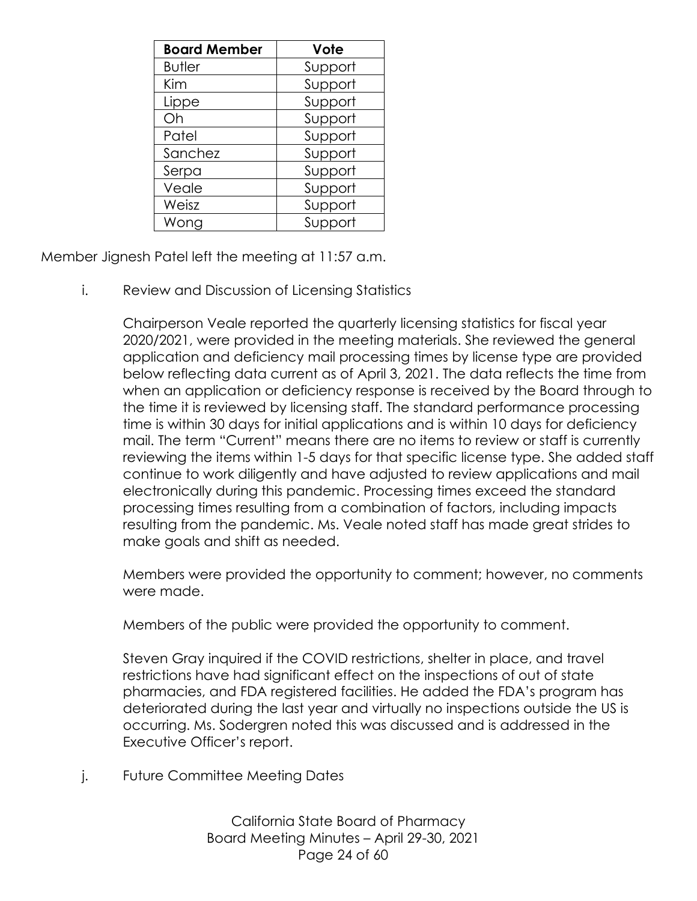| Board Member | Vote |
| --- | --- |
| Butler | Support |
| Kim | Support |
| Lippe | Support |
| Oh | Support |
| Patel | Support |
| Sanchez | Support |
| Serpa | Support |
| Veale | Support |
| Weisz | Support |
| Wong | Support |

Member Jignesh Patel left the meeting at 11:57 a.m.

i. Review and Discussion of Licensing Statistics

Chairperson Veale reported the quarterly licensing statistics for fiscal year 2020/2021, were provided in the meeting materials. She reviewed the general application and deficiency mail processing times by license type are provided below reflecting data current as of April 3, 2021. The data reflects the time from when an application or deficiency response is received by the Board through to the time it is reviewed by licensing staff. The standard performance processing time is within 30 days for initial applications and is within 10 days for deficiency mail. The term "Current" means there are no items to review or staff is currently reviewing the items within 1-5 days for that specific license type. She added staff continue to work diligently and have adjusted to review applications and mail electronically during this pandemic. Processing times exceed the standard processing times resulting from a combination of factors, including impacts resulting from the pandemic. Ms. Veale noted staff has made great strides to make goals and shift as needed.

Members were provided the opportunity to comment; however, no comments were made.

Members of the public were provided the opportunity to comment.

Steven Gray inquired if the COVID restrictions, shelter in place, and travel restrictions have had significant effect on the inspections of out of state pharmacies, and FDA registered facilities. He added the FDA's program has deteriorated during the last year and virtually no inspections outside the US is occurring. Ms. Sodergren noted this was discussed and is addressed in the Executive Officer's report.

j. Future Committee Meeting Dates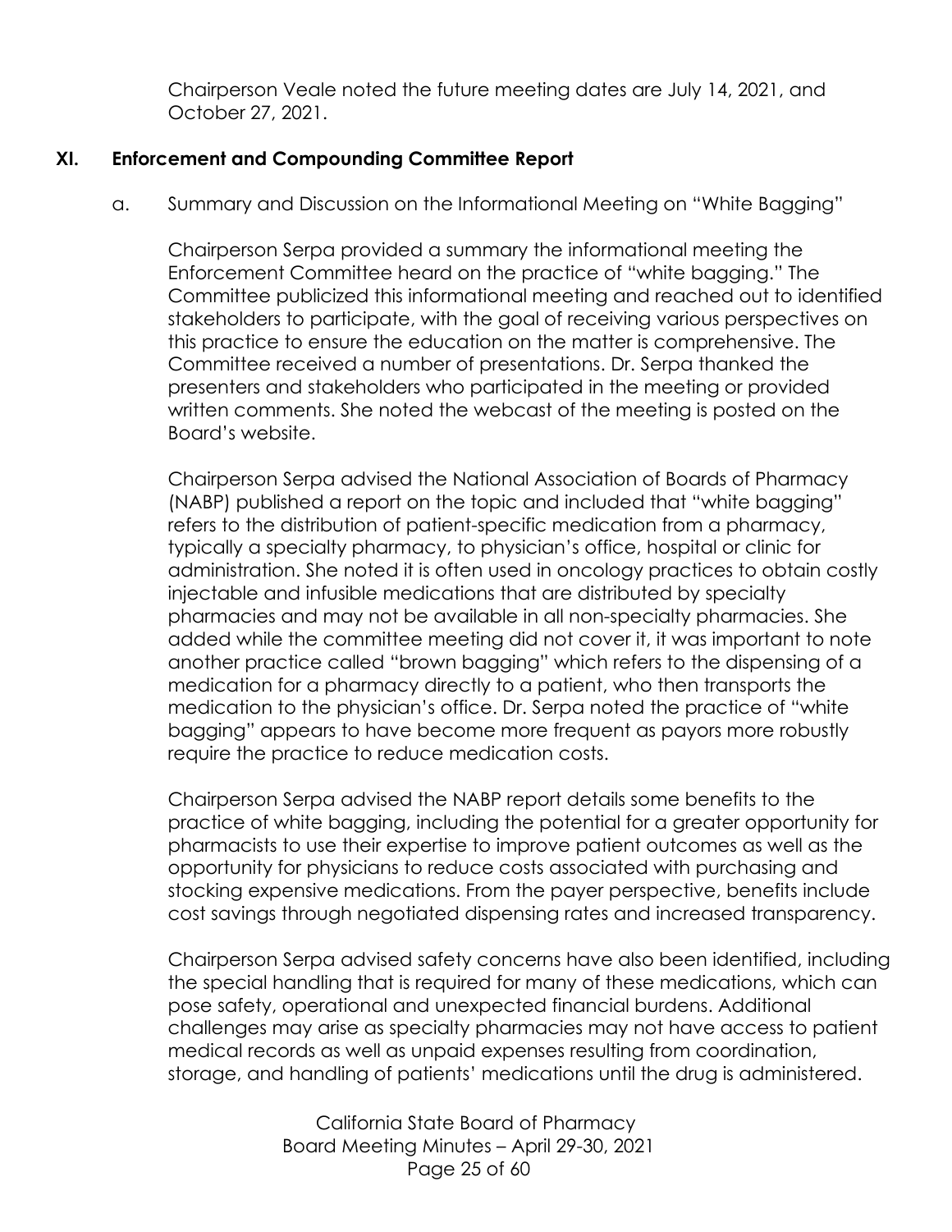Chairperson Veale noted the future meeting dates are July 14, 2021, and October 27, 2021.

## XI. Enforcement and Compounding Committee Report

a. Summary and Discussion on the Informational Meeting on "White Bagging"

Chairperson Serpa provided a summary the informational meeting the Enforcement Committee heard on the practice of "white bagging." The Committee publicized this informational meeting and reached out to identified stakeholders to participate, with the goal of receiving various perspectives on this practice to ensure the education on the matter is comprehensive. The Committee received a number of presentations. Dr. Serpa thanked the presenters and stakeholders who participated in the meeting or provided written comments. She noted the webcast of the meeting is posted on the Board's website.

Chairperson Serpa advised the National Association of Boards of Pharmacy (NABP) published a report on the topic and included that "white bagging" refers to the distribution of patient-specific medication from a pharmacy, typically a specialty pharmacy, to physician's office, hospital or clinic for administration. She noted it is often used in oncology practices to obtain costly injectable and infusible medications that are distributed by specialty pharmacies and may not be available in all non-specialty pharmacies. She added while the committee meeting did not cover it, it was important to note another practice called "brown bagging" which refers to the dispensing of a medication for a pharmacy directly to a patient, who then transports the medication to the physician's office. Dr. Serpa noted the practice of "white bagging" appears to have become more frequent as payors more robustly require the practice to reduce medication costs.

Chairperson Serpa advised the NABP report details some benefits to the practice of white bagging, including the potential for a greater opportunity for pharmacists to use their expertise to improve patient outcomes as well as the opportunity for physicians to reduce costs associated with purchasing and stocking expensive medications. From the payer perspective, benefits include cost savings through negotiated dispensing rates and increased transparency.

Chairperson Serpa advised safety concerns have also been identified, including the special handling that is required for many of these medications, which can pose safety, operational and unexpected financial burdens. Additional challenges may arise as specialty pharmacies may not have access to patient medical records as well as unpaid expenses resulting from coordination, storage, and handling of patients' medications until the drug is administered.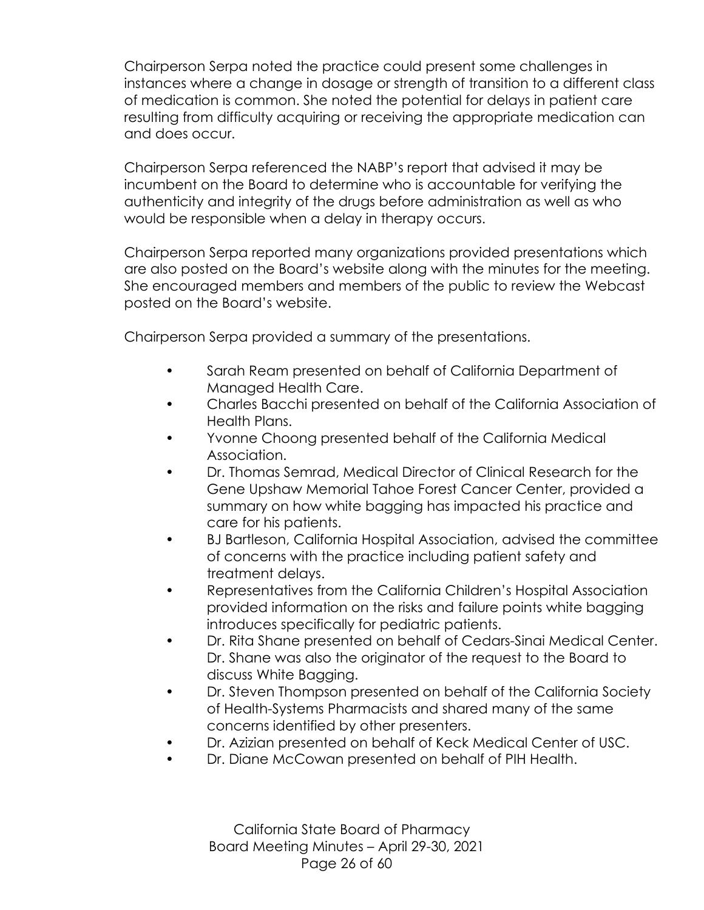Chairperson Serpa noted the practice could present some challenges in instances where a change in dosage or strength of transition to a different class of medication is common. She noted the potential for delays in patient care resulting from difficulty acquiring or receiving the appropriate medication can and does occur.

Chairperson Serpa referenced the NABP's report that advised it may be incumbent on the Board to determine who is accountable for verifying the authenticity and integrity of the drugs before administration as well as who would be responsible when a delay in therapy occurs.

Chairperson Serpa reported many organizations provided presentations which are also posted on the Board's website along with the minutes for the meeting. She encouraged members and members of the public to review the Webcast posted on the Board's website.

Chairperson Serpa provided a summary of the presentations.

- Sarah Ream presented on behalf of California Department of Managed Health Care.
- Charles Bacchi presented on behalf of the California Association of Health Plans.
- Yvonne Choong presented behalf of the California Medical Association.
- Dr. Thomas Semrad, Medical Director of Clinical Research for the Gene Upshaw Memorial Tahoe Forest Cancer Center, provided a summary on how white bagging has impacted his practice and care for his patients.
- BJ Bartleson, California Hospital Association, advised the committee of concerns with the practice including patient safety and treatment delays.
- Representatives from the California Children's Hospital Association provided information on the risks and failure points white bagging introduces specifically for pediatric patients.
- Dr. Rita Shane presented on behalf of Cedars-Sinai Medical Center. Dr. Shane was also the originator of the request to the Board to discuss White Bagging.
- Dr. Steven Thompson presented on behalf of the California Society of Health-Systems Pharmacists and shared many of the same concerns identified by other presenters.
- Dr. Azizian presented on behalf of Keck Medical Center of USC.
- Dr. Diane McCowan presented on behalf of PIH Health.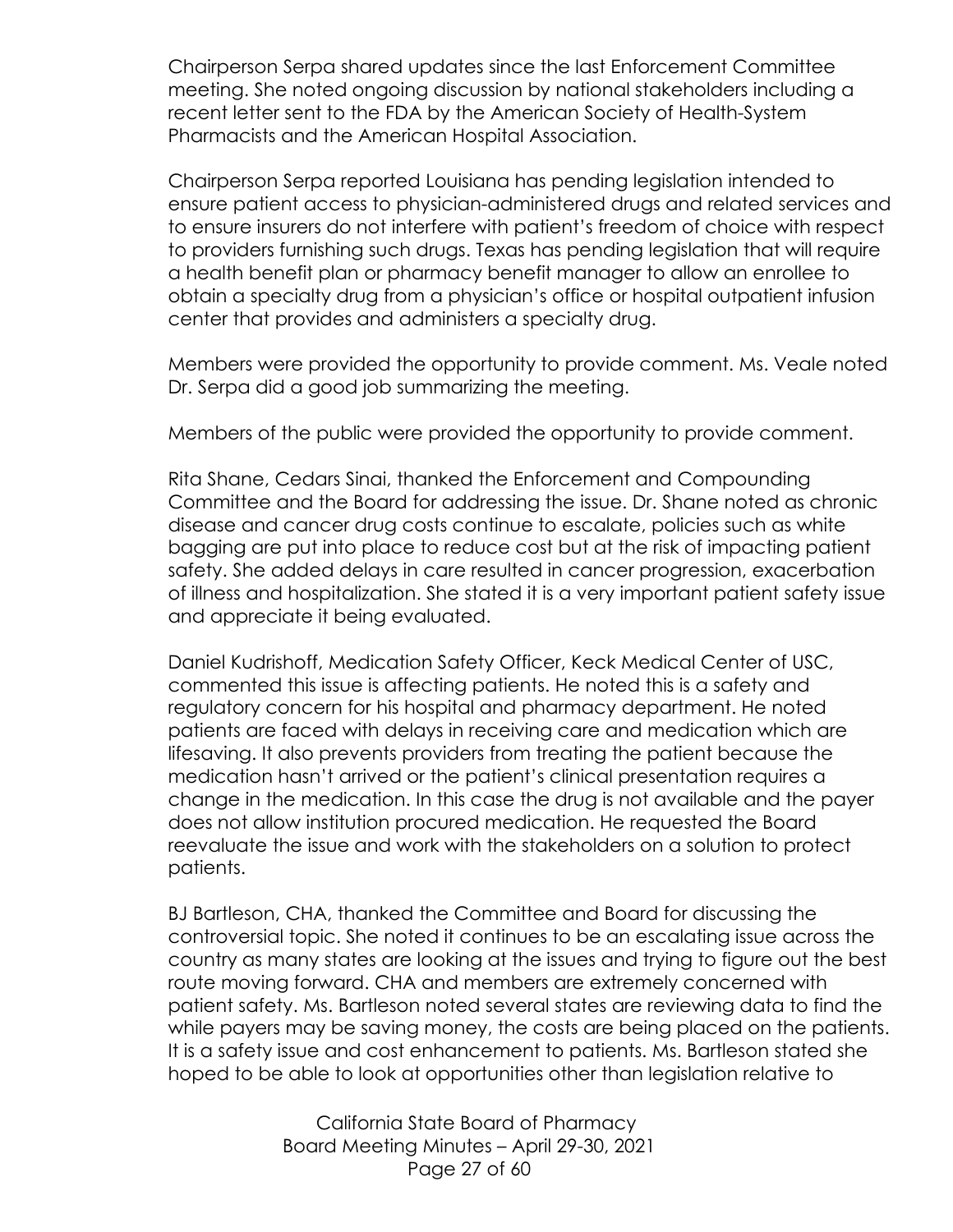Chairperson Serpa shared updates since the last Enforcement Committee meeting. She noted ongoing discussion by national stakeholders including a recent letter sent to the FDA by the American Society of Health-System Pharmacists and the American Hospital Association.

Chairperson Serpa reported Louisiana has pending legislation intended to ensure patient access to physician-administered drugs and related services and to ensure insurers do not interfere with patient's freedom of choice with respect to providers furnishing such drugs. Texas has pending legislation that will require a health benefit plan or pharmacy benefit manager to allow an enrollee to obtain a specialty drug from a physician's office or hospital outpatient infusion center that provides and administers a specialty drug.

Members were provided the opportunity to provide comment. Ms. Veale noted Dr. Serpa did a good job summarizing the meeting.

Members of the public were provided the opportunity to provide comment.

Rita Shane, Cedars Sinai, thanked the Enforcement and Compounding Committee and the Board for addressing the issue. Dr. Shane noted as chronic disease and cancer drug costs continue to escalate, policies such as white bagging are put into place to reduce cost but at the risk of impacting patient safety. She added delays in care resulted in cancer progression, exacerbation of illness and hospitalization. She stated it is a very important patient safety issue and appreciate it being evaluated.

Daniel Kudrishoff, Medication Safety Officer, Keck Medical Center of USC, commented this issue is affecting patients. He noted this is a safety and regulatory concern for his hospital and pharmacy department. He noted patients are faced with delays in receiving care and medication which are lifesaving. It also prevents providers from treating the patient because the medication hasn't arrived or the patient's clinical presentation requires a change in the medication. In this case the drug is not available and the payer does not allow institution procured medication. He requested the Board reevaluate the issue and work with the stakeholders on a solution to protect patients.

BJ Bartleson, CHA, thanked the Committee and Board for discussing the controversial topic. She noted it continues to be an escalating issue across the country as many states are looking at the issues and trying to figure out the best route moving forward. CHA and members are extremely concerned with patient safety. Ms. Bartleson noted several states are reviewing data to find the while payers may be saving money, the costs are being placed on the patients. It is a safety issue and cost enhancement to patients. Ms. Bartleson stated she hoped to be able to look at opportunities other than legislation relative to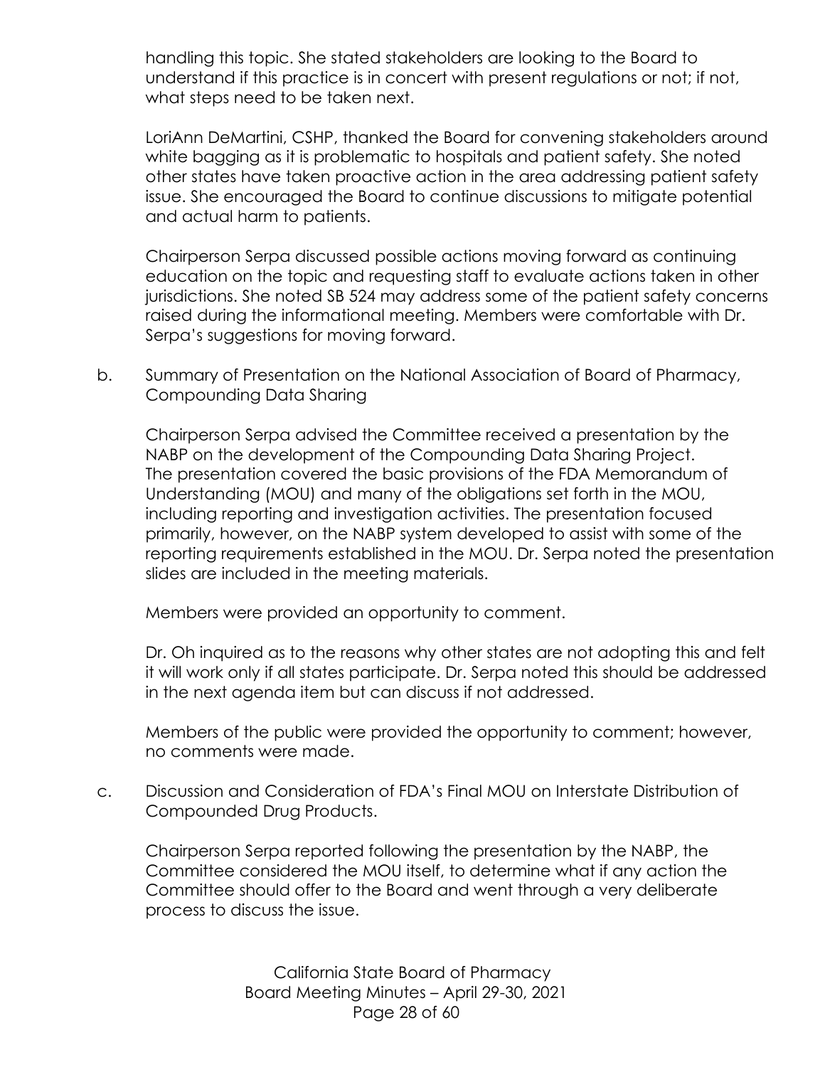handling this topic. She stated stakeholders are looking to the Board to understand if this practice is in concert with present regulations or not; if not, what steps need to be taken next.

LoriAnn DeMartini, CSHP, thanked the Board for convening stakeholders around white bagging as it is problematic to hospitals and patient safety. She noted other states have taken proactive action in the area addressing patient safety issue. She encouraged the Board to continue discussions to mitigate potential and actual harm to patients.

Chairperson Serpa discussed possible actions moving forward as continuing education on the topic and requesting staff to evaluate actions taken in other jurisdictions. She noted SB 524 may address some of the patient safety concerns raised during the informational meeting. Members were comfortable with Dr. Serpa's suggestions for moving forward.

b. Summary of Presentation on the National Association of Board of Pharmacy, Compounding Data Sharing

Chairperson Serpa advised the Committee received a presentation by the NABP on the development of the Compounding Data Sharing Project. The presentation covered the basic provisions of the FDA Memorandum of Understanding (MOU) and many of the obligations set forth in the MOU, including reporting and investigation activities. The presentation focused primarily, however, on the NABP system developed to assist with some of the reporting requirements established in the MOU. Dr. Serpa noted the presentation slides are included in the meeting materials.

Members were provided an opportunity to comment.

Dr. Oh inquired as to the reasons why other states are not adopting this and felt it will work only if all states participate. Dr. Serpa noted this should be addressed in the next agenda item but can discuss if not addressed.

Members of the public were provided the opportunity to comment; however, no comments were made.

c. Discussion and Consideration of FDA's Final MOU on Interstate Distribution of Compounded Drug Products.

Chairperson Serpa reported following the presentation by the NABP, the Committee considered the MOU itself, to determine what if any action the Committee should offer to the Board and went through a very deliberate process to discuss the issue.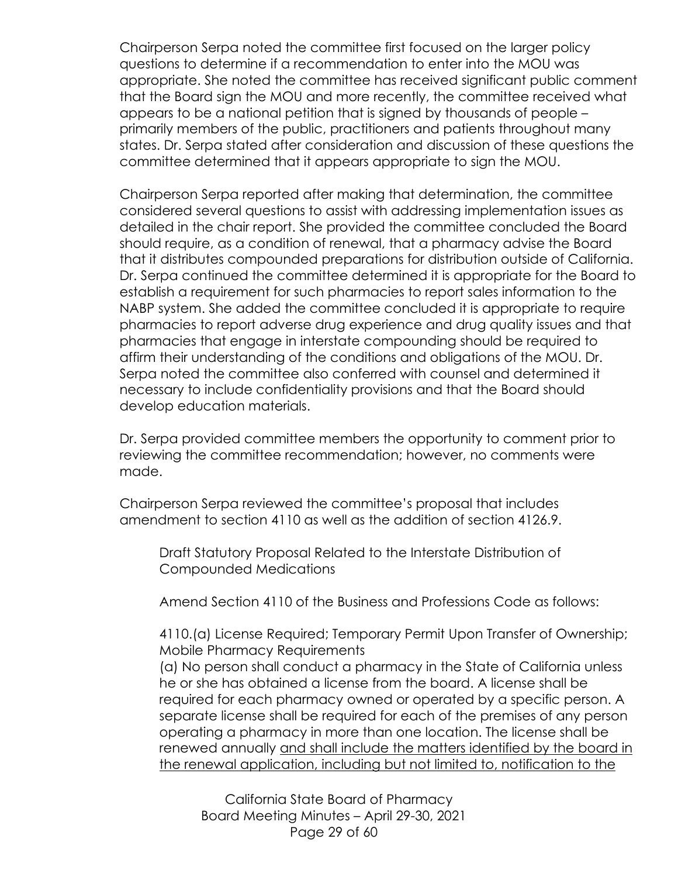Chairperson Serpa noted the committee first focused on the larger policy questions to determine if a recommendation to enter into the MOU was appropriate. She noted the committee has received significant public comment that the Board sign the MOU and more recently, the committee received what appears to be a national petition that is signed by thousands of people – primarily members of the public, practitioners and patients throughout many states. Dr. Serpa stated after consideration and discussion of these questions the committee determined that it appears appropriate to sign the MOU.

Chairperson Serpa reported after making that determination, the committee considered several questions to assist with addressing implementation issues as detailed in the chair report. She provided the committee concluded the Board should require, as a condition of renewal, that a pharmacy advise the Board that it distributes compounded preparations for distribution outside of California. Dr. Serpa continued the committee determined it is appropriate for the Board to establish a requirement for such pharmacies to report sales information to the NABP system. She added the committee concluded it is appropriate to require pharmacies to report adverse drug experience and drug quality issues and that pharmacies that engage in interstate compounding should be required to affirm their understanding of the conditions and obligations of the MOU. Dr. Serpa noted the committee also conferred with counsel and determined it necessary to include confidentiality provisions and that the Board should develop education materials.

Dr. Serpa provided committee members the opportunity to comment prior to reviewing the committee recommendation; however, no comments were made.

Chairperson Serpa reviewed the committee's proposal that includes amendment to section 4110 as well as the addition of section 4126.9.

> Draft Statutory Proposal Related to the Interstate Distribution of Compounded Medications
>
> Amend Section 4110 of the Business and Professions Code as follows:
>
> 4110.(a) License Required; Temporary Permit Upon Transfer of Ownership; Mobile Pharmacy Requirements
> (a) No person shall conduct a pharmacy in the State of California unless he or she has obtained a license from the board. A license shall be required for each pharmacy owned or operated by a specific person. A separate license shall be required for each of the premises of any person operating a pharmacy in more than one location. The license shall be renewed annually <u>and shall include the matters identified by the board in the renewal application, including but not limited to, notification to the</u>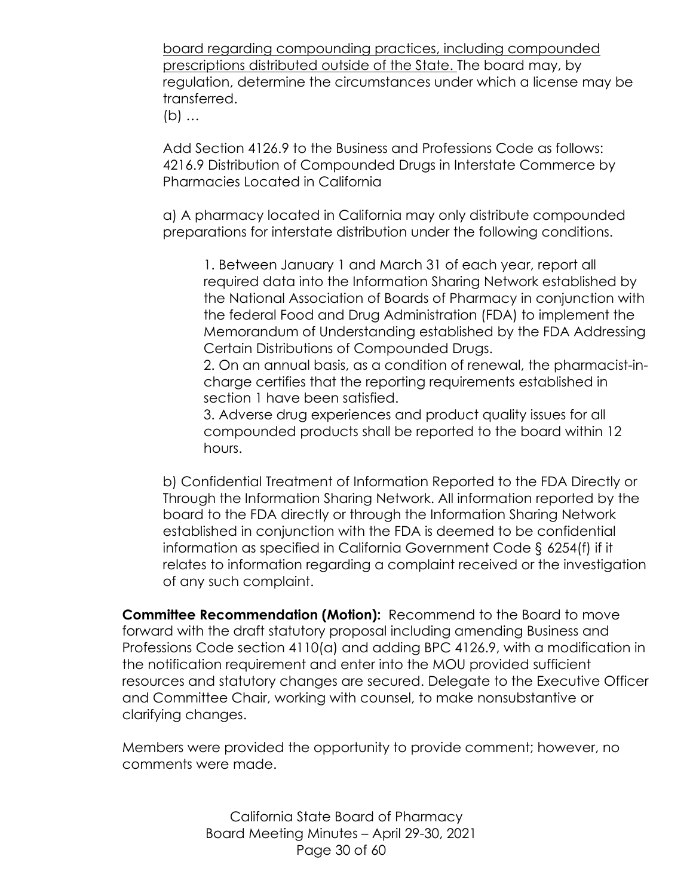board regarding compounding practices, including compounded prescriptions distributed outside of the State. The board may, by regulation, determine the circumstances under which a license may be transferred.
(b) …

Add Section 4126.9 to the Business and Professions Code as follows:
4216.9 Distribution of Compounded Drugs in Interstate Commerce by Pharmacies Located in California

a) A pharmacy located in California may only distribute compounded preparations for interstate distribution under the following conditions.

1. Between January 1 and March 31 of each year, report all required data into the Information Sharing Network established by the National Association of Boards of Pharmacy in conjunction with the federal Food and Drug Administration (FDA) to implement the Memorandum of Understanding established by the FDA Addressing Certain Distributions of Compounded Drugs.
2. On an annual basis, as a condition of renewal, the pharmacist-in-charge certifies that the reporting requirements established in section 1 have been satisfied.
3. Adverse drug experiences and product quality issues for all compounded products shall be reported to the board within 12 hours.

b) Confidential Treatment of Information Reported to the FDA Directly or Through the Information Sharing Network. All information reported by the board to the FDA directly or through the Information Sharing Network established in conjunction with the FDA is deemed to be confidential information as specified in California Government Code § 6254(f) if it relates to information regarding a complaint received or the investigation of any such complaint.

**Committee Recommendation (Motion):** Recommend to the Board to move forward with the draft statutory proposal including amending Business and Professions Code section 4110(a) and adding BPC 4126.9, with a modification in the notification requirement and enter into the MOU provided sufficient resources and statutory changes are secured. Delegate to the Executive Officer and Committee Chair, working with counsel, to make nonsubstantive or clarifying changes.

Members were provided the opportunity to provide comment; however, no comments were made.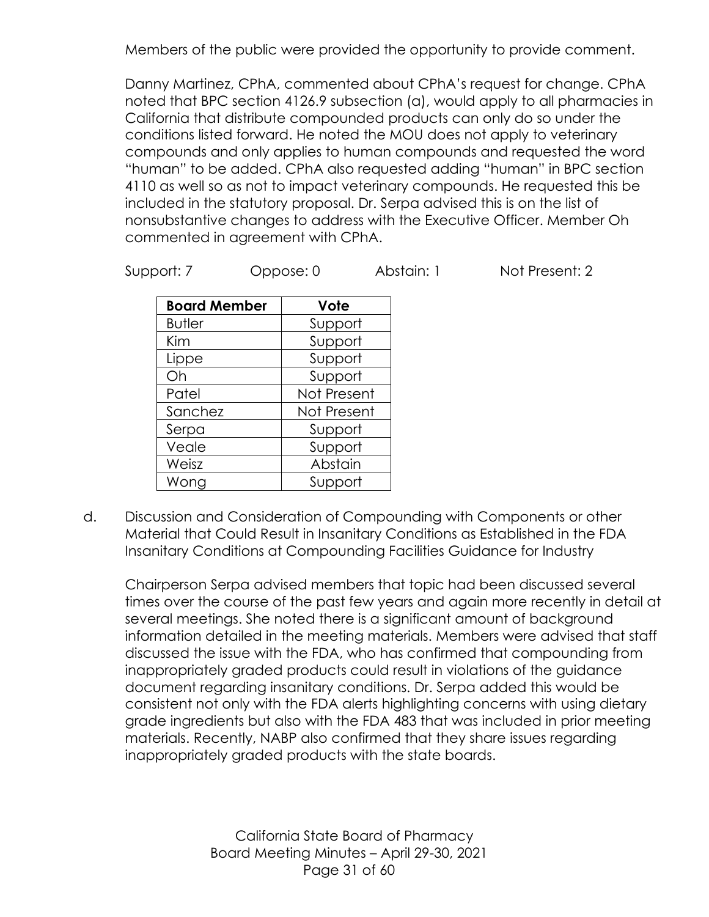Members of the public were provided the opportunity to provide comment.

Danny Martinez, CPhA, commented about CPhA's request for change. CPhA noted that BPC section 4126.9 subsection (a), would apply to all pharmacies in California that distribute compounded products can only do so under the conditions listed forward. He noted the MOU does not apply to veterinary compounds and only applies to human compounds and requested the word "human" to be added. CPhA also requested adding "human" in BPC section 4110 as well so as not to impact veterinary compounds. He requested this be included in the statutory proposal. Dr. Serpa advised this is on the list of nonsubstantive changes to address with the Executive Officer. Member Oh commented in agreement with CPhA.

Support: 7 Oppose: 0 Abstain: 1 Not Present: 2

| Board Member | Vote |
|---|---|
| Butler | Support |
| Kim | Support |
| Lippe | Support |
| Oh | Support |
| Patel | Not Present |
| Sanchez | Not Present |
| Serpa | Support |
| Veale | Support |
| Weisz | Abstain |
| Wong | Support |

d. Discussion and Consideration of Compounding with Components or other Material that Could Result in Insanitary Conditions as Established in the FDA Insanitary Conditions at Compounding Facilities Guidance for Industry

Chairperson Serpa advised members that topic had been discussed several times over the course of the past few years and again more recently in detail at several meetings. She noted there is a significant amount of background information detailed in the meeting materials. Members were advised that staff discussed the issue with the FDA, who has confirmed that compounding from inappropriately graded products could result in violations of the guidance document regarding insanitary conditions. Dr. Serpa added this would be consistent not only with the FDA alerts highlighting concerns with using dietary grade ingredients but also with the FDA 483 that was included in prior meeting materials. Recently, NABP also confirmed that they share issues regarding inappropriately graded products with the state boards.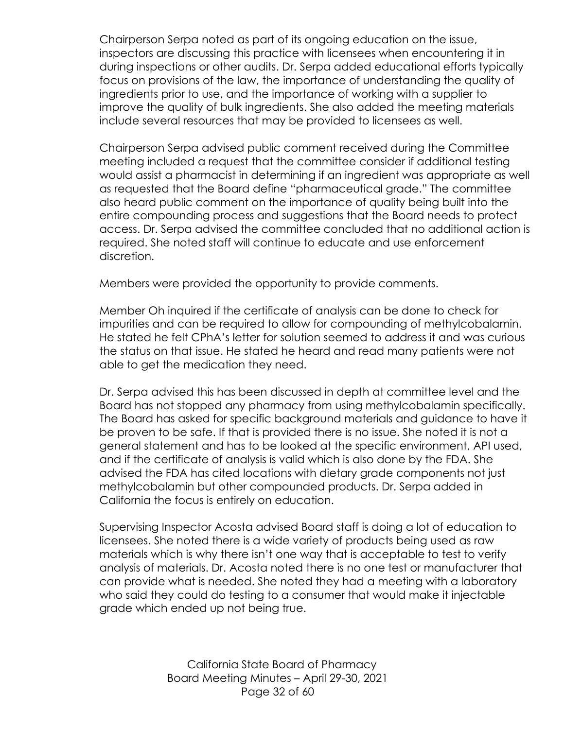Chairperson Serpa noted as part of its ongoing education on the issue, inspectors are discussing this practice with licensees when encountering it in during inspections or other audits. Dr. Serpa added educational efforts typically focus on provisions of the law, the importance of understanding the quality of ingredients prior to use, and the importance of working with a supplier to improve the quality of bulk ingredients. She also added the meeting materials include several resources that may be provided to licensees as well.

Chairperson Serpa advised public comment received during the Committee meeting included a request that the committee consider if additional testing would assist a pharmacist in determining if an ingredient was appropriate as well as requested that the Board define "pharmaceutical grade." The committee also heard public comment on the importance of quality being built into the entire compounding process and suggestions that the Board needs to protect access. Dr. Serpa advised the committee concluded that no additional action is required. She noted staff will continue to educate and use enforcement discretion.

Members were provided the opportunity to provide comments.

Member Oh inquired if the certificate of analysis can be done to check for impurities and can be required to allow for compounding of methylcobalamin. He stated he felt CPhA's letter for solution seemed to address it and was curious the status on that issue. He stated he heard and read many patients were not able to get the medication they need.

Dr. Serpa advised this has been discussed in depth at committee level and the Board has not stopped any pharmacy from using methylcobalamin specifically. The Board has asked for specific background materials and guidance to have it be proven to be safe. If that is provided there is no issue. She noted it is not a general statement and has to be looked at the specific environment, API used, and if the certificate of analysis is valid which is also done by the FDA. She advised the FDA has cited locations with dietary grade components not just methylcobalamin but other compounded products. Dr. Serpa added in California the focus is entirely on education.

Supervising Inspector Acosta advised Board staff is doing a lot of education to licensees. She noted there is a wide variety of products being used as raw materials which is why there isn't one way that is acceptable to test to verify analysis of materials. Dr. Acosta noted there is no one test or manufacturer that can provide what is needed. She noted they had a meeting with a laboratory who said they could do testing to a consumer that would make it injectable grade which ended up not being true.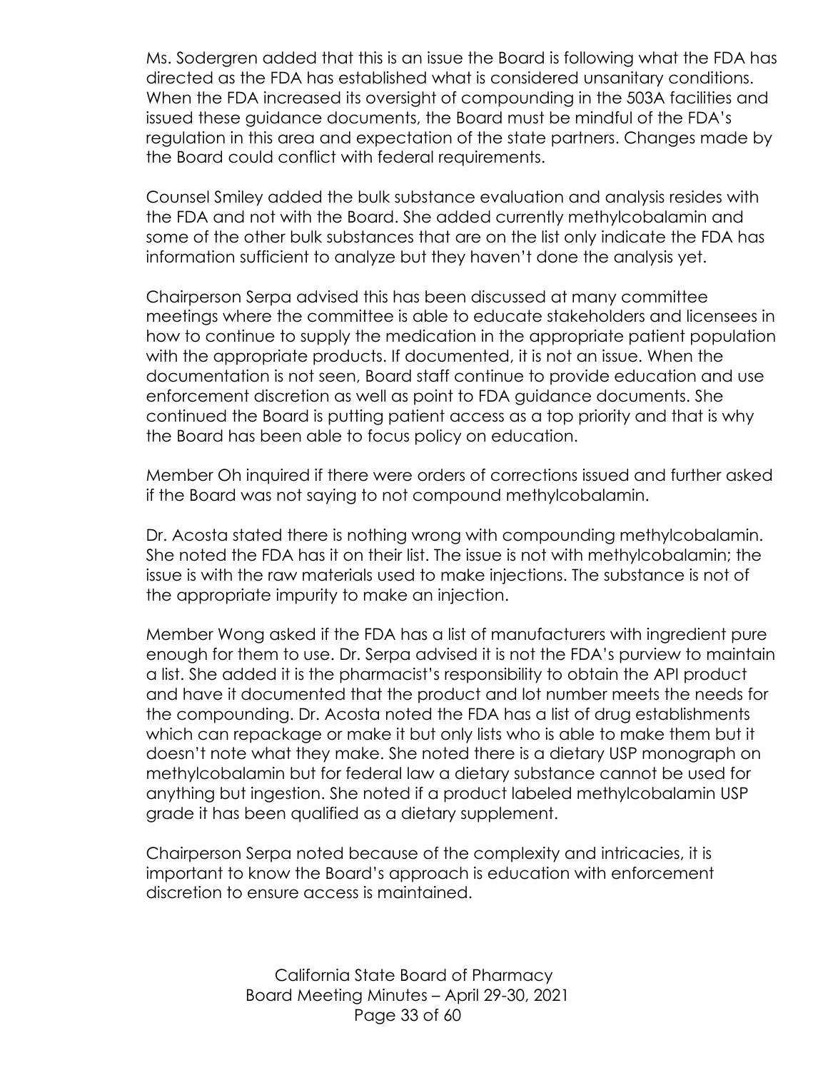Ms. Sodergren added that this is an issue the Board is following what the FDA has directed as the FDA has established what is considered unsanitary conditions. When the FDA increased its oversight of compounding in the 503A facilities and issued these guidance documents, the Board must be mindful of the FDA's regulation in this area and expectation of the state partners. Changes made by the Board could conflict with federal requirements.

Counsel Smiley added the bulk substance evaluation and analysis resides with the FDA and not with the Board. She added currently methylcobalamin and some of the other bulk substances that are on the list only indicate the FDA has information sufficient to analyze but they haven't done the analysis yet.

Chairperson Serpa advised this has been discussed at many committee meetings where the committee is able to educate stakeholders and licensees in how to continue to supply the medication in the appropriate patient population with the appropriate products. If documented, it is not an issue. When the documentation is not seen, Board staff continue to provide education and use enforcement discretion as well as point to FDA guidance documents. She continued the Board is putting patient access as a top priority and that is why the Board has been able to focus policy on education.

Member Oh inquired if there were orders of corrections issued and further asked if the Board was not saying to not compound methylcobalamin.

Dr. Acosta stated there is nothing wrong with compounding methylcobalamin. She noted the FDA has it on their list. The issue is not with methylcobalamin; the issue is with the raw materials used to make injections. The substance is not of the appropriate impurity to make an injection.

Member Wong asked if the FDA has a list of manufacturers with ingredient pure enough for them to use. Dr. Serpa advised it is not the FDA's purview to maintain a list. She added it is the pharmacist's responsibility to obtain the API product and have it documented that the product and lot number meets the needs for the compounding. Dr. Acosta noted the FDA has a list of drug establishments which can repackage or make it but only lists who is able to make them but it doesn't note what they make. She noted there is a dietary USP monograph on methylcobalamin but for federal law a dietary substance cannot be used for anything but ingestion. She noted if a product labeled methylcobalamin USP grade it has been qualified as a dietary supplement.

Chairperson Serpa noted because of the complexity and intricacies, it is important to know the Board's approach is education with enforcement discretion to ensure access is maintained.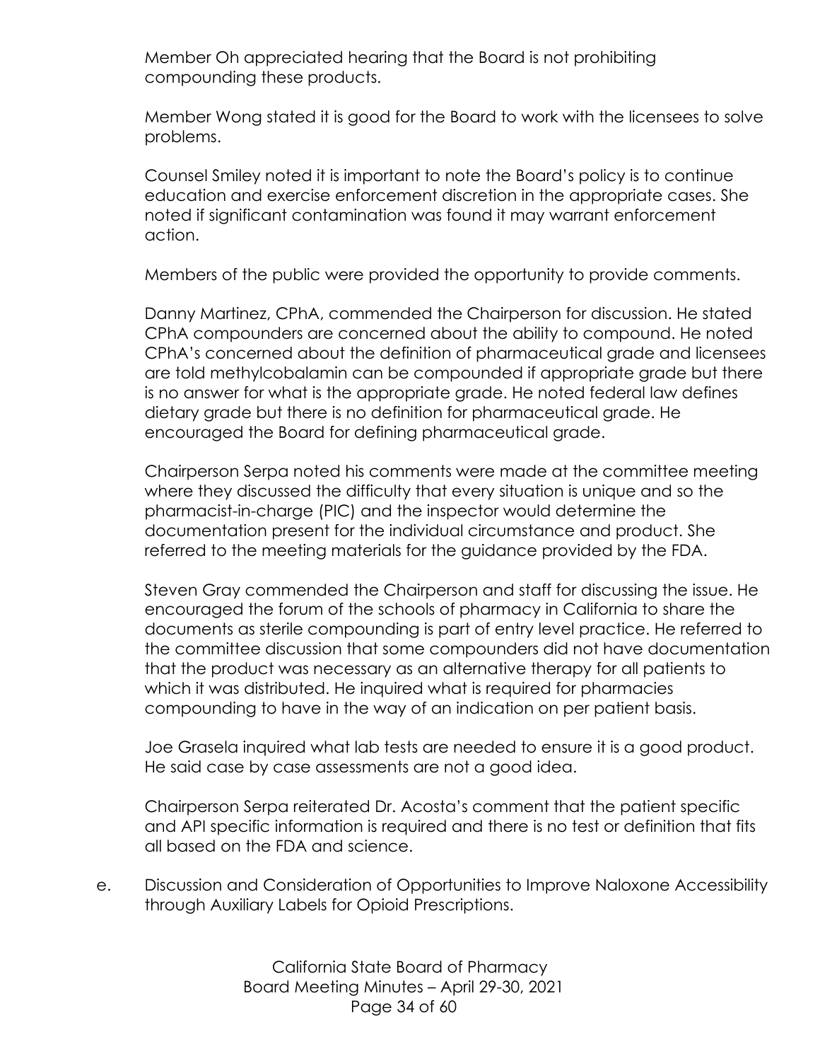Member Oh appreciated hearing that the Board is not prohibiting compounding these products.

Member Wong stated it is good for the Board to work with the licensees to solve problems.

Counsel Smiley noted it is important to note the Board's policy is to continue education and exercise enforcement discretion in the appropriate cases. She noted if significant contamination was found it may warrant enforcement action.

Members of the public were provided the opportunity to provide comments.

Danny Martinez, CPhA, commended the Chairperson for discussion. He stated CPhA compounders are concerned about the ability to compound. He noted CPhA's concerned about the definition of pharmaceutical grade and licensees are told methylcobalamin can be compounded if appropriate grade but there is no answer for what is the appropriate grade. He noted federal law defines dietary grade but there is no definition for pharmaceutical grade. He encouraged the Board for defining pharmaceutical grade.

Chairperson Serpa noted his comments were made at the committee meeting where they discussed the difficulty that every situation is unique and so the pharmacist-in-charge (PIC) and the inspector would determine the documentation present for the individual circumstance and product. She referred to the meeting materials for the guidance provided by the FDA.

Steven Gray commended the Chairperson and staff for discussing the issue. He encouraged the forum of the schools of pharmacy in California to share the documents as sterile compounding is part of entry level practice. He referred to the committee discussion that some compounders did not have documentation that the product was necessary as an alternative therapy for all patients to which it was distributed. He inquired what is required for pharmacies compounding to have in the way of an indication on per patient basis.

Joe Grasela inquired what lab tests are needed to ensure it is a good product. He said case by case assessments are not a good idea.

Chairperson Serpa reiterated Dr. Acosta's comment that the patient specific and API specific information is required and there is no test or definition that fits all based on the FDA and science.

e. Discussion and Consideration of Opportunities to Improve Naloxone Accessibility through Auxiliary Labels for Opioid Prescriptions.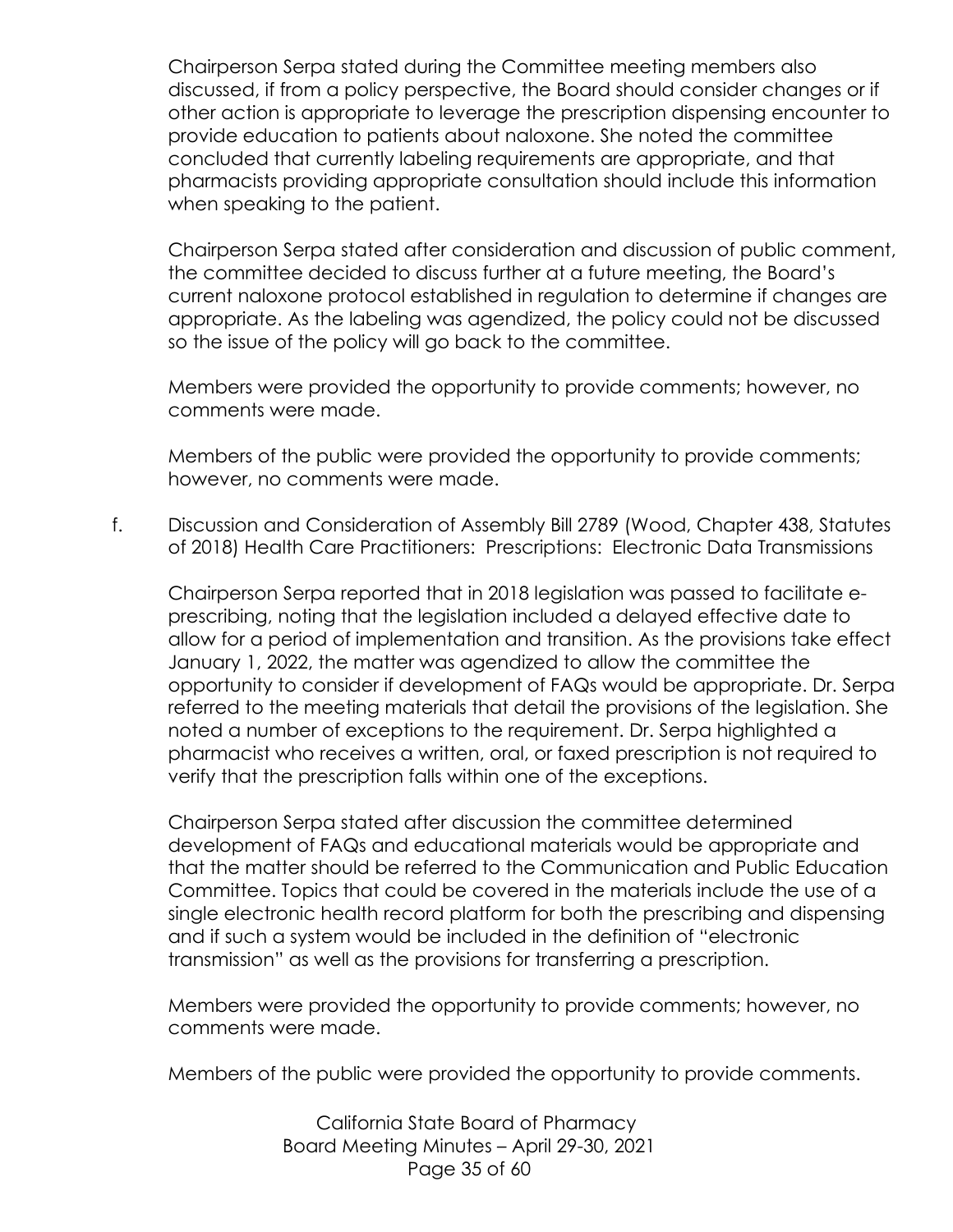Chairperson Serpa stated during the Committee meeting members also discussed, if from a policy perspective, the Board should consider changes or if other action is appropriate to leverage the prescription dispensing encounter to provide education to patients about naloxone. She noted the committee concluded that currently labeling requirements are appropriate, and that pharmacists providing appropriate consultation should include this information when speaking to the patient.

Chairperson Serpa stated after consideration and discussion of public comment, the committee decided to discuss further at a future meeting, the Board's current naloxone protocol established in regulation to determine if changes are appropriate. As the labeling was agendized, the policy could not be discussed so the issue of the policy will go back to the committee.

Members were provided the opportunity to provide comments; however, no comments were made.

Members of the public were provided the opportunity to provide comments; however, no comments were made.

f. Discussion and Consideration of Assembly Bill 2789 (Wood, Chapter 438, Statutes of 2018) Health Care Practitioners: Prescriptions: Electronic Data Transmissions

Chairperson Serpa reported that in 2018 legislation was passed to facilitate e-prescribing, noting that the legislation included a delayed effective date to allow for a period of implementation and transition. As the provisions take effect January 1, 2022, the matter was agendized to allow the committee the opportunity to consider if development of FAQs would be appropriate. Dr. Serpa referred to the meeting materials that detail the provisions of the legislation. She noted a number of exceptions to the requirement. Dr. Serpa highlighted a pharmacist who receives a written, oral, or faxed prescription is not required to verify that the prescription falls within one of the exceptions.

Chairperson Serpa stated after discussion the committee determined development of FAQs and educational materials would be appropriate and that the matter should be referred to the Communication and Public Education Committee. Topics that could be covered in the materials include the use of a single electronic health record platform for both the prescribing and dispensing and if such a system would be included in the definition of "electronic transmission" as well as the provisions for transferring a prescription.

Members were provided the opportunity to provide comments; however, no comments were made.

Members of the public were provided the opportunity to provide comments.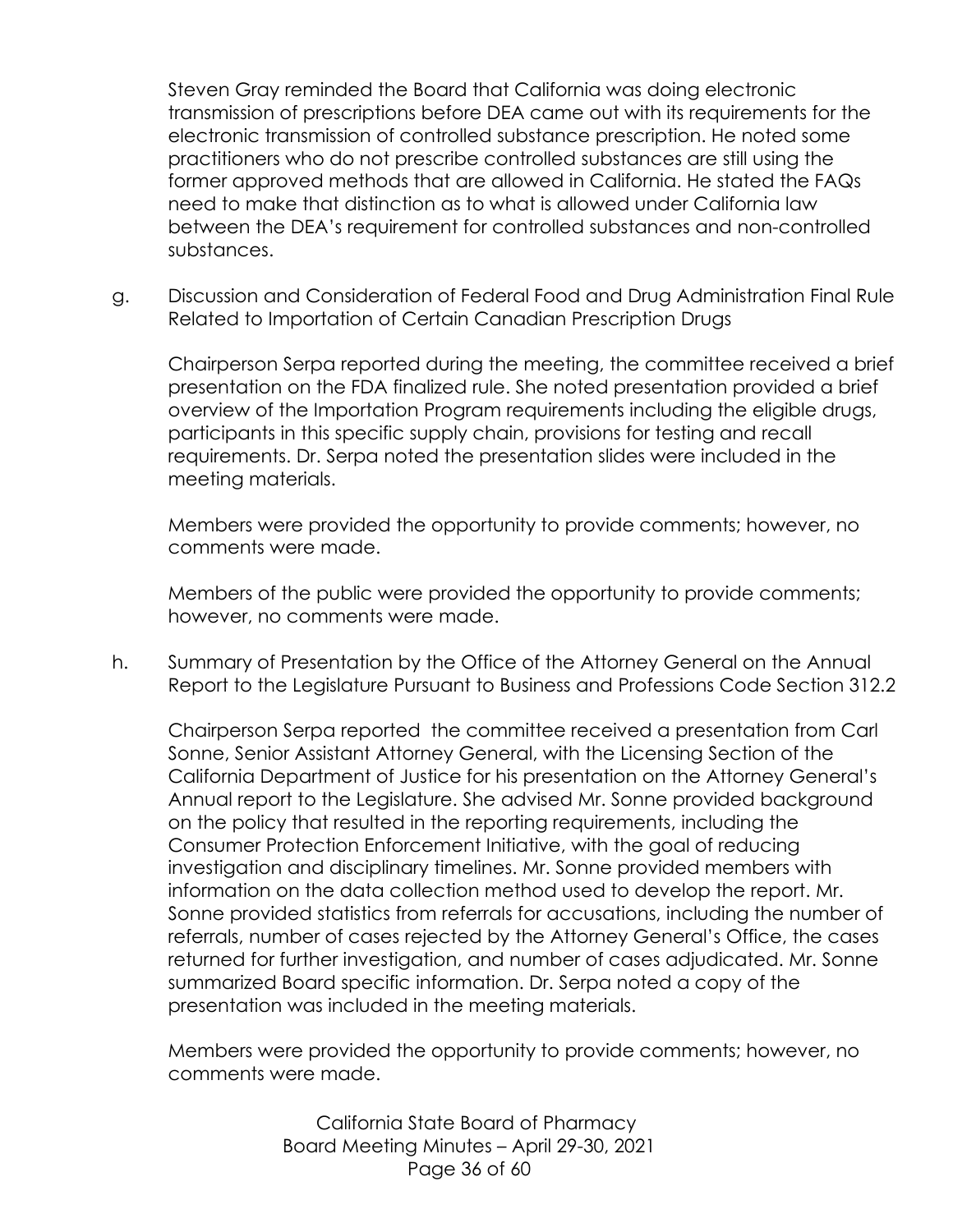Steven Gray reminded the Board that California was doing electronic transmission of prescriptions before DEA came out with its requirements for the electronic transmission of controlled substance prescription. He noted some practitioners who do not prescribe controlled substances are still using the former approved methods that are allowed in California. He stated the FAQs need to make that distinction as to what is allowed under California law between the DEA's requirement for controlled substances and non-controlled substances.

g. Discussion and Consideration of Federal Food and Drug Administration Final Rule Related to Importation of Certain Canadian Prescription Drugs

Chairperson Serpa reported during the meeting, the committee received a brief presentation on the FDA finalized rule. She noted presentation provided a brief overview of the Importation Program requirements including the eligible drugs, participants in this specific supply chain, provisions for testing and recall requirements. Dr. Serpa noted the presentation slides were included in the meeting materials.

Members were provided the opportunity to provide comments; however, no comments were made.

Members of the public were provided the opportunity to provide comments; however, no comments were made.

h. Summary of Presentation by the Office of the Attorney General on the Annual Report to the Legislature Pursuant to Business and Professions Code Section 312.2

Chairperson Serpa reported the committee received a presentation from Carl Sonne, Senior Assistant Attorney General, with the Licensing Section of the California Department of Justice for his presentation on the Attorney General's Annual report to the Legislature. She advised Mr. Sonne provided background on the policy that resulted in the reporting requirements, including the Consumer Protection Enforcement Initiative, with the goal of reducing investigation and disciplinary timelines. Mr. Sonne provided members with information on the data collection method used to develop the report. Mr. Sonne provided statistics from referrals for accusations, including the number of referrals, number of cases rejected by the Attorney General's Office, the cases returned for further investigation, and number of cases adjudicated. Mr. Sonne summarized Board specific information. Dr. Serpa noted a copy of the presentation was included in the meeting materials.

Members were provided the opportunity to provide comments; however, no comments were made.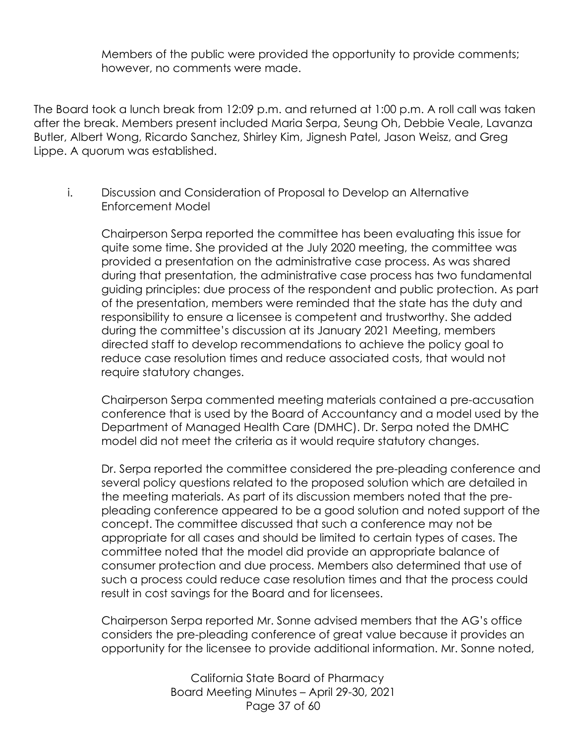Members of the public were provided the opportunity to provide comments; however, no comments were made.

The Board took a lunch break from 12:09 p.m. and returned at 1:00 p.m. A roll call was taken after the break. Members present included Maria Serpa, Seung Oh, Debbie Veale, Lavanza Butler, Albert Wong, Ricardo Sanchez, Shirley Kim, Jignesh Patel, Jason Weisz, and Greg Lippe. A quorum was established.

i. Discussion and Consideration of Proposal to Develop an Alternative Enforcement Model

Chairperson Serpa reported the committee has been evaluating this issue for quite some time. She provided at the July 2020 meeting, the committee was provided a presentation on the administrative case process. As was shared during that presentation, the administrative case process has two fundamental guiding principles: due process of the respondent and public protection. As part of the presentation, members were reminded that the state has the duty and responsibility to ensure a licensee is competent and trustworthy. She added during the committee's discussion at its January 2021 Meeting, members directed staff to develop recommendations to achieve the policy goal to reduce case resolution times and reduce associated costs, that would not require statutory changes.

Chairperson Serpa commented meeting materials contained a pre-accusation conference that is used by the Board of Accountancy and a model used by the Department of Managed Health Care (DMHC). Dr. Serpa noted the DMHC model did not meet the criteria as it would require statutory changes.

Dr. Serpa reported the committee considered the pre-pleading conference and several policy questions related to the proposed solution which are detailed in the meeting materials. As part of its discussion members noted that the pre-pleading conference appeared to be a good solution and noted support of the concept. The committee discussed that such a conference may not be appropriate for all cases and should be limited to certain types of cases. The committee noted that the model did provide an appropriate balance of consumer protection and due process. Members also determined that use of such a process could reduce case resolution times and that the process could result in cost savings for the Board and for licensees.

Chairperson Serpa reported Mr. Sonne advised members that the AG's office considers the pre-pleading conference of great value because it provides an opportunity for the licensee to provide additional information. Mr. Sonne noted,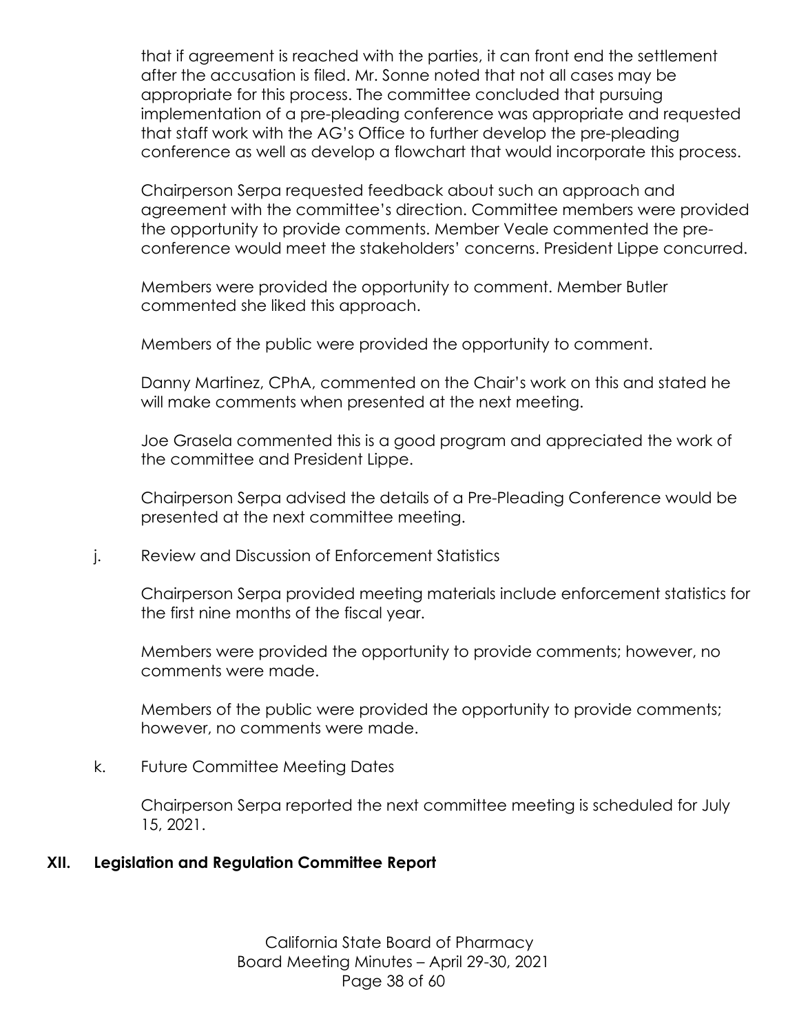that if agreement is reached with the parties, it can front end the settlement after the accusation is filed. Mr. Sonne noted that not all cases may be appropriate for this process. The committee concluded that pursuing implementation of a pre-pleading conference was appropriate and requested that staff work with the AG's Office to further develop the pre-pleading conference as well as develop a flowchart that would incorporate this process.

Chairperson Serpa requested feedback about such an approach and agreement with the committee's direction. Committee members were provided the opportunity to provide comments. Member Veale commented the pre-conference would meet the stakeholders' concerns. President Lippe concurred.

Members were provided the opportunity to comment. Member Butler commented she liked this approach.

Members of the public were provided the opportunity to comment.

Danny Martinez, CPhA, commented on the Chair's work on this and stated he will make comments when presented at the next meeting.

Joe Grasela commented this is a good program and appreciated the work of the committee and President Lippe.

Chairperson Serpa advised the details of a Pre-Pleading Conference would be presented at the next committee meeting.

j. Review and Discussion of Enforcement Statistics

Chairperson Serpa provided meeting materials include enforcement statistics for the first nine months of the fiscal year.

Members were provided the opportunity to provide comments; however, no comments were made.

Members of the public were provided the opportunity to provide comments; however, no comments were made.

k. Future Committee Meeting Dates

Chairperson Serpa reported the next committee meeting is scheduled for July 15, 2021.

## XII. Legislation and Regulation Committee Report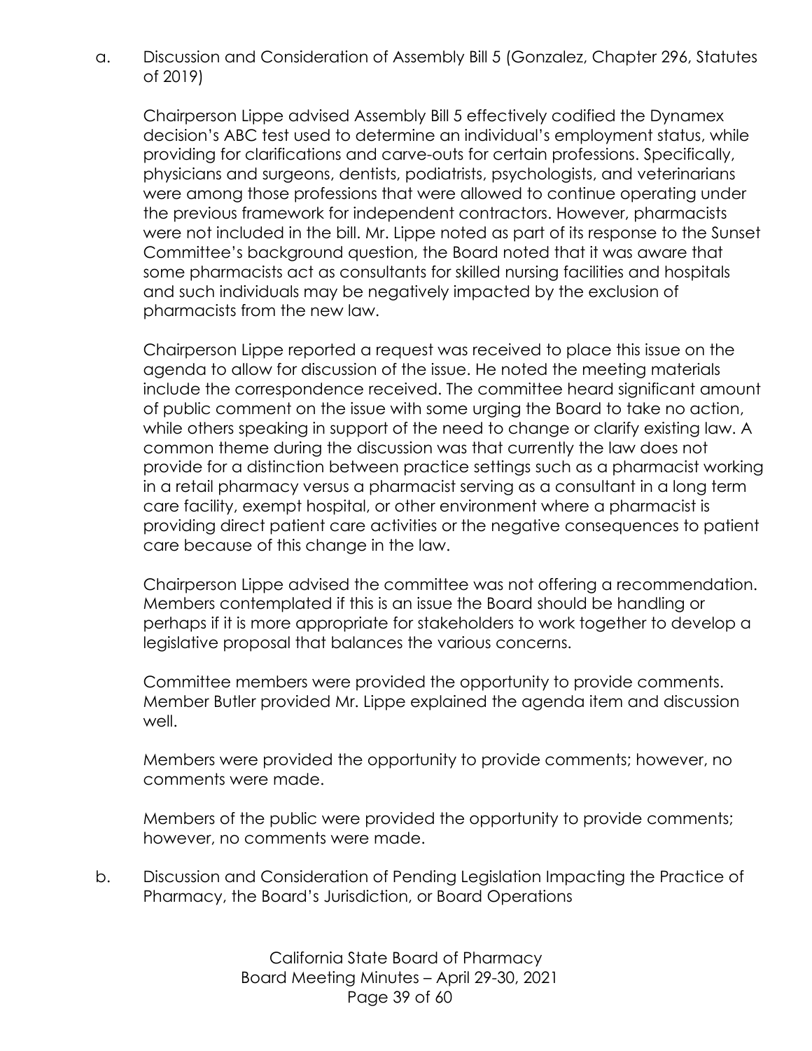a. Discussion and Consideration of Assembly Bill 5 (Gonzalez, Chapter 296, Statutes of 2019)

Chairperson Lippe advised Assembly Bill 5 effectively codified the Dynamex decision's ABC test used to determine an individual's employment status, while providing for clarifications and carve-outs for certain professions. Specifically, physicians and surgeons, dentists, podiatrists, psychologists, and veterinarians were among those professions that were allowed to continue operating under the previous framework for independent contractors. However, pharmacists were not included in the bill. Mr. Lippe noted as part of its response to the Sunset Committee's background question, the Board noted that it was aware that some pharmacists act as consultants for skilled nursing facilities and hospitals and such individuals may be negatively impacted by the exclusion of pharmacists from the new law.

Chairperson Lippe reported a request was received to place this issue on the agenda to allow for discussion of the issue. He noted the meeting materials include the correspondence received. The committee heard significant amount of public comment on the issue with some urging the Board to take no action, while others speaking in support of the need to change or clarify existing law. A common theme during the discussion was that currently the law does not provide for a distinction between practice settings such as a pharmacist working in a retail pharmacy versus a pharmacist serving as a consultant in a long term care facility, exempt hospital, or other environment where a pharmacist is providing direct patient care activities or the negative consequences to patient care because of this change in the law.

Chairperson Lippe advised the committee was not offering a recommendation. Members contemplated if this is an issue the Board should be handling or perhaps if it is more appropriate for stakeholders to work together to develop a legislative proposal that balances the various concerns.

Committee members were provided the opportunity to provide comments. Member Butler provided Mr. Lippe explained the agenda item and discussion well.

Members were provided the opportunity to provide comments; however, no comments were made.

Members of the public were provided the opportunity to provide comments; however, no comments were made.

b. Discussion and Consideration of Pending Legislation Impacting the Practice of Pharmacy, the Board's Jurisdiction, or Board Operations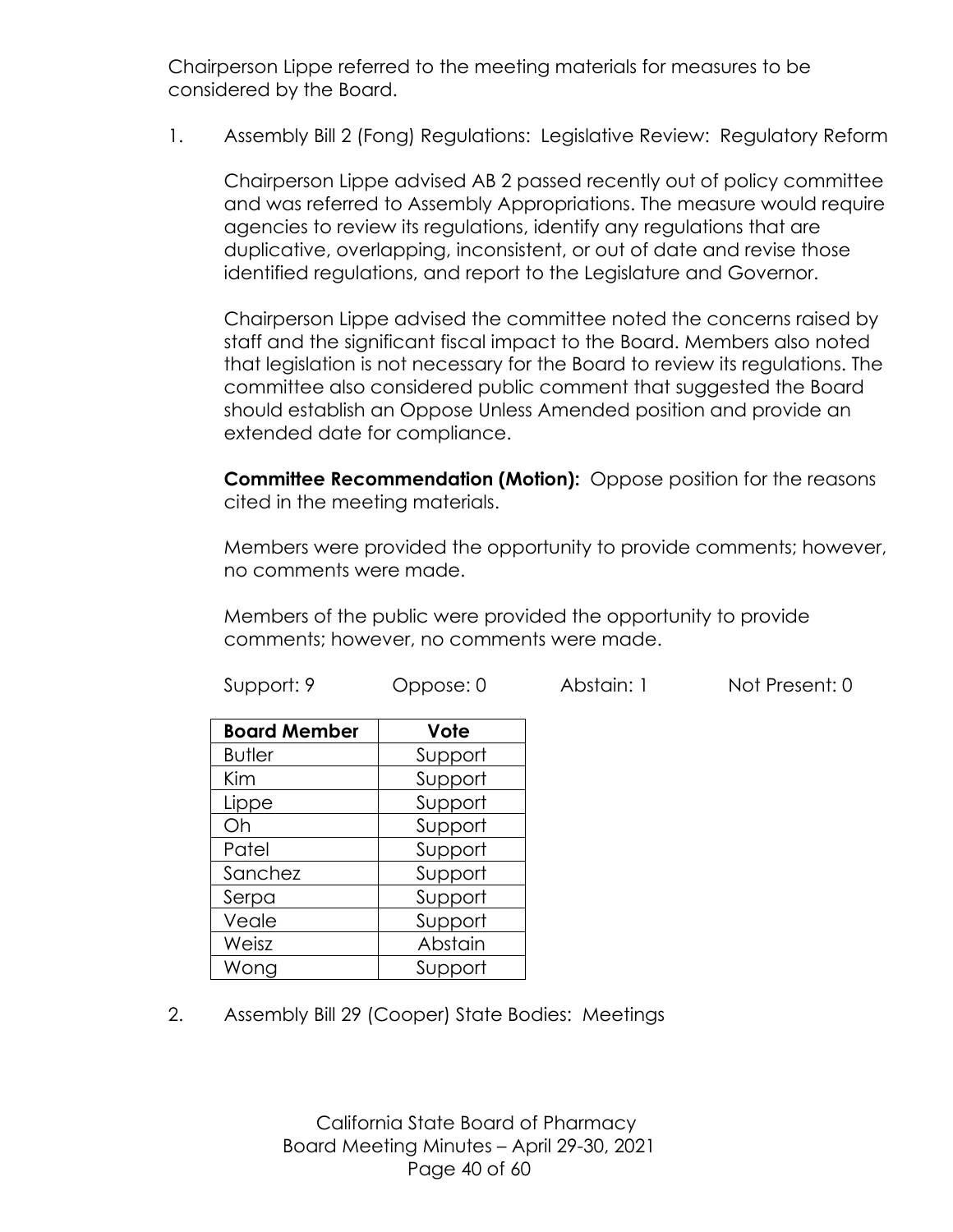Chairperson Lippe referred to the meeting materials for measures to be considered by the Board.

1. Assembly Bill 2 (Fong) Regulations: Legislative Review: Regulatory Reform

   Chairperson Lippe advised AB 2 passed recently out of policy committee and was referred to Assembly Appropriations. The measure would require agencies to review its regulations, identify any regulations that are duplicative, overlapping, inconsistent, or out of date and revise those identified regulations, and report to the Legislature and Governor.

   Chairperson Lippe advised the committee noted the concerns raised by staff and the significant fiscal impact to the Board. Members also noted that legislation is not necessary for the Board to review its regulations. The committee also considered public comment that suggested the Board should establish an Oppose Unless Amended position and provide an extended date for compliance.

   **Committee Recommendation (Motion):** Oppose position for the reasons cited in the meeting materials.

   Members were provided the opportunity to provide comments; however, no comments were made.

   Members of the public were provided the opportunity to provide comments; however, no comments were made.

   Support: 9 Oppose: 0 Abstain: 1 Not Present: 0

| Board Member | Vote |
|---|---|
| Butler | Support |
| Kim | Support |
| Lippe | Support |
| Oh | Support |
| Patel | Support |
| Sanchez | Support |
| Serpa | Support |
| Veale | Support |
| Weisz | Abstain |
| Wong | Support |

2. Assembly Bill 29 (Cooper) State Bodies: Meetings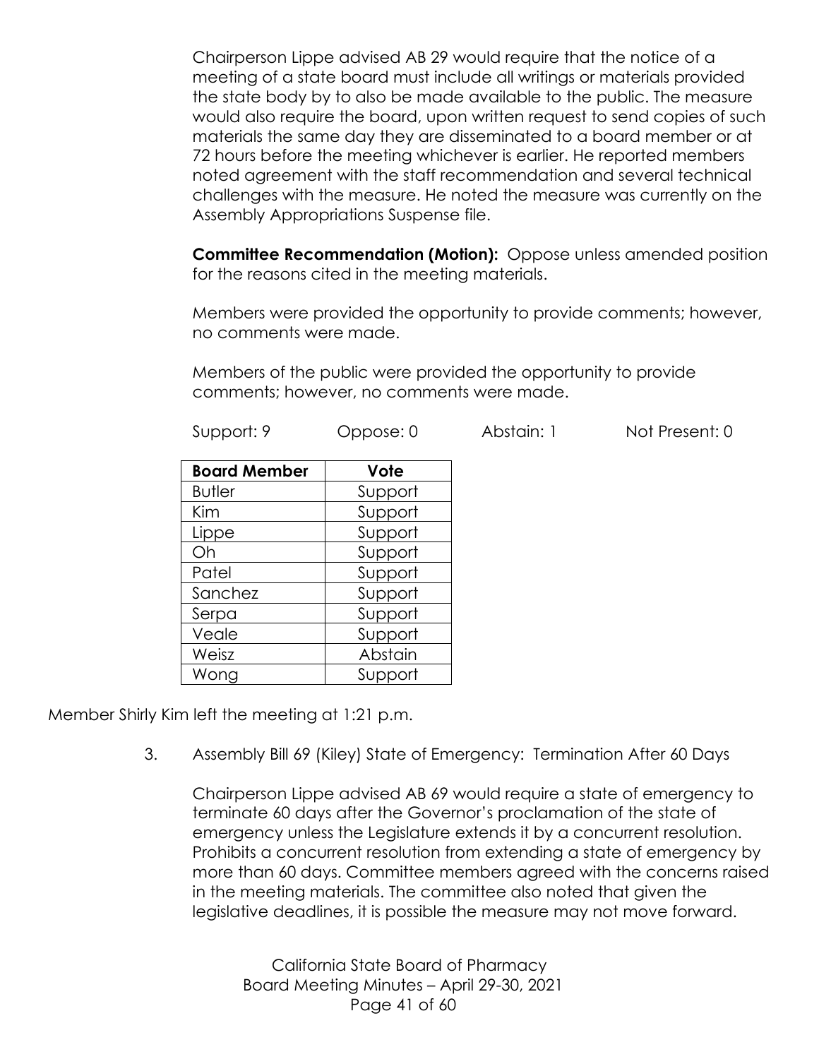Chairperson Lippe advised AB 29 would require that the notice of a meeting of a state board must include all writings or materials provided the state body by to also be made available to the public. The measure would also require the board, upon written request to send copies of such materials the same day they are disseminated to a board member or at 72 hours before the meeting whichever is earlier. He reported members noted agreement with the staff recommendation and several technical challenges with the measure. He noted the measure was currently on the Assembly Appropriations Suspense file.

**Committee Recommendation (Motion):** Oppose unless amended position for the reasons cited in the meeting materials.

Members were provided the opportunity to provide comments; however, no comments were made.

Members of the public were provided the opportunity to provide comments; however, no comments were made.

Support: 9 Oppose: 0 Abstain: 1 Not Present: 0

| Board Member | Vote |
| --- | --- |
| Butler | Support |
| Kim | Support |
| Lippe | Support |
| Oh | Support |
| Patel | Support |
| Sanchez | Support |
| Serpa | Support |
| Veale | Support |
| Weisz | Abstain |
| Wong | Support |

Member Shirly Kim left the meeting at 1:21 p.m.

3. Assembly Bill 69 (Kiley) State of Emergency: Termination After 60 Days

Chairperson Lippe advised AB 69 would require a state of emergency to terminate 60 days after the Governor's proclamation of the state of emergency unless the Legislature extends it by a concurrent resolution. Prohibits a concurrent resolution from extending a state of emergency by more than 60 days. Committee members agreed with the concerns raised in the meeting materials. The committee also noted that given the legislative deadlines, it is possible the measure may not move forward.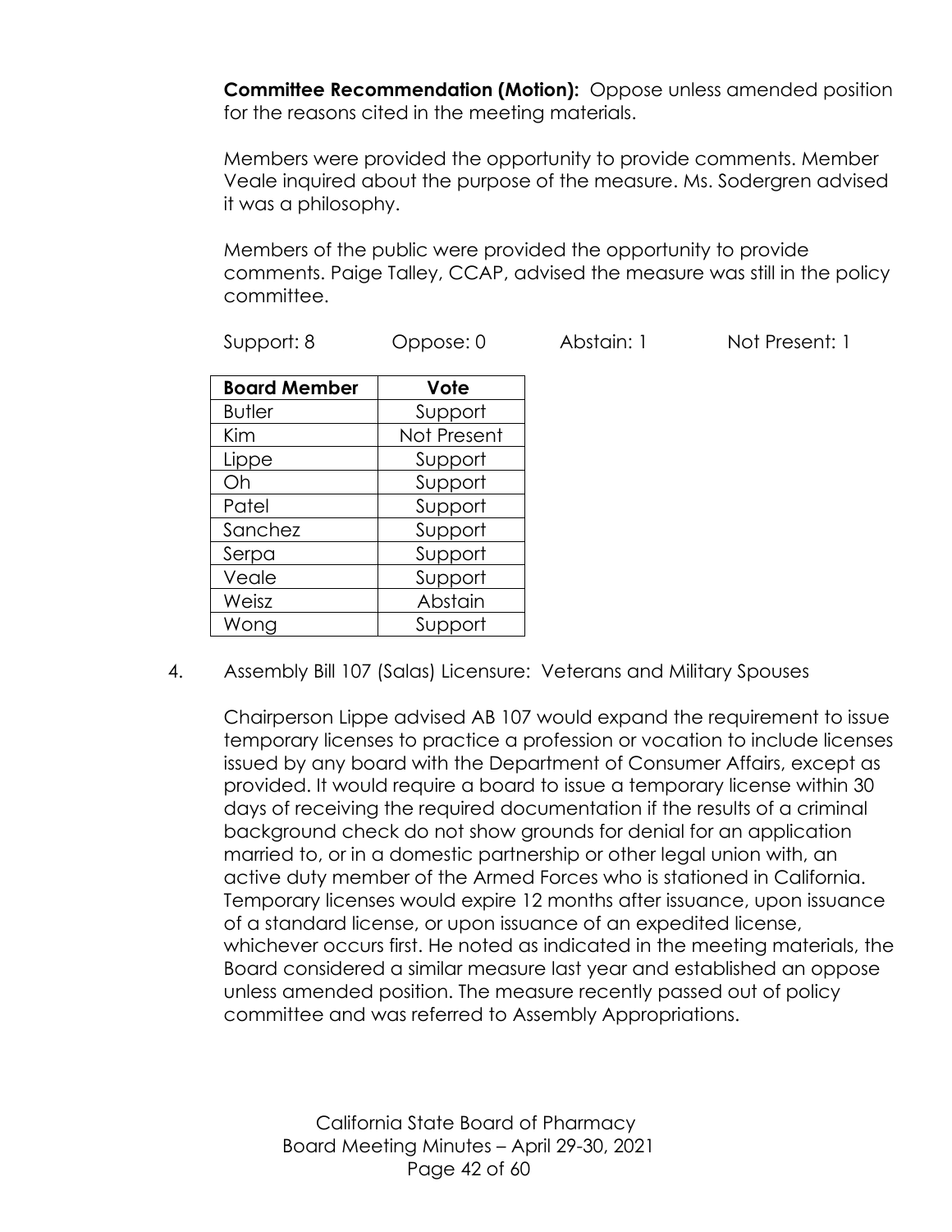**Committee Recommendation (Motion):** Oppose unless amended position for the reasons cited in the meeting materials.

Members were provided the opportunity to provide comments. Member Veale inquired about the purpose of the measure. Ms. Sodergren advised it was a philosophy.

Members of the public were provided the opportunity to provide comments. Paige Talley, CCAP, advised the measure was still in the policy committee.

Support: 8 Oppose: 0 Abstain: 1 Not Present: 1

| Board Member | Vote |
|---|---|
| Butler | Support |
| Kim | Not Present |
| Lippe | Support |
| Oh | Support |
| Patel | Support |
| Sanchez | Support |
| Serpa | Support |
| Veale | Support |
| Weisz | Abstain |
| Wong | Support |

4. Assembly Bill 107 (Salas) Licensure: Veterans and Military Spouses

Chairperson Lippe advised AB 107 would expand the requirement to issue temporary licenses to practice a profession or vocation to include licenses issued by any board with the Department of Consumer Affairs, except as provided. It would require a board to issue a temporary license within 30 days of receiving the required documentation if the results of a criminal background check do not show grounds for denial for an application married to, or in a domestic partnership or other legal union with, an active duty member of the Armed Forces who is stationed in California. Temporary licenses would expire 12 months after issuance, upon issuance of a standard license, or upon issuance of an expedited license, whichever occurs first. He noted as indicated in the meeting materials, the Board considered a similar measure last year and established an oppose unless amended position. The measure recently passed out of policy committee and was referred to Assembly Appropriations.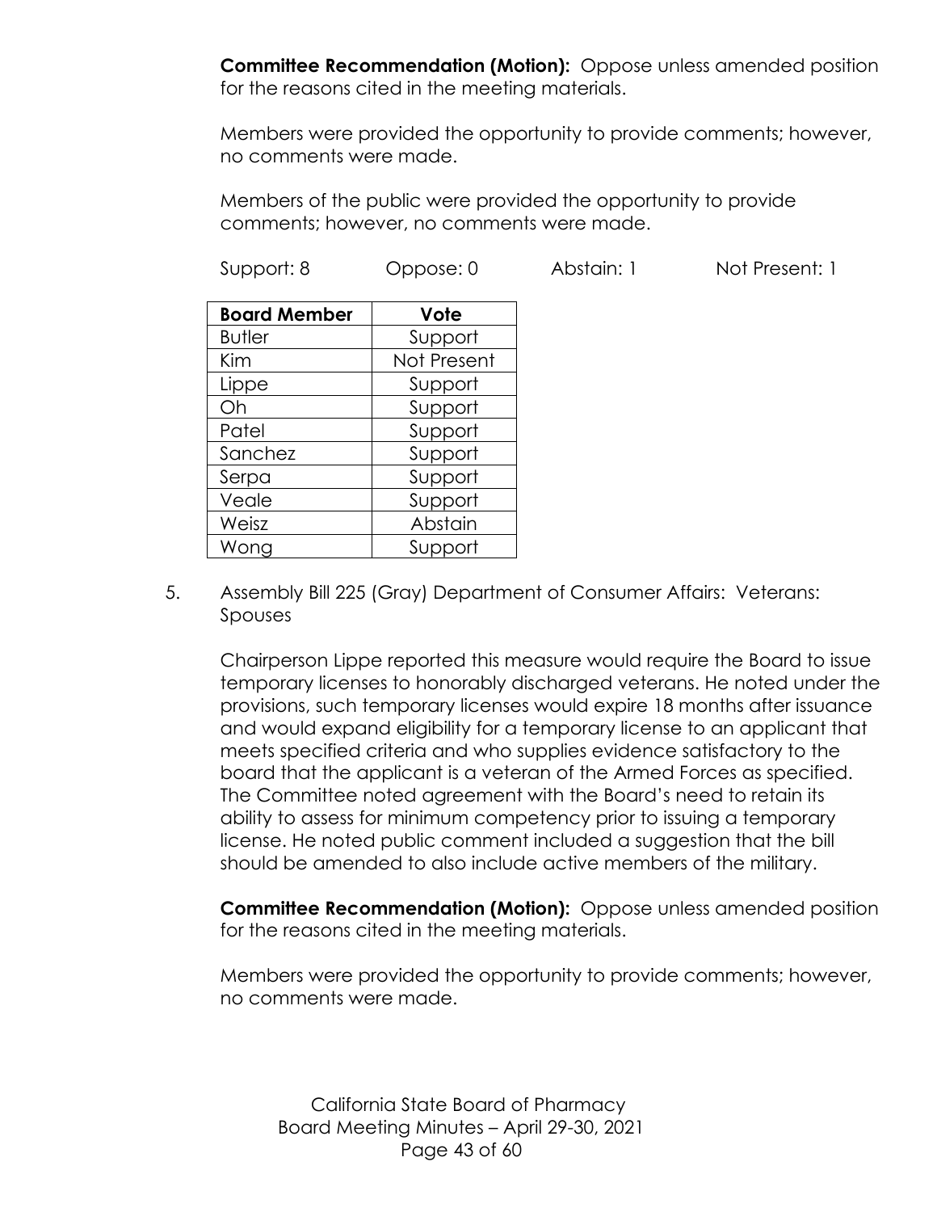**Committee Recommendation (Motion):** Oppose unless amended position for the reasons cited in the meeting materials.

Members were provided the opportunity to provide comments; however, no comments were made.

Members of the public were provided the opportunity to provide comments; however, no comments were made.

Support: 8 Oppose: 0 Abstain: 1 Not Present: 1

| Board Member | Vote |
|---|---|
| Butler | Support |
| Kim | Not Present |
| Lippe | Support |
| Oh | Support |
| Patel | Support |
| Sanchez | Support |
| Serpa | Support |
| Veale | Support |
| Weisz | Abstain |
| Wong | Support |

5. Assembly Bill 225 (Gray) Department of Consumer Affairs: Veterans: Spouses

   Chairperson Lippe reported this measure would require the Board to issue temporary licenses to honorably discharged veterans. He noted under the provisions, such temporary licenses would expire 18 months after issuance and would expand eligibility for a temporary license to an applicant that meets specified criteria and who supplies evidence satisfactory to the board that the applicant is a veteran of the Armed Forces as specified. The Committee noted agreement with the Board's need to retain its ability to assess for minimum competency prior to issuing a temporary license. He noted public comment included a suggestion that the bill should be amended to also include active members of the military.

   **Committee Recommendation (Motion):** Oppose unless amended position for the reasons cited in the meeting materials.

   Members were provided the opportunity to provide comments; however, no comments were made.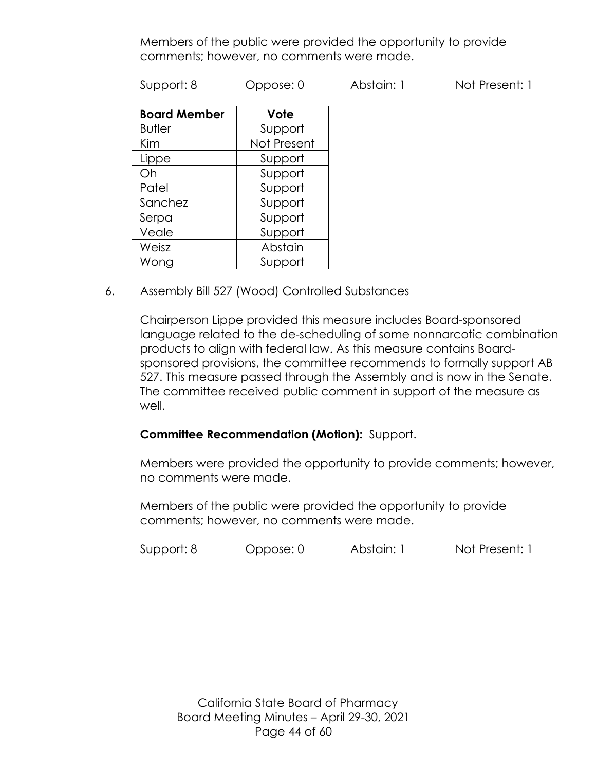Members of the public were provided the opportunity to provide comments; however, no comments were made.

Support: 8  Oppose: 0  Abstain: 1  Not Present: 1

| Board Member | Vote |
| --- | --- |
| Butler | Support |
| Kim | Not Present |
| Lippe | Support |
| Oh | Support |
| Patel | Support |
| Sanchez | Support |
| Serpa | Support |
| Veale | Support |
| Weisz | Abstain |
| Wong | Support |

6. Assembly Bill 527 (Wood) Controlled Substances

Chairperson Lippe provided this measure includes Board-sponsored language related to the de-scheduling of some nonnarcotic combination products to align with federal law. As this measure contains Board-sponsored provisions, the committee recommends to formally support AB 527. This measure passed through the Assembly and is now in the Senate. The committee received public comment in support of the measure as well.

**Committee Recommendation (Motion):** Support.

Members were provided the opportunity to provide comments; however, no comments were made.

Members of the public were provided the opportunity to provide comments; however, no comments were made.

Support: 8  Oppose: 0  Abstain: 1  Not Present: 1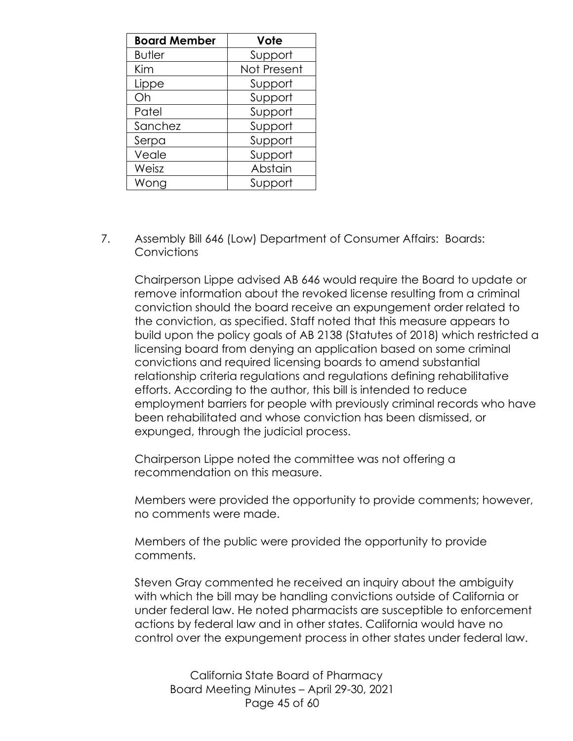| Board Member | Vote |
|---|---|
| Butler | Support |
| Kim | Not Present |
| Lippe | Support |
| Oh | Support |
| Patel | Support |
| Sanchez | Support |
| Serpa | Support |
| Veale | Support |
| Weisz | Abstain |
| Wong | Support |

7. Assembly Bill 646 (Low) Department of Consumer Affairs: Boards: Convictions

   Chairperson Lippe advised AB 646 would require the Board to update or remove information about the revoked license resulting from a criminal conviction should the board receive an expungement order related to the conviction, as specified. Staff noted that this measure appears to build upon the policy goals of AB 2138 (Statutes of 2018) which restricted a licensing board from denying an application based on some criminal convictions and required licensing boards to amend substantial relationship criteria regulations and regulations defining rehabilitative efforts. According to the author, this bill is intended to reduce employment barriers for people with previously criminal records who have been rehabilitated and whose conviction has been dismissed, or expunged, through the judicial process.

   Chairperson Lippe noted the committee was not offering a recommendation on this measure.

   Members were provided the opportunity to provide comments; however, no comments were made.

   Members of the public were provided the opportunity to provide comments.

   Steven Gray commented he received an inquiry about the ambiguity with which the bill may be handling convictions outside of California or under federal law. He noted pharmacists are susceptible to enforcement actions by federal law and in other states. California would have no control over the expungement process in other states under federal law.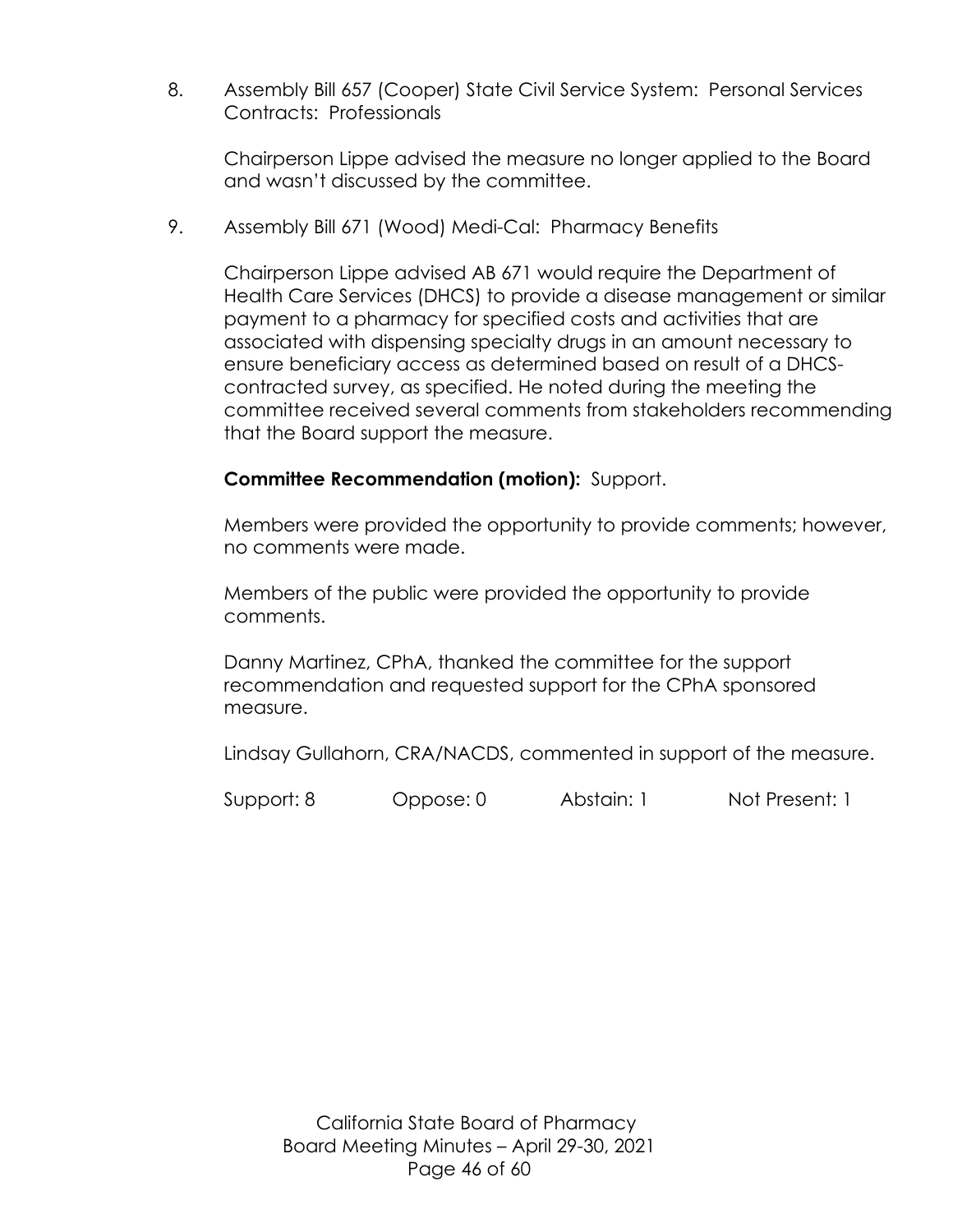8. Assembly Bill 657 (Cooper) State Civil Service System: Personal Services Contracts: Professionals

   Chairperson Lippe advised the measure no longer applied to the Board and wasn't discussed by the committee.

9. Assembly Bill 671 (Wood) Medi-Cal: Pharmacy Benefits

   Chairperson Lippe advised AB 671 would require the Department of Health Care Services (DHCS) to provide a disease management or similar payment to a pharmacy for specified costs and activities that are associated with dispensing specialty drugs in an amount necessary to ensure beneficiary access as determined based on result of a DHCS-contracted survey, as specified. He noted during the meeting the committee received several comments from stakeholders recommending that the Board support the measure.

   **Committee Recommendation (motion):** Support.

   Members were provided the opportunity to provide comments; however, no comments were made.

   Members of the public were provided the opportunity to provide comments.

   Danny Martinez, CPhA, thanked the committee for the support recommendation and requested support for the CPhA sponsored measure.

   Lindsay Gullahorn, CRA/NACDS, commented in support of the measure.

   | Support: 8 | Oppose: 0 | Abstain: 1 | Not Present: 1 |
   |---|---|---|---|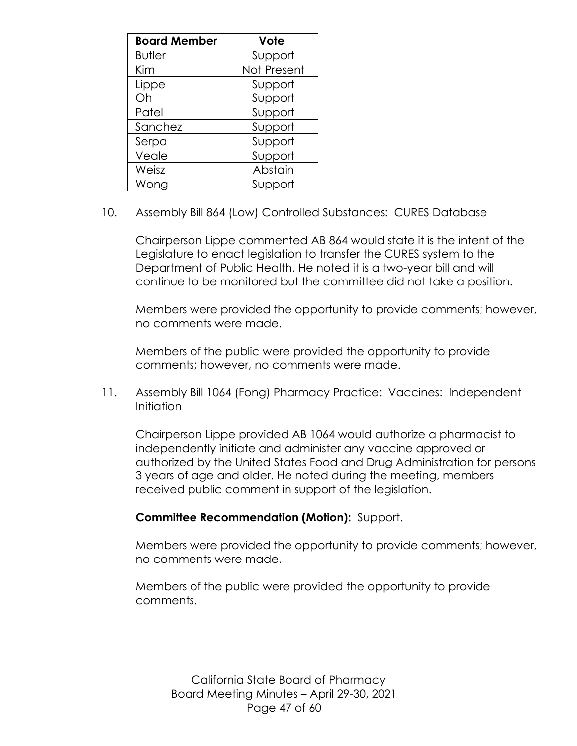| Board Member | Vote |
|---|---|
| Butler | Support |
| Kim | Not Present |
| Lippe | Support |
| Oh | Support |
| Patel | Support |
| Sanchez | Support |
| Serpa | Support |
| Veale | Support |
| Weisz | Abstain |
| Wong | Support |

10. Assembly Bill 864 (Low) Controlled Substances: CURES Database

    Chairperson Lippe commented AB 864 would state it is the intent of the Legislature to enact legislation to transfer the CURES system to the Department of Public Health. He noted it is a two-year bill and will continue to be monitored but the committee did not take a position.

    Members were provided the opportunity to provide comments; however, no comments were made.

    Members of the public were provided the opportunity to provide comments; however, no comments were made.

11. Assembly Bill 1064 (Fong) Pharmacy Practice: Vaccines: Independent Initiation

    Chairperson Lippe provided AB 1064 would authorize a pharmacist to independently initiate and administer any vaccine approved or authorized by the United States Food and Drug Administration for persons 3 years of age and older. He noted during the meeting, members received public comment in support of the legislation.

    **Committee Recommendation (Motion):** Support.

    Members were provided the opportunity to provide comments; however, no comments were made.

    Members of the public were provided the opportunity to provide comments.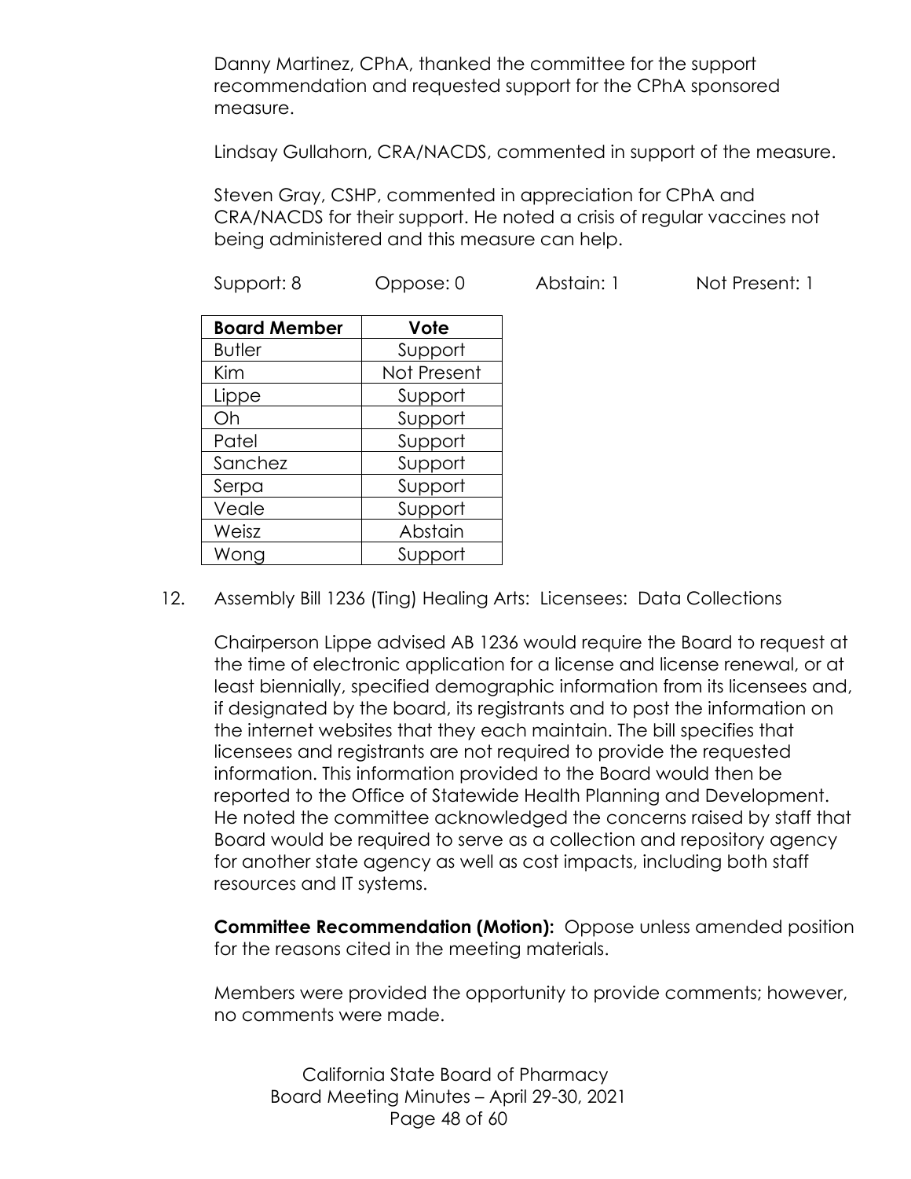Danny Martinez, CPhA, thanked the committee for the support recommendation and requested support for the CPhA sponsored measure.

Lindsay Gullahorn, CRA/NACDS, commented in support of the measure.

Steven Gray, CSHP, commented in appreciation for CPhA and CRA/NACDS for their support. He noted a crisis of regular vaccines not being administered and this measure can help.

Support: 8 Oppose: 0 Abstain: 1 Not Present: 1

| Board Member | Vote |
|---|---|
| Butler | Support |
| Kim | Not Present |
| Lippe | Support |
| Oh | Support |
| Patel | Support |
| Sanchez | Support |
| Serpa | Support |
| Veale | Support |
| Weisz | Abstain |
| Wong | Support |

12. Assembly Bill 1236 (Ting) Healing Arts: Licensees: Data Collections

Chairperson Lippe advised AB 1236 would require the Board to request at the time of electronic application for a license and license renewal, or at least biennially, specified demographic information from its licensees and, if designated by the board, its registrants and to post the information on the internet websites that they each maintain. The bill specifies that licensees and registrants are not required to provide the requested information. This information provided to the Board would then be reported to the Office of Statewide Health Planning and Development. He noted the committee acknowledged the concerns raised by staff that Board would be required to serve as a collection and repository agency for another state agency as well as cost impacts, including both staff resources and IT systems.

**Committee Recommendation (Motion):** Oppose unless amended position for the reasons cited in the meeting materials.

Members were provided the opportunity to provide comments; however, no comments were made.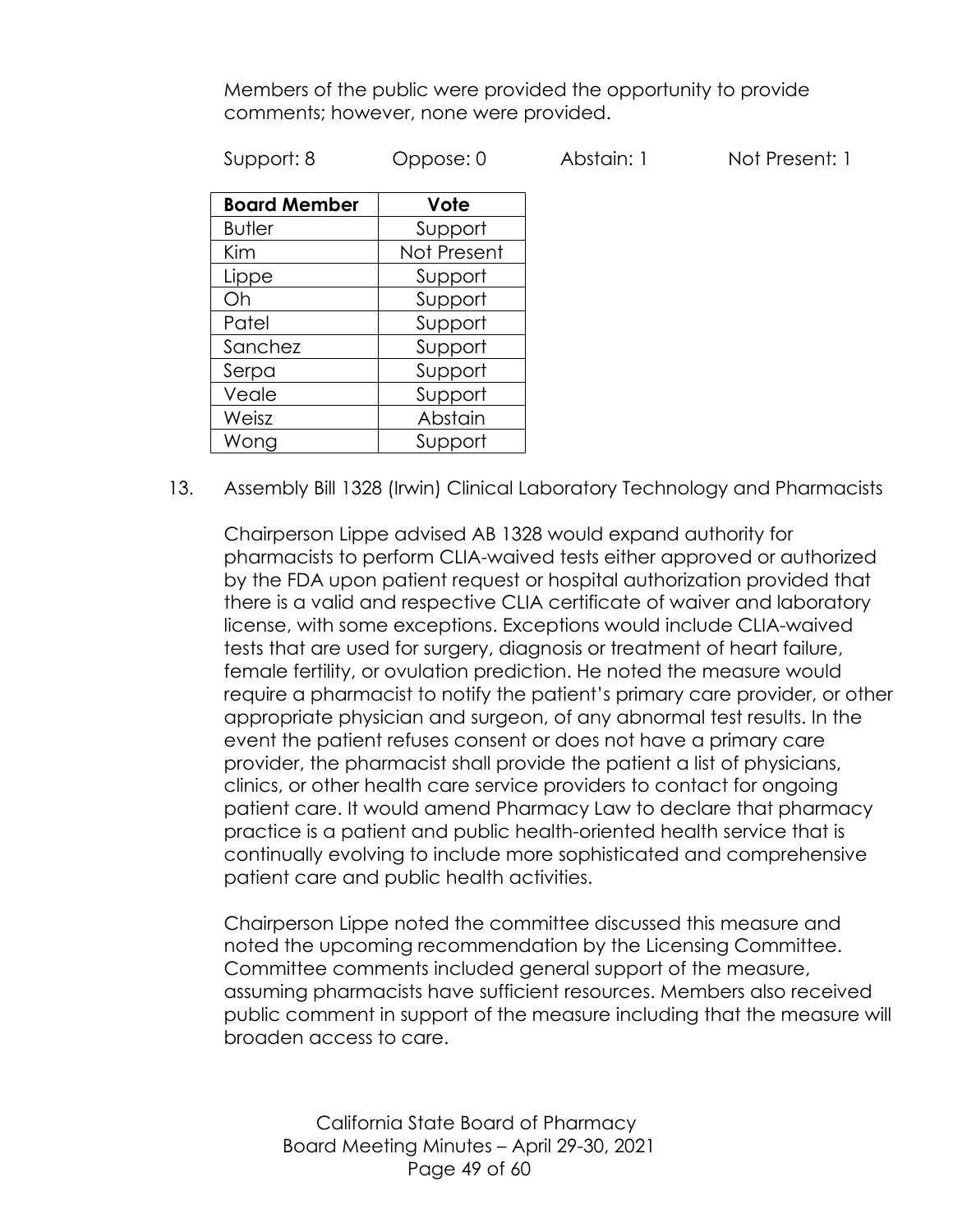Members of the public were provided the opportunity to provide comments; however, none were provided.

Support: 8 Oppose: 0 Abstain: 1 Not Present: 1

| Board Member | Vote |
| --- | --- |
| Butler | Support |
| Kim | Not Present |
| Lippe | Support |
| Oh | Support |
| Patel | Support |
| Sanchez | Support |
| Serpa | Support |
| Veale | Support |
| Weisz | Abstain |
| Wong | Support |

13. Assembly Bill 1328 (Irwin) Clinical Laboratory Technology and Pharmacists

Chairperson Lippe advised AB 1328 would expand authority for pharmacists to perform CLIA-waived tests either approved or authorized by the FDA upon patient request or hospital authorization provided that there is a valid and respective CLIA certificate of waiver and laboratory license, with some exceptions. Exceptions would include CLIA-waived tests that are used for surgery, diagnosis or treatment of heart failure, female fertility, or ovulation prediction. He noted the measure would require a pharmacist to notify the patient's primary care provider, or other appropriate physician and surgeon, of any abnormal test results. In the event the patient refuses consent or does not have a primary care provider, the pharmacist shall provide the patient a list of physicians, clinics, or other health care service providers to contact for ongoing patient care. It would amend Pharmacy Law to declare that pharmacy practice is a patient and public health-oriented health service that is continually evolving to include more sophisticated and comprehensive patient care and public health activities.

Chairperson Lippe noted the committee discussed this measure and noted the upcoming recommendation by the Licensing Committee. Committee comments included general support of the measure, assuming pharmacists have sufficient resources. Members also received public comment in support of the measure including that the measure will broaden access to care.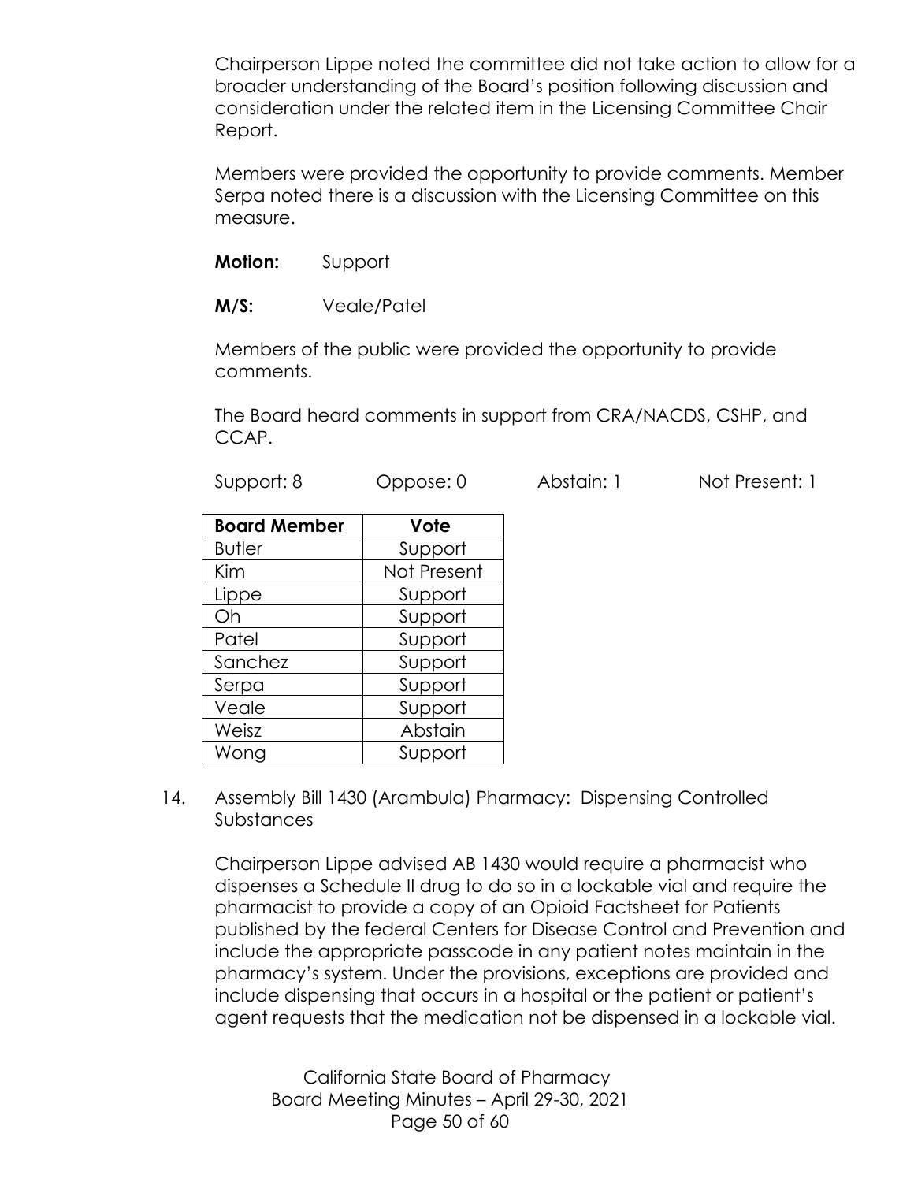Chairperson Lippe noted the committee did not take action to allow for a broader understanding of the Board's position following discussion and consideration under the related item in the Licensing Committee Chair Report.

Members were provided the opportunity to provide comments. Member Serpa noted there is a discussion with the Licensing Committee on this measure.

**Motion:** Support

**M/S:** Veale/Patel

Members of the public were provided the opportunity to provide comments.

The Board heard comments in support from CRA/NACDS, CSHP, and CCAP.

Support: 8 Oppose: 0 Abstain: 1 Not Present: 1

| Board Member | Vote |
|---|---|
| Butler | Support |
| Kim | Not Present |
| Lippe | Support |
| Oh | Support |
| Patel | Support |
| Sanchez | Support |
| Serpa | Support |
| Veale | Support |
| Weisz | Abstain |
| Wong | Support |

14. Assembly Bill 1430 (Arambula) Pharmacy: Dispensing Controlled Substances

    Chairperson Lippe advised AB 1430 would require a pharmacist who dispenses a Schedule II drug to do so in a lockable vial and require the pharmacist to provide a copy of an Opioid Factsheet for Patients published by the federal Centers for Disease Control and Prevention and include the appropriate passcode in any patient notes maintain in the pharmacy's system. Under the provisions, exceptions are provided and include dispensing that occurs in a hospital or the patient or patient's agent requests that the medication not be dispensed in a lockable vial.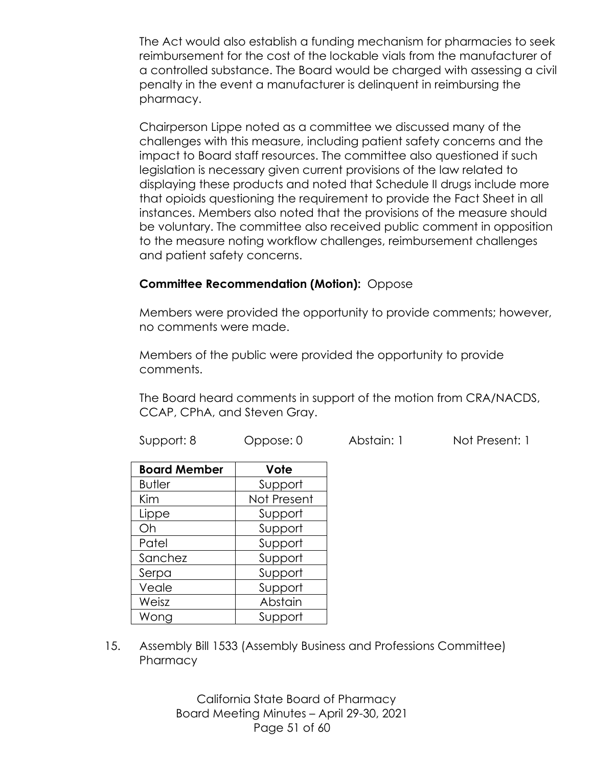The Act would also establish a funding mechanism for pharmacies to seek reimbursement for the cost of the lockable vials from the manufacturer of a controlled substance. The Board would be charged with assessing a civil penalty in the event a manufacturer is delinquent in reimbursing the pharmacy.

Chairperson Lippe noted as a committee we discussed many of the challenges with this measure, including patient safety concerns and the impact to Board staff resources. The committee also questioned if such legislation is necessary given current provisions of the law related to displaying these products and noted that Schedule II drugs include more that opioids questioning the requirement to provide the Fact Sheet in all instances. Members also noted that the provisions of the measure should be voluntary. The committee also received public comment in opposition to the measure noting workflow challenges, reimbursement challenges and patient safety concerns.

**Committee Recommendation (Motion):** Oppose

Members were provided the opportunity to provide comments; however, no comments were made.

Members of the public were provided the opportunity to provide comments.

The Board heard comments in support of the motion from CRA/NACDS, CCAP, CPhA, and Steven Gray.

Support: 8 Oppose: 0 Abstain: 1 Not Present: 1

| Board Member | Vote |
|---|---|
| Butler | Support |
| Kim | Not Present |
| Lippe | Support |
| Oh | Support |
| Patel | Support |
| Sanchez | Support |
| Serpa | Support |
| Veale | Support |
| Weisz | Abstain |
| Wong | Support |

15. Assembly Bill 1533 (Assembly Business and Professions Committee) Pharmacy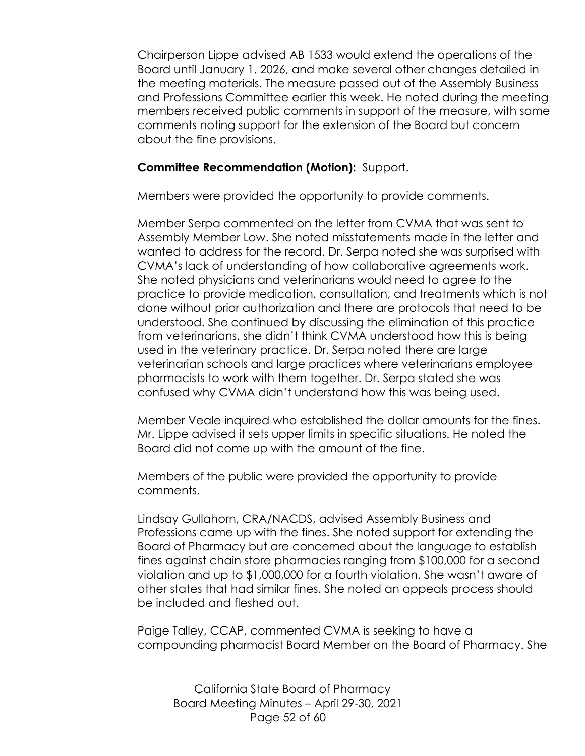Chairperson Lippe advised AB 1533 would extend the operations of the Board until January 1, 2026, and make several other changes detailed in the meeting materials. The measure passed out of the Assembly Business and Professions Committee earlier this week. He noted during the meeting members received public comments in support of the measure, with some comments noting support for the extension of the Board but concern about the fine provisions.

**Committee Recommendation (Motion):** Support.

Members were provided the opportunity to provide comments.

Member Serpa commented on the letter from CVMA that was sent to Assembly Member Low. She noted misstatements made in the letter and wanted to address for the record. Dr. Serpa noted she was surprised with CVMA's lack of understanding of how collaborative agreements work. She noted physicians and veterinarians would need to agree to the practice to provide medication, consultation, and treatments which is not done without prior authorization and there are protocols that need to be understood. She continued by discussing the elimination of this practice from veterinarians, she didn't think CVMA understood how this is being used in the veterinary practice. Dr. Serpa noted there are large veterinarian schools and large practices where veterinarians employee pharmacists to work with them together. Dr. Serpa stated she was confused why CVMA didn't understand how this was being used.

Member Veale inquired who established the dollar amounts for the fines. Mr. Lippe advised it sets upper limits in specific situations. He noted the Board did not come up with the amount of the fine.

Members of the public were provided the opportunity to provide comments.

Lindsay Gullahorn, CRA/NACDS, advised Assembly Business and Professions came up with the fines. She noted support for extending the Board of Pharmacy but are concerned about the language to establish fines against chain store pharmacies ranging from $100,000 for a second violation and up to $1,000,000 for a fourth violation. She wasn't aware of other states that had similar fines. She noted an appeals process should be included and fleshed out.

Paige Talley, CCAP, commented CVMA is seeking to have a compounding pharmacist Board Member on the Board of Pharmacy. She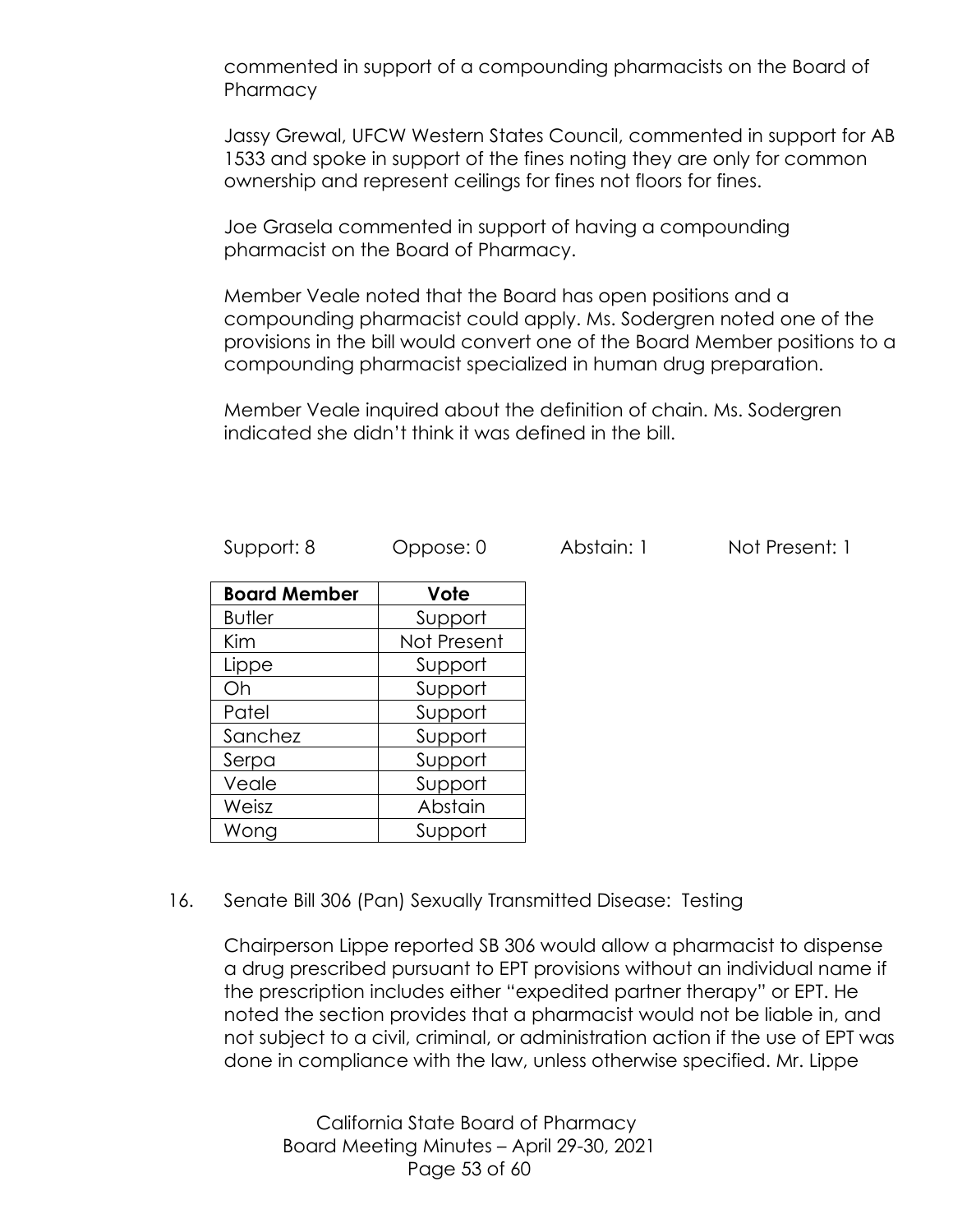commented in support of a compounding pharmacists on the Board of Pharmacy

Jassy Grewal, UFCW Western States Council, commented in support for AB 1533 and spoke in support of the fines noting they are only for common ownership and represent ceilings for fines not floors for fines.

Joe Grasela commented in support of having a compounding pharmacist on the Board of Pharmacy.

Member Veale noted that the Board has open positions and a compounding pharmacist could apply. Ms. Sodergren noted one of the provisions in the bill would convert one of the Board Member positions to a compounding pharmacist specialized in human drug preparation.

Member Veale inquired about the definition of chain. Ms. Sodergren indicated she didn't think it was defined in the bill.

Support: 8 Oppose: 0 Abstain: 1 Not Present: 1

| Board Member | Vote |
|---|---|
| Butler | Support |
| Kim | Not Present |
| Lippe | Support |
| Oh | Support |
| Patel | Support |
| Sanchez | Support |
| Serpa | Support |
| Veale | Support |
| Weisz | Abstain |
| Wong | Support |

16. Senate Bill 306 (Pan) Sexually Transmitted Disease: Testing

Chairperson Lippe reported SB 306 would allow a pharmacist to dispense a drug prescribed pursuant to EPT provisions without an individual name if the prescription includes either "expedited partner therapy" or EPT. He noted the section provides that a pharmacist would not be liable in, and not subject to a civil, criminal, or administration action if the use of EPT was done in compliance with the law, unless otherwise specified. Mr. Lippe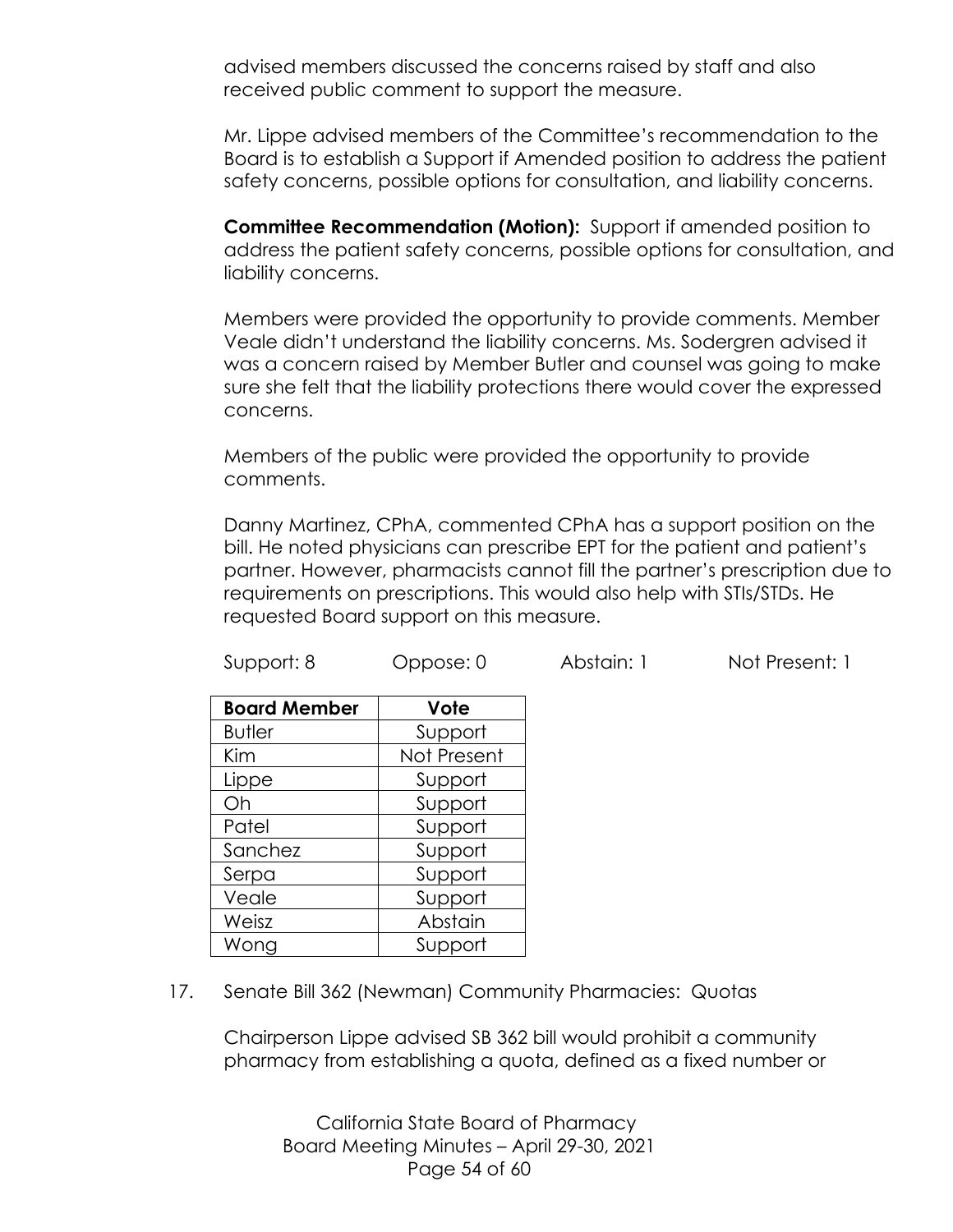advised members discussed the concerns raised by staff and also received public comment to support the measure.

Mr. Lippe advised members of the Committee's recommendation to the Board is to establish a Support if Amended position to address the patient safety concerns, possible options for consultation, and liability concerns.

**Committee Recommendation (Motion):** Support if amended position to address the patient safety concerns, possible options for consultation, and liability concerns.

Members were provided the opportunity to provide comments. Member Veale didn't understand the liability concerns. Ms. Sodergren advised it was a concern raised by Member Butler and counsel was going to make sure she felt that the liability protections there would cover the expressed concerns.

Members of the public were provided the opportunity to provide comments.

Danny Martinez, CPhA, commented CPhA has a support position on the bill. He noted physicians can prescribe EPT for the patient and patient's partner. However, pharmacists cannot fill the partner's prescription due to requirements on prescriptions. This would also help with STIs/STDs. He requested Board support on this measure.

Support: 8 Oppose: 0 Abstain: 1 Not Present: 1

| Board Member | Vote |
|---|---|
| Butler | Support |
| Kim | Not Present |
| Lippe | Support |
| Oh | Support |
| Patel | Support |
| Sanchez | Support |
| Serpa | Support |
| Veale | Support |
| Weisz | Abstain |
| Wong | Support |

17. Senate Bill 362 (Newman) Community Pharmacies: Quotas

Chairperson Lippe advised SB 362 bill would prohibit a community pharmacy from establishing a quota, defined as a fixed number or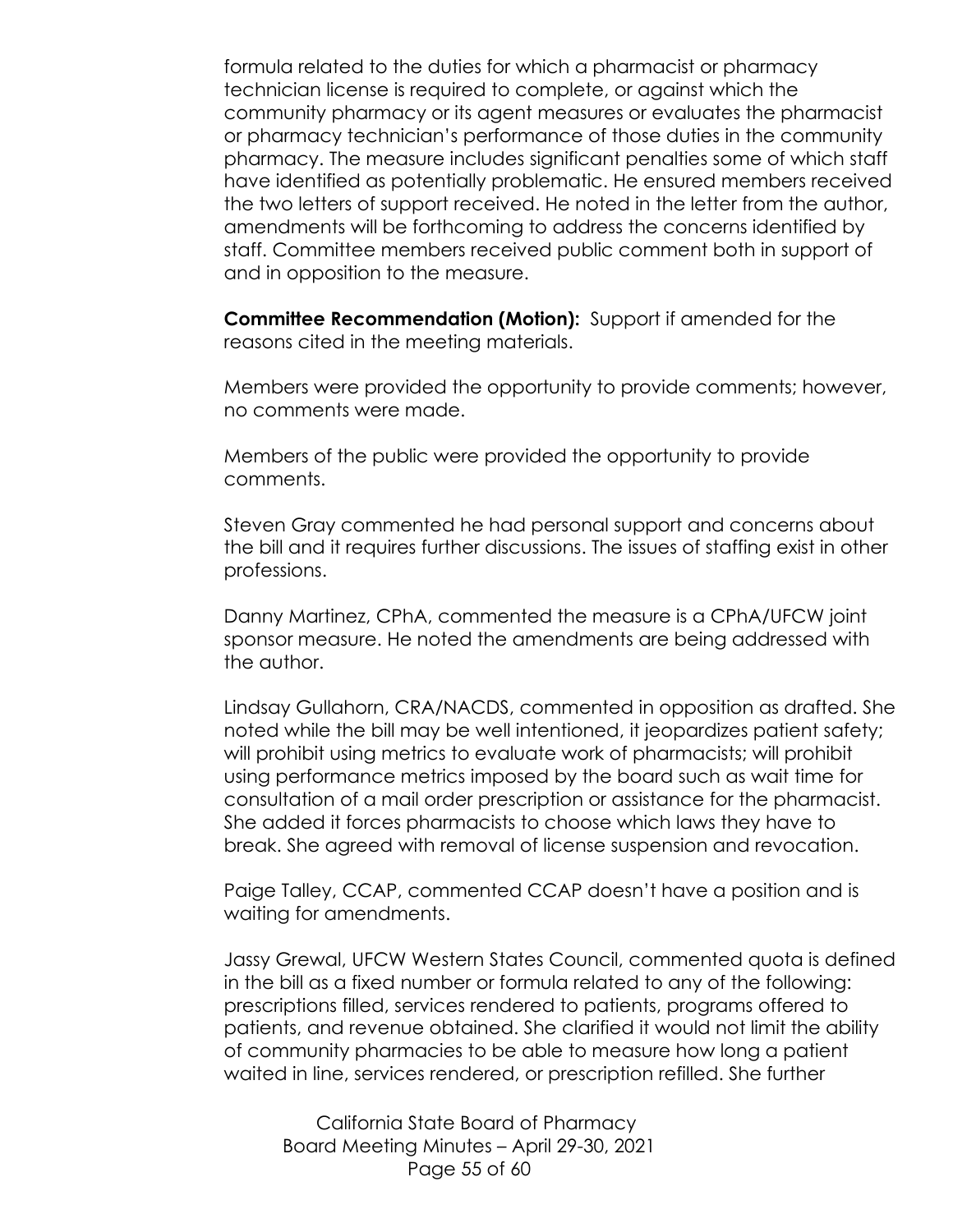formula related to the duties for which a pharmacist or pharmacy technician license is required to complete, or against which the community pharmacy or its agent measures or evaluates the pharmacist or pharmacy technician's performance of those duties in the community pharmacy. The measure includes significant penalties some of which staff have identified as potentially problematic. He ensured members received the two letters of support received. He noted in the letter from the author, amendments will be forthcoming to address the concerns identified by staff. Committee members received public comment both in support of and in opposition to the measure.

**Committee Recommendation (Motion):** Support if amended for the reasons cited in the meeting materials.

Members were provided the opportunity to provide comments; however, no comments were made.

Members of the public were provided the opportunity to provide comments.

Steven Gray commented he had personal support and concerns about the bill and it requires further discussions. The issues of staffing exist in other professions.

Danny Martinez, CPhA, commented the measure is a CPhA/UFCW joint sponsor measure. He noted the amendments are being addressed with the author.

Lindsay Gullahorn, CRA/NACDS, commented in opposition as drafted. She noted while the bill may be well intentioned, it jeopardizes patient safety; will prohibit using metrics to evaluate work of pharmacists; will prohibit using performance metrics imposed by the board such as wait time for consultation of a mail order prescription or assistance for the pharmacist. She added it forces pharmacists to choose which laws they have to break. She agreed with removal of license suspension and revocation.

Paige Talley, CCAP, commented CCAP doesn't have a position and is waiting for amendments.

Jassy Grewal, UFCW Western States Council, commented quota is defined in the bill as a fixed number or formula related to any of the following: prescriptions filled, services rendered to patients, programs offered to patients, and revenue obtained. She clarified it would not limit the ability of community pharmacies to be able to measure how long a patient waited in line, services rendered, or prescription refilled. She further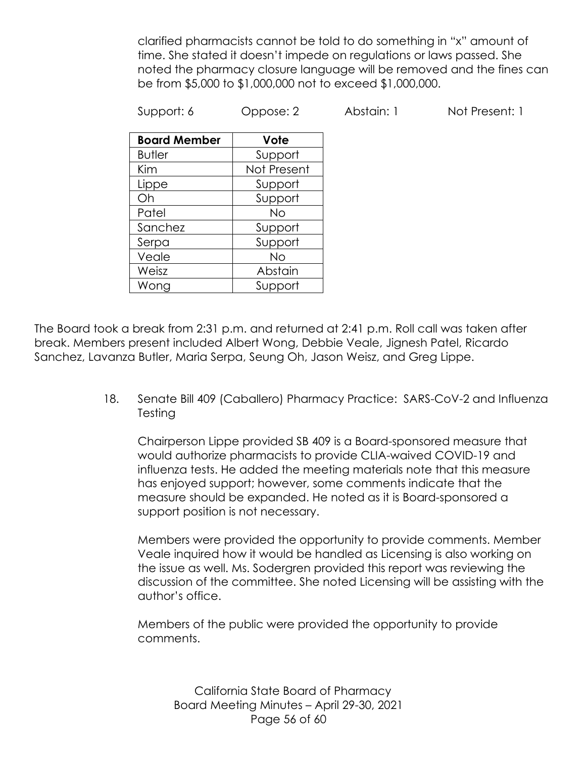clarified pharmacists cannot be told to do something in "x" amount of time. She stated it doesn't impede on regulations or laws passed. She noted the pharmacy closure language will be removed and the fines can be from $5,000 to $1,000,000 not to exceed $1,000,000.

Support: 6 Oppose: 2 Abstain: 1 Not Present: 1

| Board Member | Vote |
|---|---|
| Butler | Support |
| Kim | Not Present |
| Lippe | Support |
| Oh | Support |
| Patel | No |
| Sanchez | Support |
| Serpa | Support |
| Veale | No |
| Weisz | Abstain |
| Wong | Support |

The Board took a break from 2:31 p.m. and returned at 2:41 p.m. Roll call was taken after break. Members present included Albert Wong, Debbie Veale, Jignesh Patel, Ricardo Sanchez, Lavanza Butler, Maria Serpa, Seung Oh, Jason Weisz, and Greg Lippe.

18. Senate Bill 409 (Caballero) Pharmacy Practice: SARS-CoV-2 and Influenza Testing

Chairperson Lippe provided SB 409 is a Board-sponsored measure that would authorize pharmacists to provide CLIA-waived COVID-19 and influenza tests. He added the meeting materials note that this measure has enjoyed support; however, some comments indicate that the measure should be expanded. He noted as it is Board-sponsored a support position is not necessary.

Members were provided the opportunity to provide comments. Member Veale inquired how it would be handled as Licensing is also working on the issue as well. Ms. Sodergren provided this report was reviewing the discussion of the committee. She noted Licensing will be assisting with the author's office.

Members of the public were provided the opportunity to provide comments.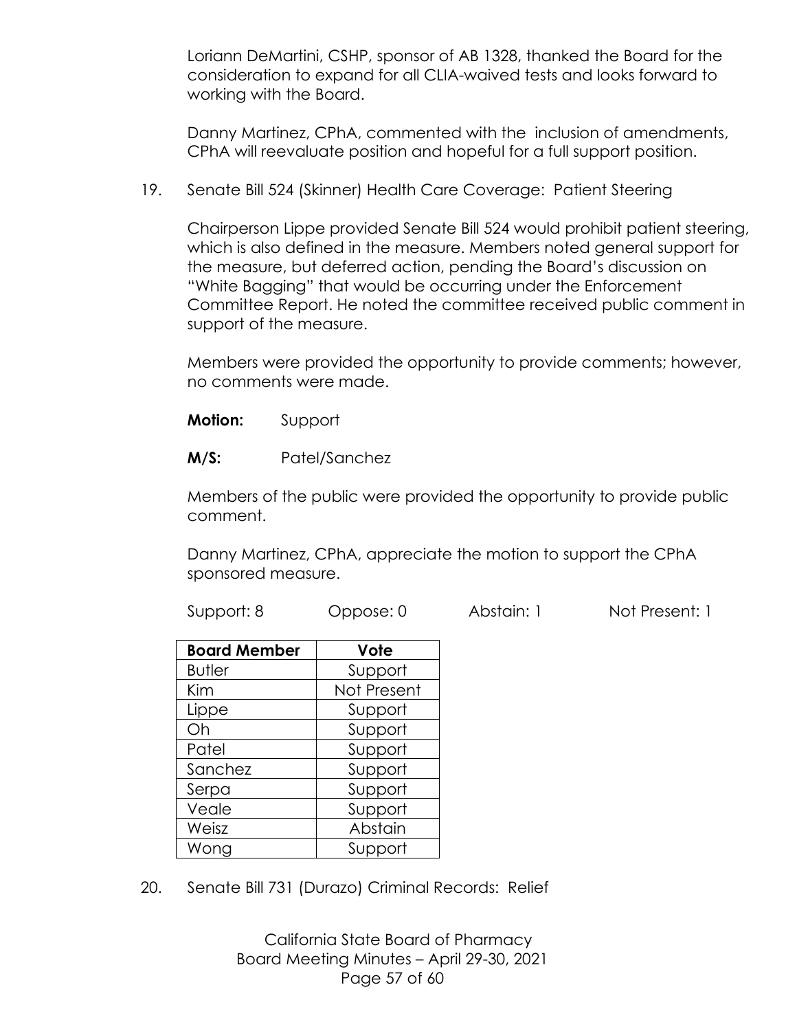Loriann DeMartini, CSHP, sponsor of AB 1328, thanked the Board for the consideration to expand for all CLIA-waived tests and looks forward to working with the Board.

Danny Martinez, CPhA, commented with the inclusion of amendments, CPhA will reevaluate position and hopeful for a full support position.

19. Senate Bill 524 (Skinner) Health Care Coverage: Patient Steering

Chairperson Lippe provided Senate Bill 524 would prohibit patient steering, which is also defined in the measure. Members noted general support for the measure, but deferred action, pending the Board's discussion on "White Bagging" that would be occurring under the Enforcement Committee Report. He noted the committee received public comment in support of the measure.

Members were provided the opportunity to provide comments; however, no comments were made.

**Motion:** Support

**M/S:** Patel/Sanchez

Members of the public were provided the opportunity to provide public comment.

Danny Martinez, CPhA, appreciate the motion to support the CPhA sponsored measure.

Support: 8 Oppose: 0 Abstain: 1 Not Present: 1

| Board Member | Vote |
|---|---|
| Butler | Support |
| Kim | Not Present |
| Lippe | Support |
| Oh | Support |
| Patel | Support |
| Sanchez | Support |
| Serpa | Support |
| Veale | Support |
| Weisz | Abstain |
| Wong | Support |

20. Senate Bill 731 (Durazo) Criminal Records: Relief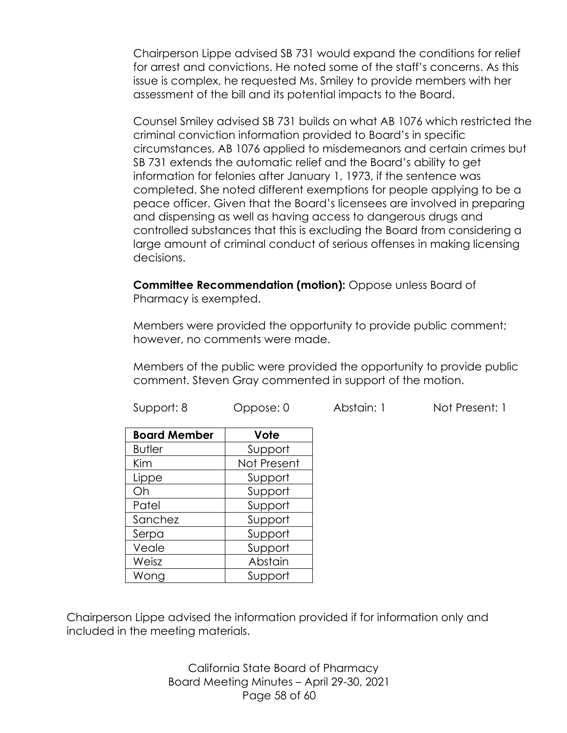Chairperson Lippe advised SB 731 would expand the conditions for relief for arrest and convictions. He noted some of the staff's concerns. As this issue is complex, he requested Ms. Smiley to provide members with her assessment of the bill and its potential impacts to the Board.

Counsel Smiley advised SB 731 builds on what AB 1076 which restricted the criminal conviction information provided to Board's in specific circumstances. AB 1076 applied to misdemeanors and certain crimes but SB 731 extends the automatic relief and the Board's ability to get information for felonies after January 1, 1973, if the sentence was completed. She noted different exemptions for people applying to be a peace officer. Given that the Board's licensees are involved in preparing and dispensing as well as having access to dangerous drugs and controlled substances that this is excluding the Board from considering a large amount of criminal conduct of serious offenses in making licensing decisions.

**Committee Recommendation (motion):** Oppose unless Board of Pharmacy is exempted.

Members were provided the opportunity to provide public comment; however, no comments were made.

Members of the public were provided the opportunity to provide public comment. Steven Gray commented in support of the motion.

Support: 8 Oppose: 0 Abstain: 1 Not Present: 1

| Board Member | Vote |
|---|---|
| Butler | Support |
| Kim | Not Present |
| Lippe | Support |
| Oh | Support |
| Patel | Support |
| Sanchez | Support |
| Serpa | Support |
| Veale | Support |
| Weisz | Abstain |
| Wong | Support |

Chairperson Lippe advised the information provided if for information only and included in the meeting materials.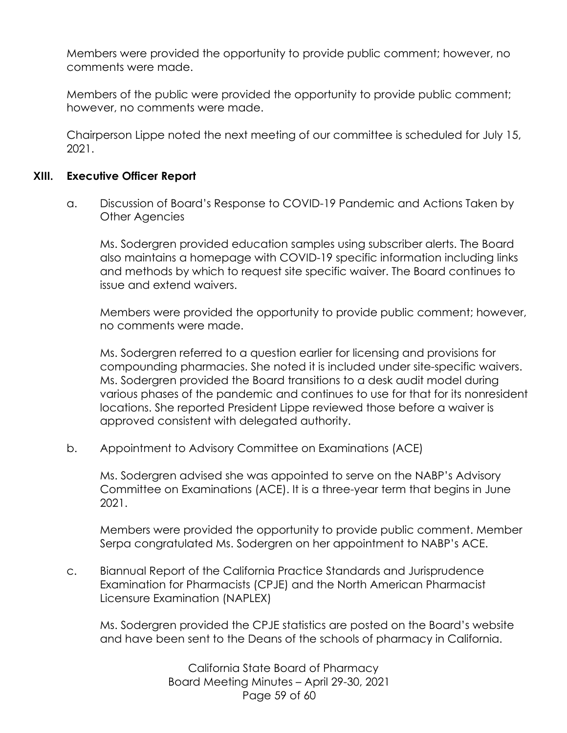Members were provided the opportunity to provide public comment; however, no comments were made.

Members of the public were provided the opportunity to provide public comment; however, no comments were made.

Chairperson Lippe noted the next meeting of our committee is scheduled for July 15, 2021.

## XIII. Executive Officer Report

a. Discussion of Board's Response to COVID-19 Pandemic and Actions Taken by Other Agencies

Ms. Sodergren provided education samples using subscriber alerts. The Board also maintains a homepage with COVID-19 specific information including links and methods by which to request site specific waiver. The Board continues to issue and extend waivers.

Members were provided the opportunity to provide public comment; however, no comments were made.

Ms. Sodergren referred to a question earlier for licensing and provisions for compounding pharmacies. She noted it is included under site-specific waivers. Ms. Sodergren provided the Board transitions to a desk audit model during various phases of the pandemic and continues to use for that for its nonresident locations. She reported President Lippe reviewed those before a waiver is approved consistent with delegated authority.

b. Appointment to Advisory Committee on Examinations (ACE)

Ms. Sodergren advised she was appointed to serve on the NABP's Advisory Committee on Examinations (ACE). It is a three-year term that begins in June 2021.

Members were provided the opportunity to provide public comment. Member Serpa congratulated Ms. Sodergren on her appointment to NABP's ACE.

c. Biannual Report of the California Practice Standards and Jurisprudence Examination for Pharmacists (CPJE) and the North American Pharmacist Licensure Examination (NAPLEX)

Ms. Sodergren provided the CPJE statistics are posted on the Board's website and have been sent to the Deans of the schools of pharmacy in California.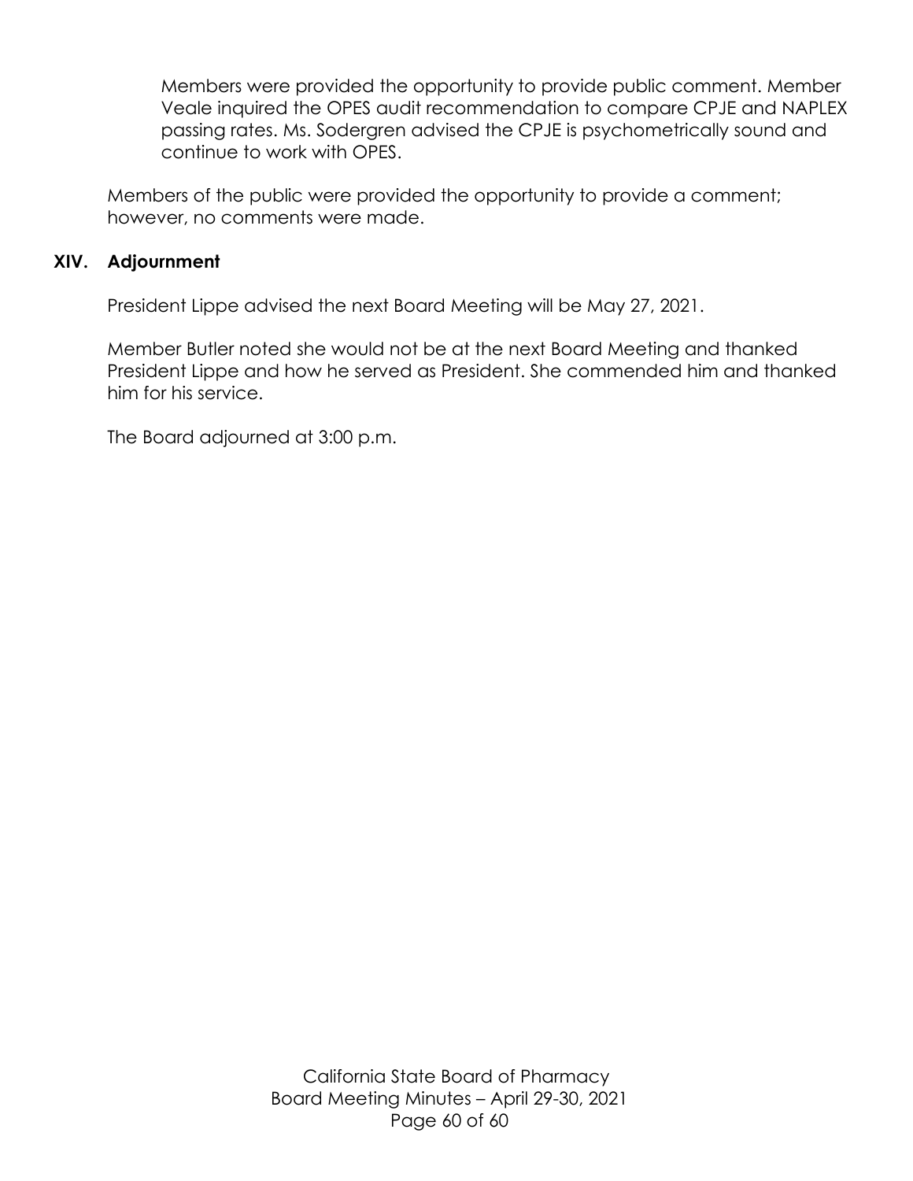Members were provided the opportunity to provide public comment. Member Veale inquired the OPES audit recommendation to compare CPJE and NAPLEX passing rates. Ms. Sodergren advised the CPJE is psychometrically sound and continue to work with OPES.

Members of the public were provided the opportunity to provide a comment; however, no comments were made.

## XIV. Adjournment

President Lippe advised the next Board Meeting will be May 27, 2021.

Member Butler noted she would not be at the next Board Meeting and thanked President Lippe and how he served as President. She commended him and thanked him for his service.

The Board adjourned at 3:00 p.m.